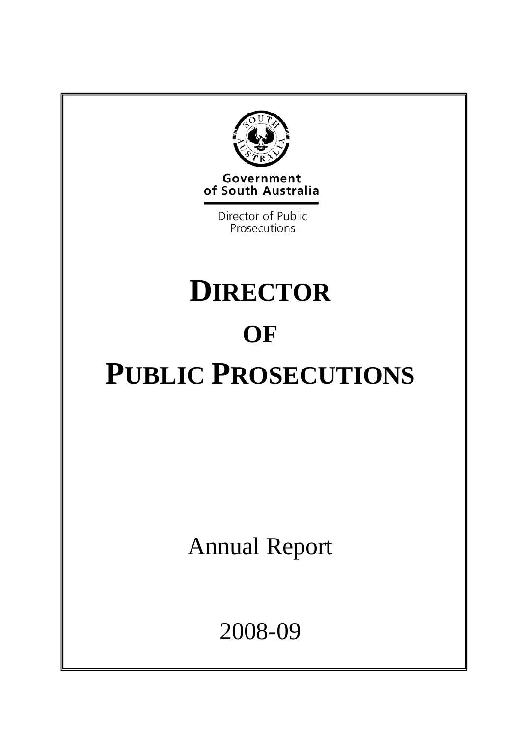Government of South Australia

Director of Public Prosecutions

# DIRECTOR OF PUBLIC PROSECUTIONS

Annual Report

2008-09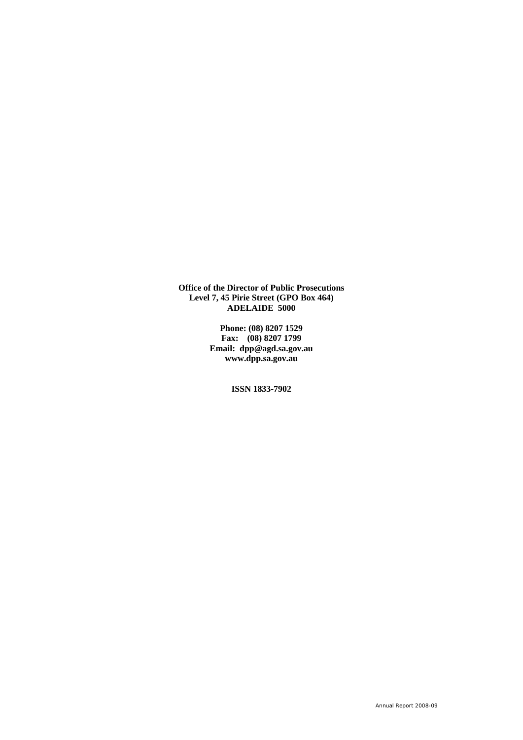**Office of the Director of Public Prosecutions**
**Level 7, 45 Pirie Street (GPO Box 464)**
**ADELAIDE 5000**

**Phone: (08) 8207 1529**
**Fax: (08) 8207 1799**
**Email: dpp@agd.sa.gov.au**
**www.dpp.sa.gov.au**

**ISSN 1833-7902**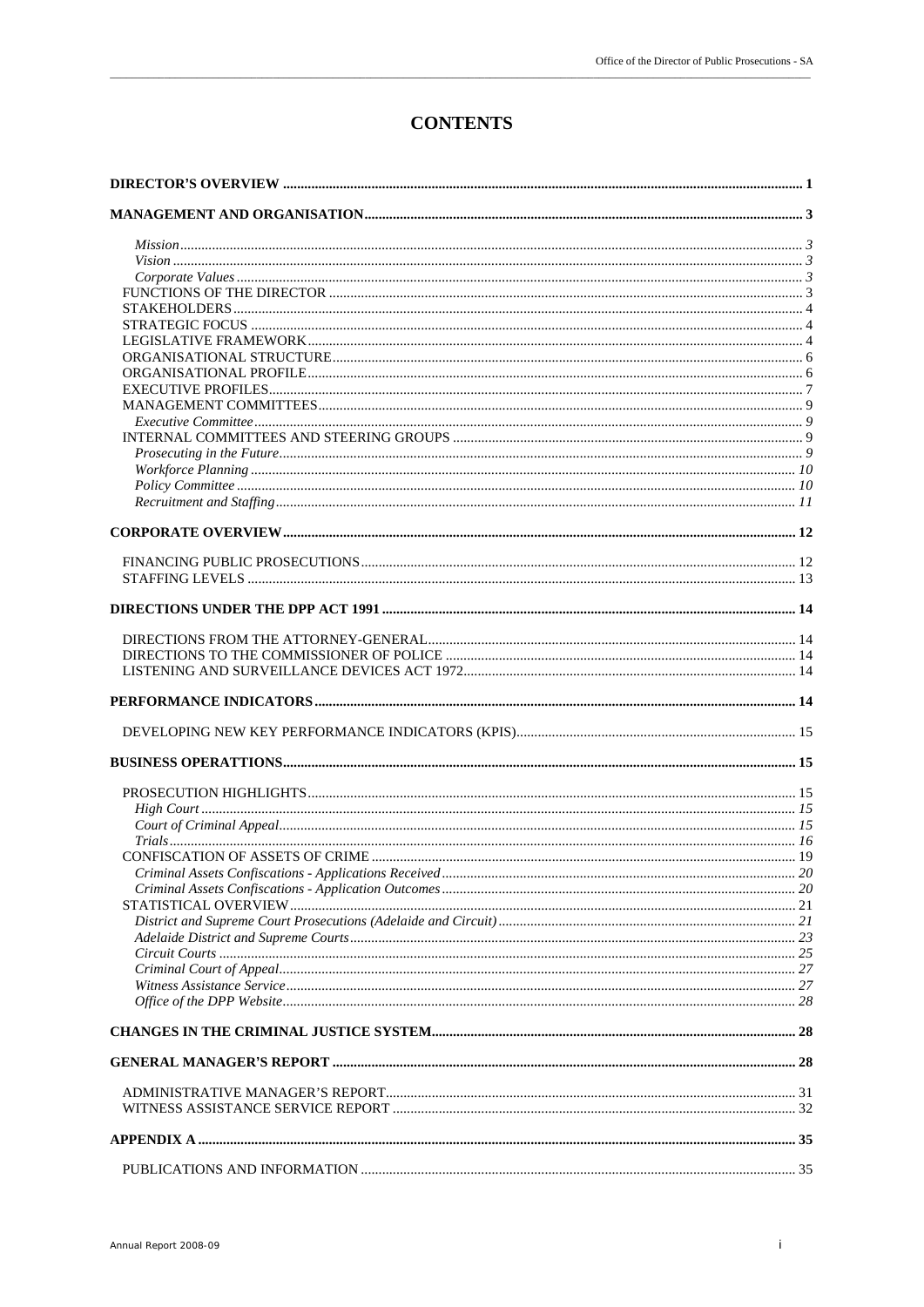# CONTENTS

**DIRECTOR'S OVERVIEW** .......... 1

**MANAGEMENT AND ORGANISATION** .......... 3

- *Mission* .......... 3
- *Vision* .......... 3
- *Corporate Values* .......... 3
- FUNCTIONS OF THE DIRECTOR .......... 3
- STAKEHOLDERS .......... 4
- STRATEGIC FOCUS .......... 4
- LEGISLATIVE FRAMEWORK .......... 4
- ORGANISATIONAL STRUCTURE .......... 6
- ORGANISATIONAL PROFILE .......... 6
- EXECUTIVE PROFILES .......... 7
- MANAGEMENT COMMITTEES .......... 9
  - *Executive Committee* .......... 9
- INTERNAL COMMITTEES AND STEERING GROUPS .......... 9
  - *Prosecuting in the Future* .......... 9
  - *Workforce Planning* .......... 10
  - *Policy Committee* .......... 10
  - *Recruitment and Staffing* .......... 11

**CORPORATE OVERVIEW** .......... 12

- FINANCING PUBLIC PROSECUTIONS .......... 12
- STAFFING LEVELS .......... 13

**DIRECTIONS UNDER THE DPP ACT 1991** .......... 14

- DIRECTIONS FROM THE ATTORNEY-GENERAL .......... 14
- DIRECTIONS TO THE COMMISSIONER OF POLICE .......... 14
- LISTENING AND SURVEILLANCE DEVICES ACT 1972 .......... 14

**PERFORMANCE INDICATORS** .......... 14

- DEVELOPING NEW KEY PERFORMANCE INDICATORS (KPIS) .......... 15

**BUSINESS OPERATTIONS** .......... 15

- PROSECUTION HIGHLIGHTS .......... 15
  - *High Court* .......... 15
  - *Court of Criminal Appeal* .......... 15
  - *Trials* .......... 16
- CONFISCATION OF ASSETS OF CRIME .......... 19
  - *Criminal Assets Confiscations - Applications Received* .......... 20
  - *Criminal Assets Confiscations - Application Outcomes* .......... 20
- STATISTICAL OVERVIEW .......... 21
  - *District and Supreme Court Prosecutions (Adelaide and Circuit)* .......... 21
  - *Adelaide District and Supreme Courts* .......... 23
  - *Circuit Courts* .......... 25
  - *Criminal Court of Appeal* .......... 27
  - *Witness Assistance Service* .......... 27
  - *Office of the DPP Website* .......... 28

**CHANGES IN THE CRIMINAL JUSTICE SYSTEM** .......... 28

**GENERAL MANAGER'S REPORT** .......... 28

- ADMINISTRATIVE MANAGER'S REPORT .......... 31
- WITNESS ASSISTANCE SERVICE REPORT .......... 32

**APPENDIX A** .......... 35

- PUBLICATIONS AND INFORMATION .......... 35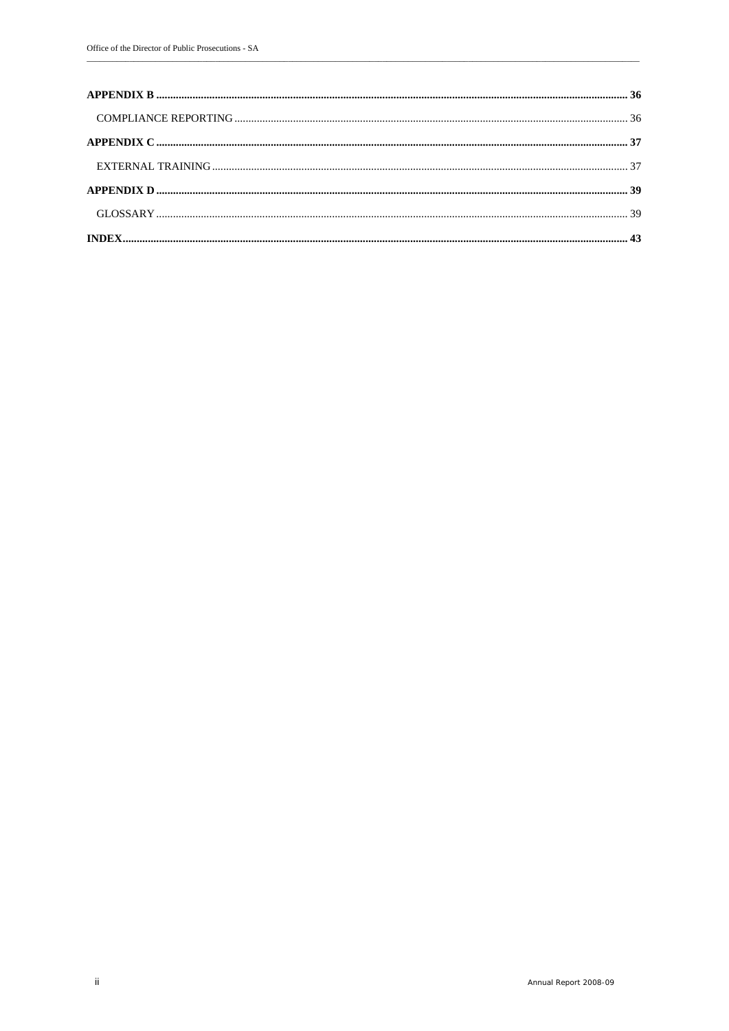**APPENDIX B** ........................................................................................................ **36**

COMPLIANCE REPORTING ........................................................................................ 36

**APPENDIX C** ........................................................................................................ **37**

EXTERNAL TRAINING ............................................................................................... 37

**APPENDIX D** ........................................................................................................ **39**

GLOSSARY ............................................................................................................... 39

**INDEX** .................................................................................................................. **43**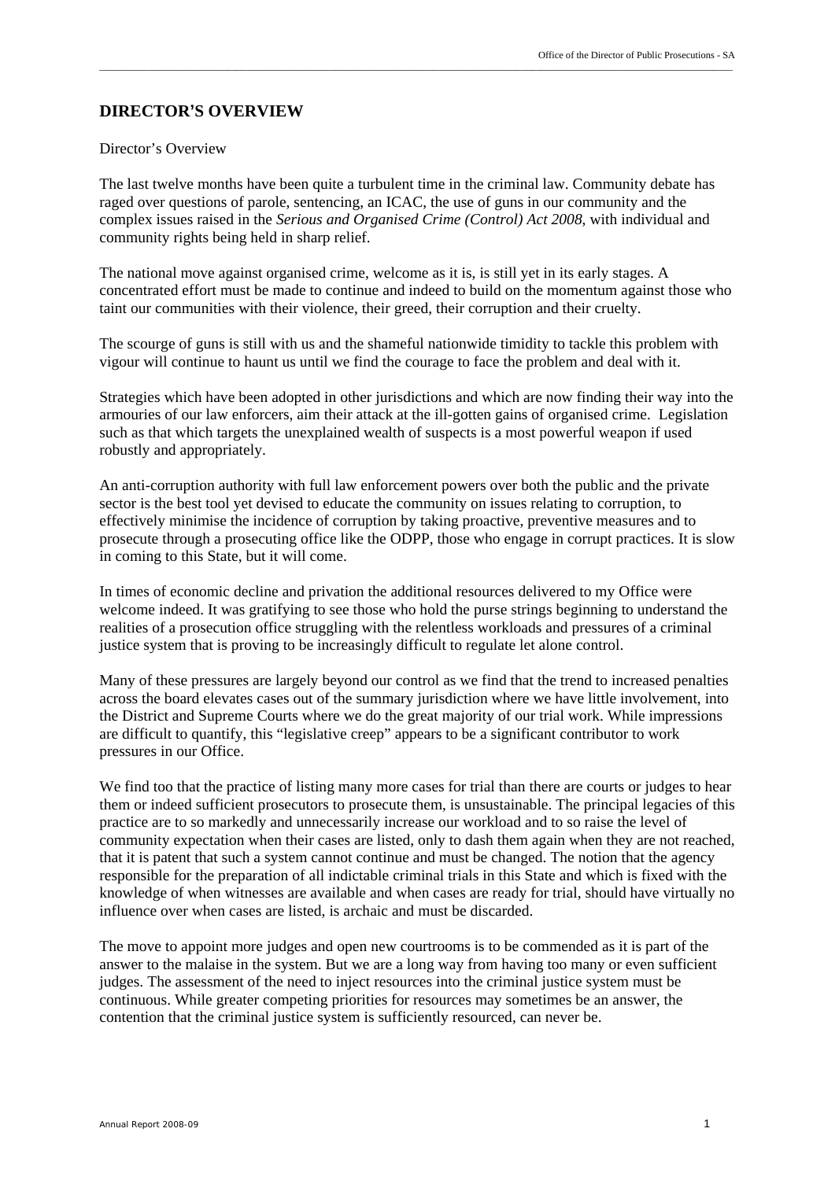## DIRECTOR'S OVERVIEW

Director's Overview

The last twelve months have been quite a turbulent time in the criminal law. Community debate has raged over questions of parole, sentencing, an ICAC, the use of guns in our community and the complex issues raised in the *Serious and Organised Crime (Control) Act 2008,* with individual and community rights being held in sharp relief.

The national move against organised crime, welcome as it is, is still yet in its early stages. A concentrated effort must be made to continue and indeed to build on the momentum against those who taint our communities with their violence, their greed, their corruption and their cruelty.

The scourge of guns is still with us and the shameful nationwide timidity to tackle this problem with vigour will continue to haunt us until we find the courage to face the problem and deal with it.

Strategies which have been adopted in other jurisdictions and which are now finding their way into the armouries of our law enforcers, aim their attack at the ill-gotten gains of organised crime. Legislation such as that which targets the unexplained wealth of suspects is a most powerful weapon if used robustly and appropriately.

An anti-corruption authority with full law enforcement powers over both the public and the private sector is the best tool yet devised to educate the community on issues relating to corruption, to effectively minimise the incidence of corruption by taking proactive, preventive measures and to prosecute through a prosecuting office like the ODPP, those who engage in corrupt practices. It is slow in coming to this State, but it will come.

In times of economic decline and privation the additional resources delivered to my Office were welcome indeed. It was gratifying to see those who hold the purse strings beginning to understand the realities of a prosecution office struggling with the relentless workloads and pressures of a criminal justice system that is proving to be increasingly difficult to regulate let alone control.

Many of these pressures are largely beyond our control as we find that the trend to increased penalties across the board elevates cases out of the summary jurisdiction where we have little involvement, into the District and Supreme Courts where we do the great majority of our trial work. While impressions are difficult to quantify, this "legislative creep" appears to be a significant contributor to work pressures in our Office.

We find too that the practice of listing many more cases for trial than there are courts or judges to hear them or indeed sufficient prosecutors to prosecute them, is unsustainable. The principal legacies of this practice are to so markedly and unnecessarily increase our workload and to so raise the level of community expectation when their cases are listed, only to dash them again when they are not reached, that it is patent that such a system cannot continue and must be changed. The notion that the agency responsible for the preparation of all indictable criminal trials in this State and which is fixed with the knowledge of when witnesses are available and when cases are ready for trial, should have virtually no influence over when cases are listed, is archaic and must be discarded.

The move to appoint more judges and open new courtrooms is to be commended as it is part of the answer to the malaise in the system. But we are a long way from having too many or even sufficient judges. The assessment of the need to inject resources into the criminal justice system must be continuous. While greater competing priorities for resources may sometimes be an answer, the contention that the criminal justice system is sufficiently resourced, can never be.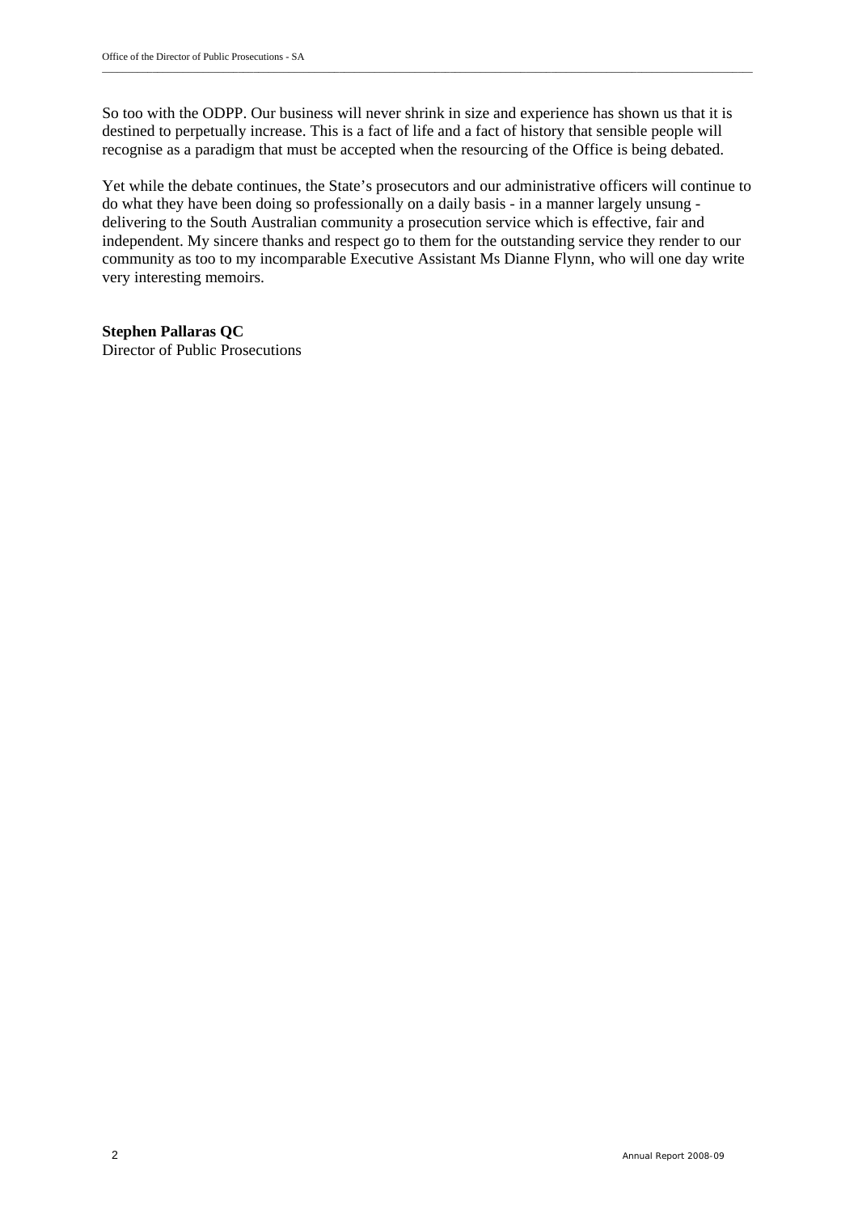So too with the ODPP. Our business will never shrink in size and experience has shown us that it is destined to perpetually increase. This is a fact of life and a fact of history that sensible people will recognise as a paradigm that must be accepted when the resourcing of the Office is being debated.

Yet while the debate continues, the State's prosecutors and our administrative officers will continue to do what they have been doing so professionally on a daily basis - in a manner largely unsung - delivering to the South Australian community a prosecution service which is effective, fair and independent. My sincere thanks and respect go to them for the outstanding service they render to our community as too to my incomparable Executive Assistant Ms Dianne Flynn, who will one day write very interesting memoirs.

**Stephen Pallaras QC**
Director of Public Prosecutions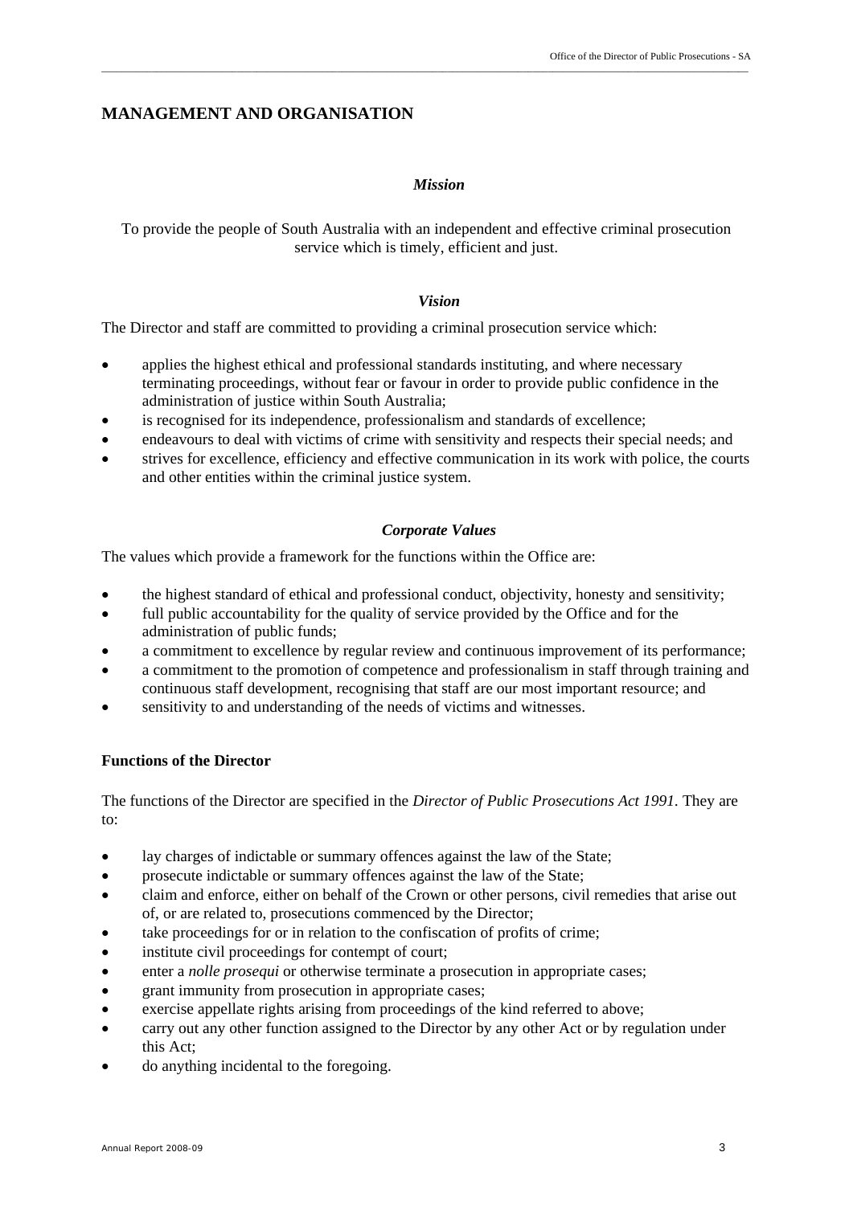## MANAGEMENT AND ORGANISATION

### *Mission*

To provide the people of South Australia with an independent and effective criminal prosecution service which is timely, efficient and just.

### *Vision*

The Director and staff are committed to providing a criminal prosecution service which:

- applies the highest ethical and professional standards instituting, and where necessary terminating proceedings, without fear or favour in order to provide public confidence in the administration of justice within South Australia;
- is recognised for its independence, professionalism and standards of excellence;
- endeavours to deal with victims of crime with sensitivity and respects their special needs; and
- strives for excellence, efficiency and effective communication in its work with police, the courts and other entities within the criminal justice system.

### *Corporate Values*

The values which provide a framework for the functions within the Office are:

- the highest standard of ethical and professional conduct, objectivity, honesty and sensitivity;
- full public accountability for the quality of service provided by the Office and for the administration of public funds;
- a commitment to excellence by regular review and continuous improvement of its performance;
- a commitment to the promotion of competence and professionalism in staff through training and continuous staff development, recognising that staff are our most important resource; and
- sensitivity to and understanding of the needs of victims and witnesses.

### Functions of the Director

The functions of the Director are specified in the *Director of Public Prosecutions Act 1991.* They are to:

- lay charges of indictable or summary offences against the law of the State;
- prosecute indictable or summary offences against the law of the State;
- claim and enforce, either on behalf of the Crown or other persons, civil remedies that arise out of, or are related to, prosecutions commenced by the Director;
- take proceedings for or in relation to the confiscation of profits of crime;
- institute civil proceedings for contempt of court;
- enter a *nolle prosequi* or otherwise terminate a prosecution in appropriate cases;
- grant immunity from prosecution in appropriate cases;
- exercise appellate rights arising from proceedings of the kind referred to above;
- carry out any other function assigned to the Director by any other Act or by regulation under this Act;
- do anything incidental to the foregoing.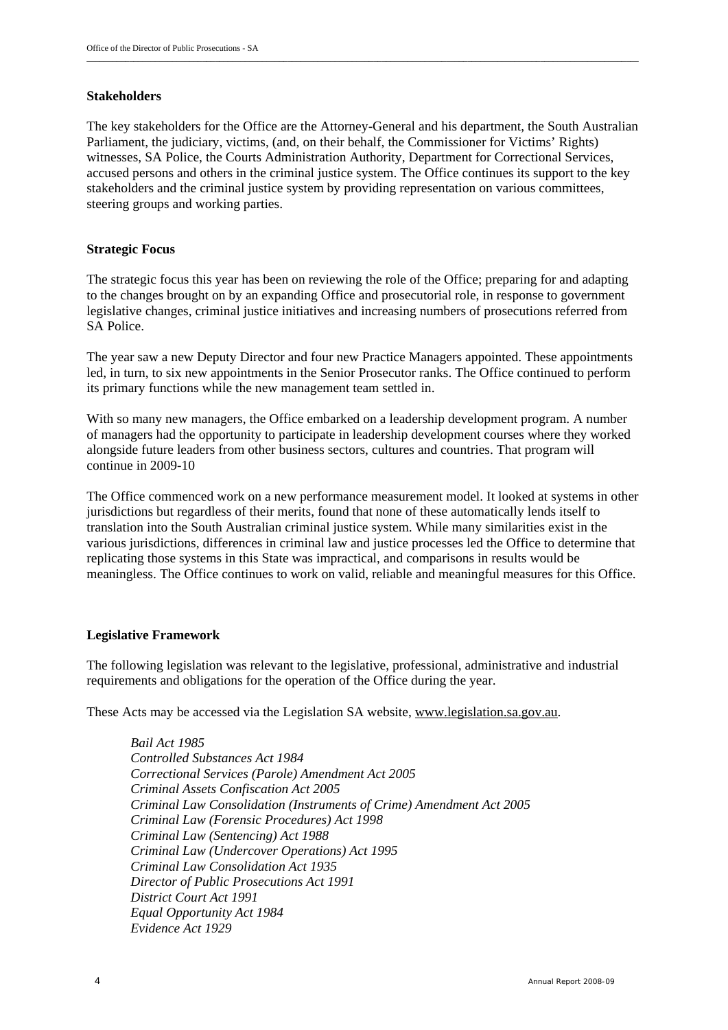## Stakeholders

The key stakeholders for the Office are the Attorney-General and his department, the South Australian Parliament, the judiciary, victims, (and, on their behalf, the Commissioner for Victims' Rights) witnesses, SA Police, the Courts Administration Authority, Department for Correctional Services, accused persons and others in the criminal justice system. The Office continues its support to the key stakeholders and the criminal justice system by providing representation on various committees, steering groups and working parties.

## Strategic Focus

The strategic focus this year has been on reviewing the role of the Office; preparing for and adapting to the changes brought on by an expanding Office and prosecutorial role, in response to government legislative changes, criminal justice initiatives and increasing numbers of prosecutions referred from SA Police.

The year saw a new Deputy Director and four new Practice Managers appointed. These appointments led, in turn, to six new appointments in the Senior Prosecutor ranks. The Office continued to perform its primary functions while the new management team settled in.

With so many new managers, the Office embarked on a leadership development program. A number of managers had the opportunity to participate in leadership development courses where they worked alongside future leaders from other business sectors, cultures and countries. That program will continue in 2009-10

The Office commenced work on a new performance measurement model. It looked at systems in other jurisdictions but regardless of their merits, found that none of these automatically lends itself to translation into the South Australian criminal justice system. While many similarities exist in the various jurisdictions, differences in criminal law and justice processes led the Office to determine that replicating those systems in this State was impractical, and comparisons in results would be meaningless. The Office continues to work on valid, reliable and meaningful measures for this Office.

## Legislative Framework

The following legislation was relevant to the legislative, professional, administrative and industrial requirements and obligations for the operation of the Office during the year.

These Acts may be accessed via the Legislation SA website, www.legislation.sa.gov.au.

*Bail Act 1985*
*Controlled Substances Act 1984*
*Correctional Services (Parole) Amendment Act 2005*
*Criminal Assets Confiscation Act 2005*
*Criminal Law Consolidation (Instruments of Crime) Amendment Act 2005*
*Criminal Law (Forensic Procedures) Act 1998*
*Criminal Law (Sentencing) Act 1988*
*Criminal Law (Undercover Operations) Act 1995*
*Criminal Law Consolidation Act 1935*
*Director of Public Prosecutions Act 1991*
*District Court Act 1991*
*Equal Opportunity Act 1984*
*Evidence Act 1929*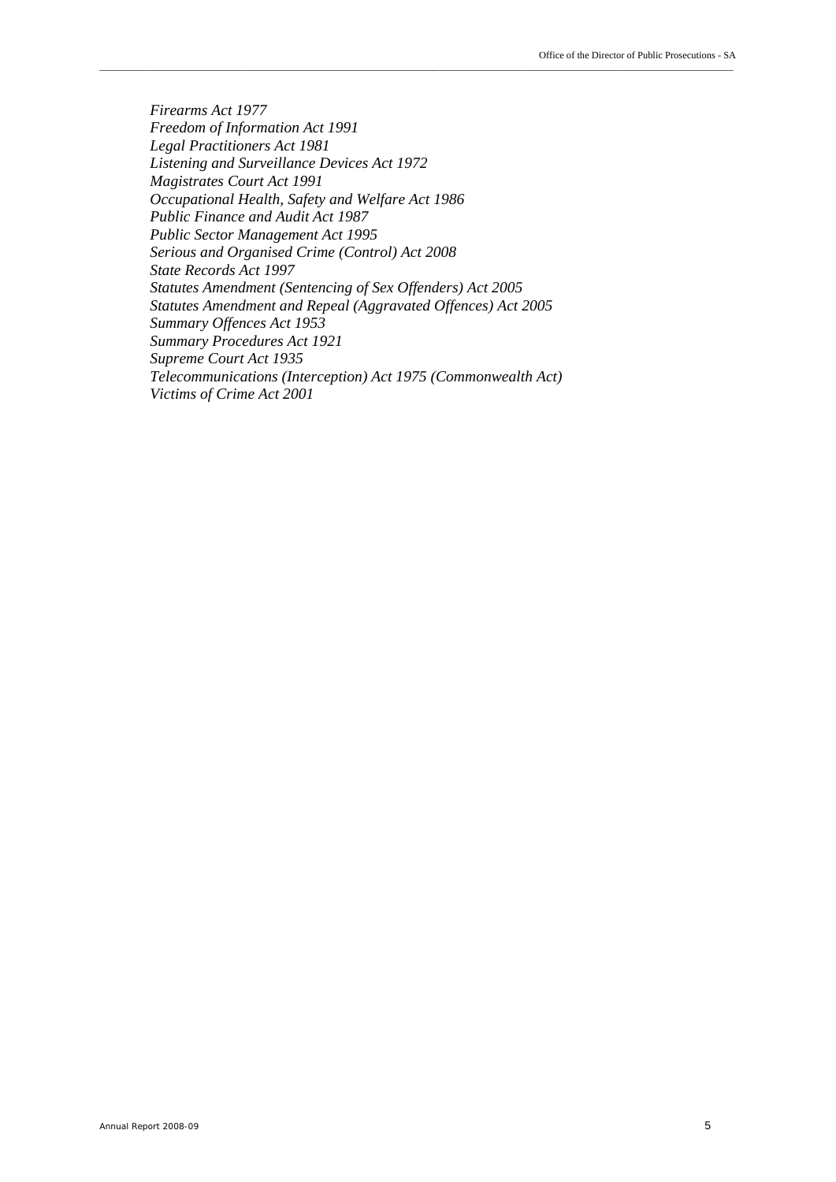*Firearms Act 1977*
*Freedom of Information Act 1991*
*Legal Practitioners Act 1981*
*Listening and Surveillance Devices Act 1972*
*Magistrates Court Act 1991*
*Occupational Health, Safety and Welfare Act 1986*
*Public Finance and Audit Act 1987*
*Public Sector Management Act 1995*
*Serious and Organised Crime (Control) Act 2008*
*State Records Act 1997*
*Statutes Amendment (Sentencing of Sex Offenders) Act 2005*
*Statutes Amendment and Repeal (Aggravated Offences) Act 2005*
*Summary Offences Act 1953*
*Summary Procedures Act 1921*
*Supreme Court Act 1935*
*Telecommunications (Interception) Act 1975 (Commonwealth Act)*
*Victims of Crime Act 2001*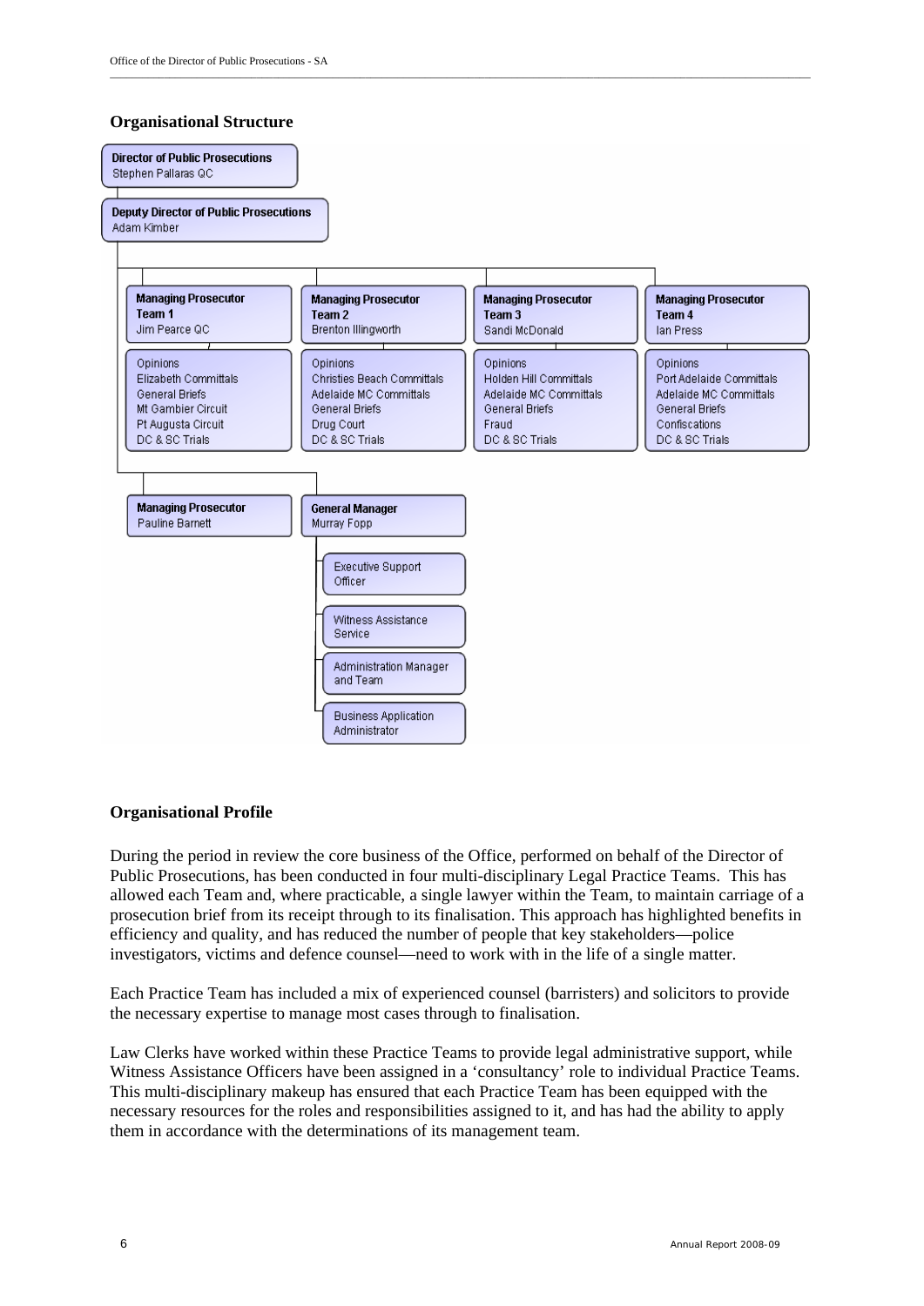## Organisational Structure

**Director of Public Prosecutions**
Stephen Pallaras QC

**Deputy Director of Public Prosecutions**
Adam Kimber

**Managing Prosecutor Team 1**
Jim Pearce QC
- Opinions
- Elizabeth Committals
- General Briefs
- Mt Gambier Circuit
- Pt Augusta Circuit
- DC & SC Trials

**Managing Prosecutor Team 2**
Brenton Illingworth
- Opinions
- Christies Beach Committals
- Adelaide MC Committals
- General Briefs
- Drug Court
- DC & SC Trials

**Managing Prosecutor Team 3**
Sandi McDonald
- Opinions
- Holden Hill Committals
- Adelaide MC Committals
- General Briefs
- Fraud
- DC & SC Trials

**Managing Prosecutor Team 4**
Ian Press
- Opinions
- Port Adelaide Committals
- Adelaide MC Committals
- General Briefs
- Confiscations
- DC & SC Trials

**Managing Prosecutor**
Pauline Barnett

**General Manager**
Murray Fopp
- Executive Support Officer
- Witness Assistance Service
- Administration Manager and Team
- Business Application Administrator

## Organisational Profile

During the period in review the core business of the Office, performed on behalf of the Director of Public Prosecutions, has been conducted in four multi-disciplinary Legal Practice Teams. This has allowed each Team and, where practicable, a single lawyer within the Team, to maintain carriage of a prosecution brief from its receipt through to its finalisation. This approach has highlighted benefits in efficiency and quality, and has reduced the number of people that key stakeholders—police investigators, victims and defence counsel—need to work with in the life of a single matter.

Each Practice Team has included a mix of experienced counsel (barristers) and solicitors to provide the necessary expertise to manage most cases through to finalisation.

Law Clerks have worked within these Practice Teams to provide legal administrative support, while Witness Assistance Officers have been assigned in a 'consultancy' role to individual Practice Teams. This multi-disciplinary makeup has ensured that each Practice Team has been equipped with the necessary resources for the roles and responsibilities assigned to it, and has had the ability to apply them in accordance with the determinations of its management team.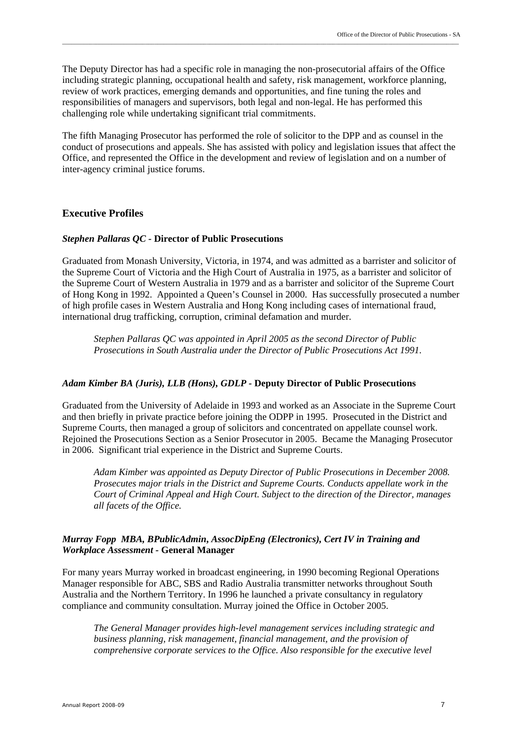The Deputy Director has had a specific role in managing the non-prosecutorial affairs of the Office including strategic planning, occupational health and safety, risk management, workforce planning, review of work practices, emerging demands and opportunities, and fine tuning the roles and responsibilities of managers and supervisors, both legal and non-legal. He has performed this challenging role while undertaking significant trial commitments.

The fifth Managing Prosecutor has performed the role of solicitor to the DPP and as counsel in the conduct of prosecutions and appeals. She has assisted with policy and legislation issues that affect the Office, and represented the Office in the development and review of legislation and on a number of inter-agency criminal justice forums.

## Executive Profiles

### *Stephen Pallaras QC* - Director of Public Prosecutions

Graduated from Monash University, Victoria, in 1974, and was admitted as a barrister and solicitor of the Supreme Court of Victoria and the High Court of Australia in 1975, as a barrister and solicitor of the Supreme Court of Western Australia in 1979 and as a barrister and solicitor of the Supreme Court of Hong Kong in 1992. Appointed a Queen's Counsel in 2000. Has successfully prosecuted a number of high profile cases in Western Australia and Hong Kong including cases of international fraud, international drug trafficking, corruption, criminal defamation and murder.

> *Stephen Pallaras QC was appointed in April 2005 as the second Director of Public Prosecutions in South Australia under the Director of Public Prosecutions Act 1991.*

### *Adam Kimber BA (Juris), LLB (Hons), GDLP* - Deputy Director of Public Prosecutions

Graduated from the University of Adelaide in 1993 and worked as an Associate in the Supreme Court and then briefly in private practice before joining the ODPP in 1995. Prosecuted in the District and Supreme Courts, then managed a group of solicitors and concentrated on appellate counsel work. Rejoined the Prosecutions Section as a Senior Prosecutor in 2005. Became the Managing Prosecutor in 2006. Significant trial experience in the District and Supreme Courts.

> *Adam Kimber was appointed as Deputy Director of Public Prosecutions in December 2008. Prosecutes major trials in the District and Supreme Courts. Conducts appellate work in the Court of Criminal Appeal and High Court. Subject to the direction of the Director, manages all facets of the Office.*

### *Murray Fopp MBA, BPublicAdmin, AssocDipEng (Electronics), Cert IV in Training and Workplace Assessment* - General Manager

For many years Murray worked in broadcast engineering, in 1990 becoming Regional Operations Manager responsible for ABC, SBS and Radio Australia transmitter networks throughout South Australia and the Northern Territory. In 1996 he launched a private consultancy in regulatory compliance and community consultation. Murray joined the Office in October 2005.

> *The General Manager provides high-level management services including strategic and business planning, risk management, financial management, and the provision of comprehensive corporate services to the Office. Also responsible for the executive level*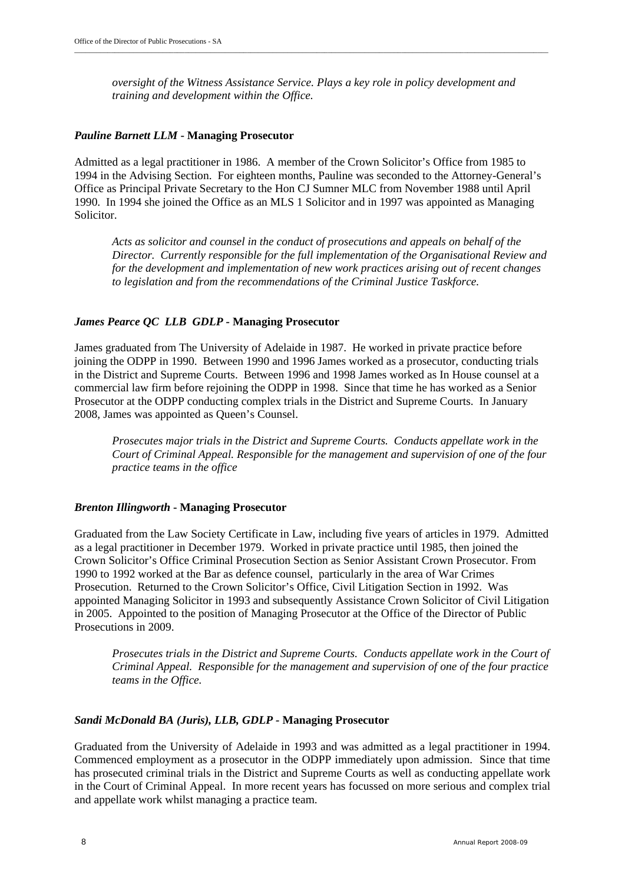*oversight of the Witness Assistance Service. Plays a key role in policy development and training and development within the Office.*

***Pauline Barnett LLM* - Managing Prosecutor**

Admitted as a legal practitioner in 1986. A member of the Crown Solicitor's Office from 1985 to 1994 in the Advising Section. For eighteen months, Pauline was seconded to the Attorney-General's Office as Principal Private Secretary to the Hon CJ Sumner MLC from November 1988 until April 1990. In 1994 she joined the Office as an MLS 1 Solicitor and in 1997 was appointed as Managing Solicitor.

> *Acts as solicitor and counsel in the conduct of prosecutions and appeals on behalf of the Director. Currently responsible for the full implementation of the Organisational Review and for the development and implementation of new work practices arising out of recent changes to legislation and from the recommendations of the Criminal Justice Taskforce.*

***James Pearce QC LLB GDLP* - Managing Prosecutor**

James graduated from The University of Adelaide in 1987. He worked in private practice before joining the ODPP in 1990. Between 1990 and 1996 James worked as a prosecutor, conducting trials in the District and Supreme Courts. Between 1996 and 1998 James worked as In House counsel at a commercial law firm before rejoining the ODPP in 1998. Since that time he has worked as a Senior Prosecutor at the ODPP conducting complex trials in the District and Supreme Courts. In January 2008, James was appointed as Queen's Counsel.

> *Prosecutes major trials in the District and Supreme Courts. Conducts appellate work in the Court of Criminal Appeal. Responsible for the management and supervision of one of the four practice teams in the office*

***Brenton Illingworth* - Managing Prosecutor**

Graduated from the Law Society Certificate in Law, including five years of articles in 1979. Admitted as a legal practitioner in December 1979. Worked in private practice until 1985, then joined the Crown Solicitor's Office Criminal Prosecution Section as Senior Assistant Crown Prosecutor. From 1990 to 1992 worked at the Bar as defence counsel, particularly in the area of War Crimes Prosecution. Returned to the Crown Solicitor's Office, Civil Litigation Section in 1992. Was appointed Managing Solicitor in 1993 and subsequently Assistance Crown Solicitor of Civil Litigation in 2005. Appointed to the position of Managing Prosecutor at the Office of the Director of Public Prosecutions in 2009.

> *Prosecutes trials in the District and Supreme Courts. Conducts appellate work in the Court of Criminal Appeal. Responsible for the management and supervision of one of the four practice teams in the Office.*

***Sandi McDonald BA (Juris), LLB, GDLP* - Managing Prosecutor**

Graduated from the University of Adelaide in 1993 and was admitted as a legal practitioner in 1994. Commenced employment as a prosecutor in the ODPP immediately upon admission. Since that time has prosecuted criminal trials in the District and Supreme Courts as well as conducting appellate work in the Court of Criminal Appeal. In more recent years has focussed on more serious and complex trial and appellate work whilst managing a practice team.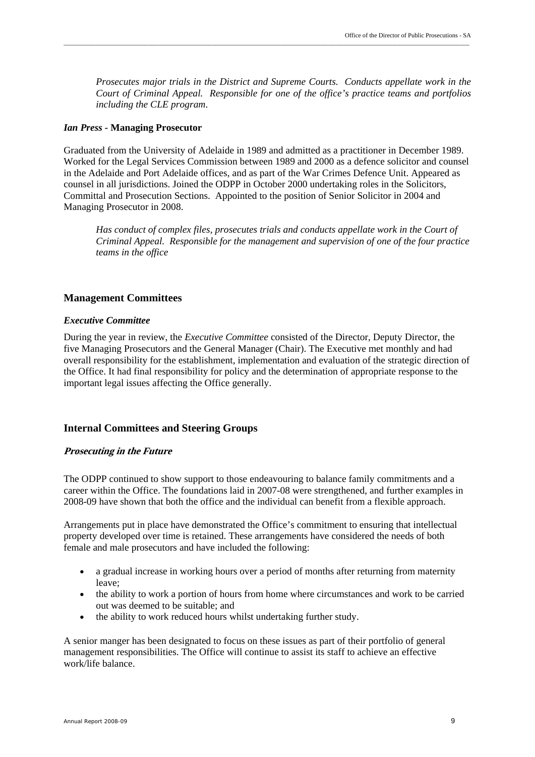*Prosecutes major trials in the District and Supreme Courts. Conducts appellate work in the Court of Criminal Appeal. Responsible for one of the office's practice teams and portfolios including the CLE program*.

***Ian Press* - Managing Prosecutor**

Graduated from the University of Adelaide in 1989 and admitted as a practitioner in December 1989. Worked for the Legal Services Commission between 1989 and 2000 as a defence solicitor and counsel in the Adelaide and Port Adelaide offices, and as part of the War Crimes Defence Unit. Appeared as counsel in all jurisdictions. Joined the ODPP in October 2000 undertaking roles in the Solicitors, Committal and Prosecution Sections. Appointed to the position of Senior Solicitor in 2004 and Managing Prosecutor in 2008.

*Has conduct of complex files, prosecutes trials and conducts appellate work in the Court of Criminal Appeal. Responsible for the management and supervision of one of the four practice teams in the office*

## Management Committees

### *Executive Committee*

During the year in review, the *Executive Committee* consisted of the Director, Deputy Director, the five Managing Prosecutors and the General Manager (Chair). The Executive met monthly and had overall responsibility for the establishment, implementation and evaluation of the strategic direction of the Office. It had final responsibility for policy and the determination of appropriate response to the important legal issues affecting the Office generally.

## Internal Committees and Steering Groups

### *Prosecuting in the Future*

The ODPP continued to show support to those endeavouring to balance family commitments and a career within the Office. The foundations laid in 2007-08 were strengthened, and further examples in 2008-09 have shown that both the office and the individual can benefit from a flexible approach.

Arrangements put in place have demonstrated the Office's commitment to ensuring that intellectual property developed over time is retained. These arrangements have considered the needs of both female and male prosecutors and have included the following:

- a gradual increase in working hours over a period of months after returning from maternity leave;
- the ability to work a portion of hours from home where circumstances and work to be carried out was deemed to be suitable; and
- the ability to work reduced hours whilst undertaking further study.

A senior manger has been designated to focus on these issues as part of their portfolio of general management responsibilities. The Office will continue to assist its staff to achieve an effective work/life balance.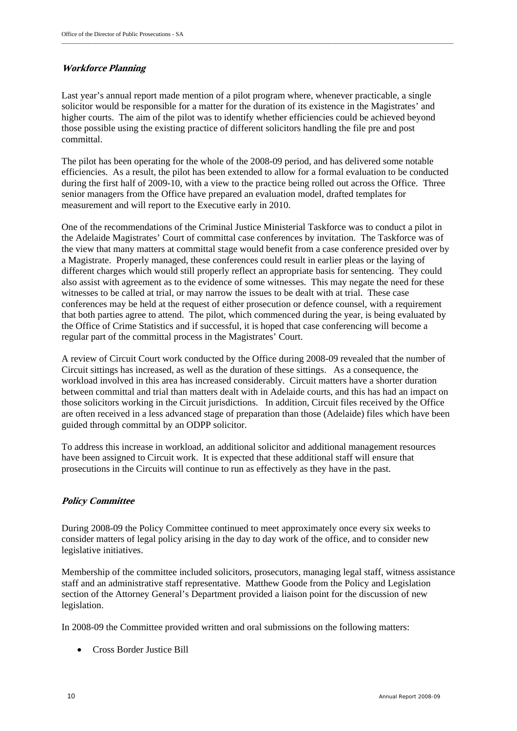### *Workforce Planning*

Last year's annual report made mention of a pilot program where, whenever practicable, a single solicitor would be responsible for a matter for the duration of its existence in the Magistrates' and higher courts. The aim of the pilot was to identify whether efficiencies could be achieved beyond those possible using the existing practice of different solicitors handling the file pre and post committal.

The pilot has been operating for the whole of the 2008-09 period, and has delivered some notable efficiencies. As a result, the pilot has been extended to allow for a formal evaluation to be conducted during the first half of 2009-10, with a view to the practice being rolled out across the Office. Three senior managers from the Office have prepared an evaluation model, drafted templates for measurement and will report to the Executive early in 2010.

One of the recommendations of the Criminal Justice Ministerial Taskforce was to conduct a pilot in the Adelaide Magistrates' Court of committal case conferences by invitation. The Taskforce was of the view that many matters at committal stage would benefit from a case conference presided over by a Magistrate. Properly managed, these conferences could result in earlier pleas or the laying of different charges which would still properly reflect an appropriate basis for sentencing. They could also assist with agreement as to the evidence of some witnesses. This may negate the need for these witnesses to be called at trial, or may narrow the issues to be dealt with at trial. These case conferences may be held at the request of either prosecution or defence counsel, with a requirement that both parties agree to attend. The pilot, which commenced during the year, is being evaluated by the Office of Crime Statistics and if successful, it is hoped that case conferencing will become a regular part of the committal process in the Magistrates' Court.

A review of Circuit Court work conducted by the Office during 2008-09 revealed that the number of Circuit sittings has increased, as well as the duration of these sittings. As a consequence, the workload involved in this area has increased considerably. Circuit matters have a shorter duration between committal and trial than matters dealt with in Adelaide courts, and this has had an impact on those solicitors working in the Circuit jurisdictions. In addition, Circuit files received by the Office are often received in a less advanced stage of preparation than those (Adelaide) files which have been guided through committal by an ODPP solicitor.

To address this increase in workload, an additional solicitor and additional management resources have been assigned to Circuit work. It is expected that these additional staff will ensure that prosecutions in the Circuits will continue to run as effectively as they have in the past.

### *Policy Committee*

During 2008-09 the Policy Committee continued to meet approximately once every six weeks to consider matters of legal policy arising in the day to day work of the office, and to consider new legislative initiatives.

Membership of the committee included solicitors, prosecutors, managing legal staff, witness assistance staff and an administrative staff representative. Matthew Goode from the Policy and Legislation section of the Attorney General's Department provided a liaison point for the discussion of new legislation.

In 2008-09 the Committee provided written and oral submissions on the following matters:

- Cross Border Justice Bill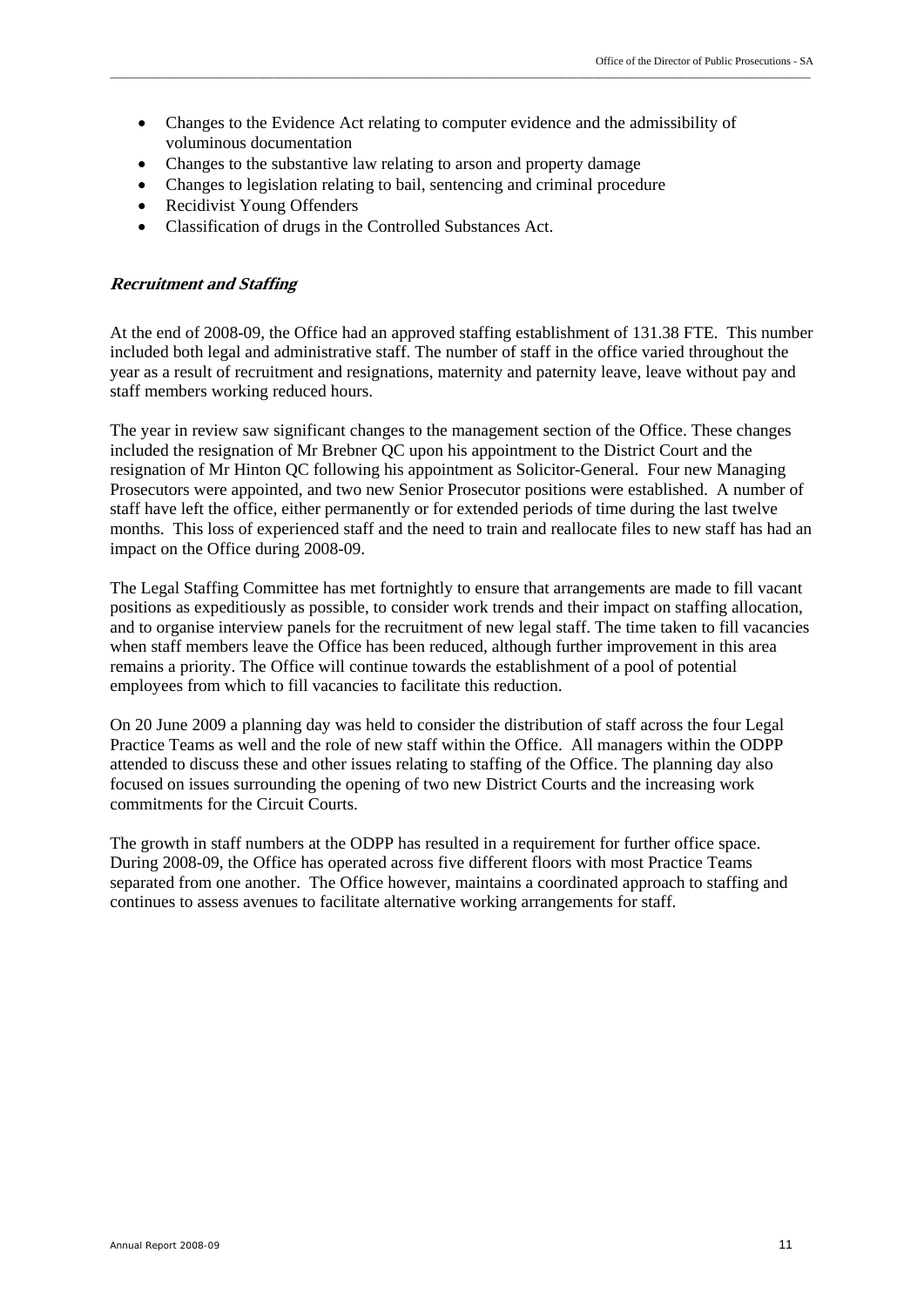- Changes to the Evidence Act relating to computer evidence and the admissibility of voluminous documentation
- Changes to the substantive law relating to arson and property damage
- Changes to legislation relating to bail, sentencing and criminal procedure
- Recidivist Young Offenders
- Classification of drugs in the Controlled Substances Act.

### *Recruitment and Staffing*

At the end of 2008-09, the Office had an approved staffing establishment of 131.38 FTE. This number included both legal and administrative staff. The number of staff in the office varied throughout the year as a result of recruitment and resignations, maternity and paternity leave, leave without pay and staff members working reduced hours.

The year in review saw significant changes to the management section of the Office. These changes included the resignation of Mr Brebner QC upon his appointment to the District Court and the resignation of Mr Hinton QC following his appointment as Solicitor-General. Four new Managing Prosecutors were appointed, and two new Senior Prosecutor positions were established. A number of staff have left the office, either permanently or for extended periods of time during the last twelve months. This loss of experienced staff and the need to train and reallocate files to new staff has had an impact on the Office during 2008-09.

The Legal Staffing Committee has met fortnightly to ensure that arrangements are made to fill vacant positions as expeditiously as possible, to consider work trends and their impact on staffing allocation, and to organise interview panels for the recruitment of new legal staff. The time taken to fill vacancies when staff members leave the Office has been reduced, although further improvement in this area remains a priority. The Office will continue towards the establishment of a pool of potential employees from which to fill vacancies to facilitate this reduction.

On 20 June 2009 a planning day was held to consider the distribution of staff across the four Legal Practice Teams as well and the role of new staff within the Office. All managers within the ODPP attended to discuss these and other issues relating to staffing of the Office. The planning day also focused on issues surrounding the opening of two new District Courts and the increasing work commitments for the Circuit Courts.

The growth in staff numbers at the ODPP has resulted in a requirement for further office space. During 2008-09, the Office has operated across five different floors with most Practice Teams separated from one another. The Office however, maintains a coordinated approach to staffing and continues to assess avenues to facilitate alternative working arrangements for staff.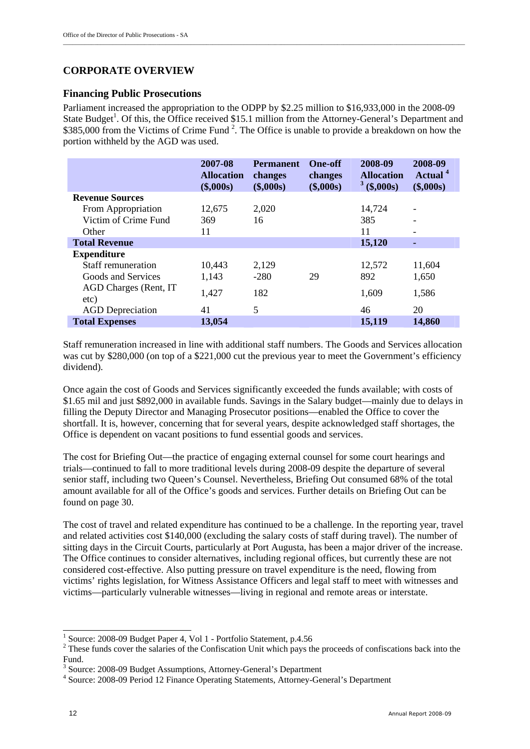## CORPORATE OVERVIEW

### Financing Public Prosecutions

Parliament increased the appropriation to the ODPP by $2.25 million to $16,933,000 in the 2008-09 State Budget[1]. Of this, the Office received $15.1 million from the Attorney-General's Department and $385,000 from the Victims of Crime Fund [2]. The Office is unable to provide a breakdown on how the portion withheld by the AGD was used.

| | 2007-08 Allocation ($,000s) | Permanent changes ($,000s) | One-off changes ($,000s) | 2008-09 Allocation [3] ($,000s) | 2008-09 Actual [4] ($,000s) |
|---|---|---|---|---|---|
| **Revenue Sources** | | | | | |
| From Appropriation | 12,675 | 2,020 | | 14,724 | - |
| Victim of Crime Fund | 369 | 16 | | 385 | - |
| Other | 11 | | | 11 | - |
| **Total Revenue** | | | | **15,120** | **-** |
| **Expenditure** | | | | | |
| Staff remuneration | 10,443 | 2,129 | | 12,572 | 11,604 |
| Goods and Services | 1,143 | -280 | 29 | 892 | 1,650 |
| AGD Charges (Rent, IT etc) | 1,427 | 182 | | 1,609 | 1,586 |
| AGD Depreciation | 41 | 5 | | 46 | 20 |
| **Total Expenses** | **13,054** | | | **15,119** | **14,860** |

Staff remuneration increased in line with additional staff numbers. The Goods and Services allocation was cut by $280,000 (on top of a $221,000 cut the previous year to meet the Government's efficiency dividend).

Once again the cost of Goods and Services significantly exceeded the funds available; with costs of $1.65 mil and just $892,000 in available funds. Savings in the Salary budget—mainly due to delays in filling the Deputy Director and Managing Prosecutor positions—enabled the Office to cover the shortfall. It is, however, concerning that for several years, despite acknowledged staff shortages, the Office is dependent on vacant positions to fund essential goods and services.

The cost for Briefing Out—the practice of engaging external counsel for some court hearings and trials—continued to fall to more traditional levels during 2008-09 despite the departure of several senior staff, including two Queen's Counsel. Nevertheless, Briefing Out consumed 68% of the total amount available for all of the Office's goods and services. Further details on Briefing Out can be found on page 30.

The cost of travel and related expenditure has continued to be a challenge. In the reporting year, travel and related activities cost $140,000 (excluding the salary costs of staff during travel). The number of sitting days in the Circuit Courts, particularly at Port Augusta, has been a major driver of the increase. The Office continues to consider alternatives, including regional offices, but currently these are not considered cost-effective. Also putting pressure on travel expenditure is the need, flowing from victims' rights legislation, for Witness Assistance Officers and legal staff to meet with witnesses and victims—particularly vulnerable witnesses—living in regional and remote areas or interstate.

---

[1] Source: 2008-09 Budget Paper 4, Vol 1 - Portfolio Statement, p.4.56

[2] These funds cover the salaries of the Confiscation Unit which pays the proceeds of confiscations back into the Fund.

[3] Source: 2008-09 Budget Assumptions, Attorney-General's Department

[4] Source: 2008-09 Period 12 Finance Operating Statements, Attorney-General's Department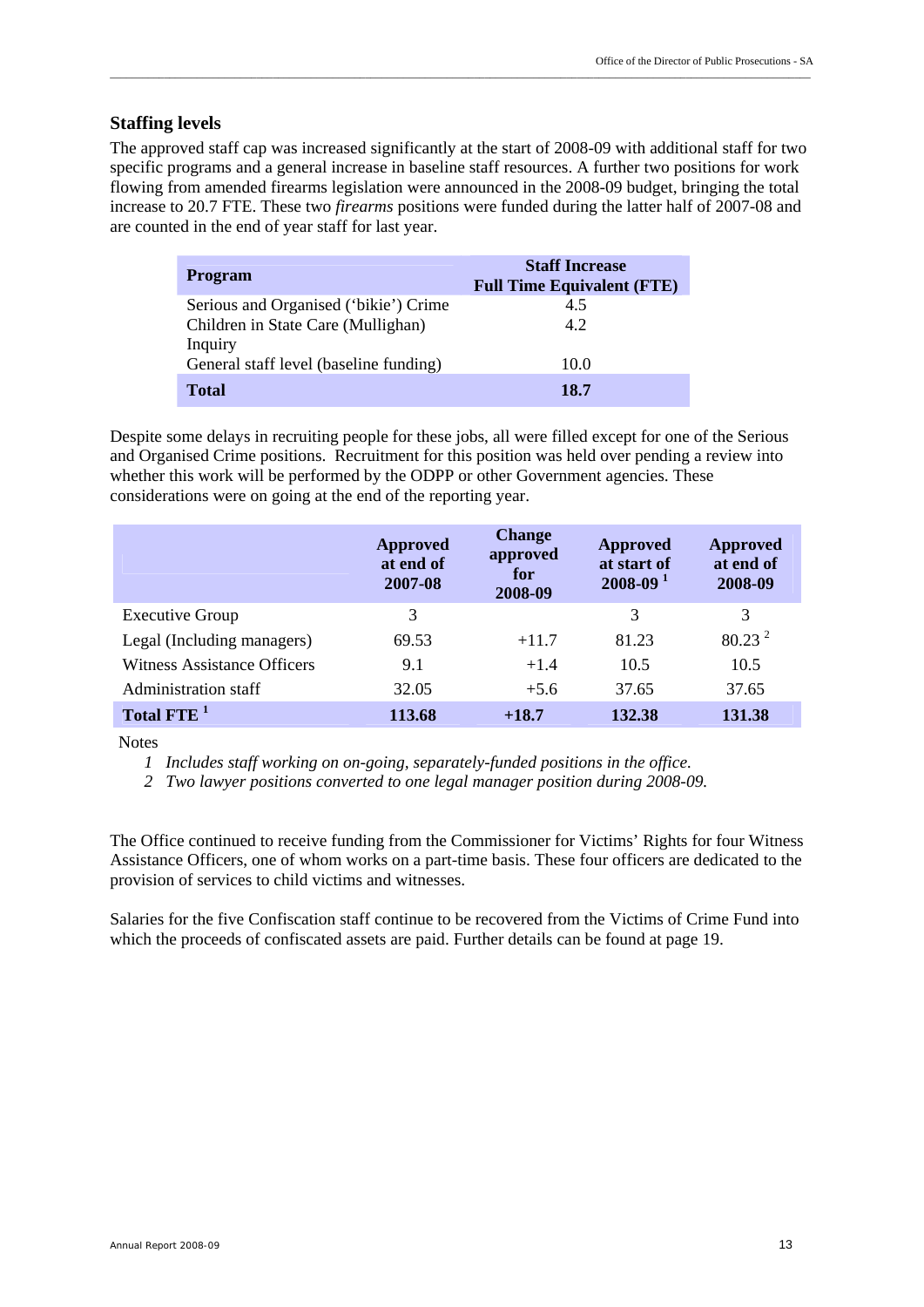## Staffing levels

The approved staff cap was increased significantly at the start of 2008-09 with additional staff for two specific programs and a general increase in baseline staff resources. A further two positions for work flowing from amended firearms legislation were announced in the 2008-09 budget, bringing the total increase to 20.7 FTE. These two *firearms* positions were funded during the latter half of 2007-08 and are counted in the end of year staff for last year.

| Program | Staff Increase Full Time Equivalent (FTE) |
|---|---|
| Serious and Organised ('bikie') Crime | 4.5 |
| Children in State Care (Mullighan) Inquiry | 4.2 |
| General staff level (baseline funding) | 10.0 |
| **Total** | **18.7** |

Despite some delays in recruiting people for these jobs, all were filled except for one of the Serious and Organised Crime positions. Recruitment for this position was held over pending a review into whether this work will be performed by the ODPP or other Government agencies. These considerations were on going at the end of the reporting year.

| | Approved at end of 2007-08 | Change approved for 2008-09 | Approved at start of 2008-09 [1] | Approved at end of 2008-09 |
|---|---|---|---|---|
| Executive Group | 3 | | 3 | 3 |
| Legal (Including managers) | 69.53 | +11.7 | 81.23 | 80.23 [2] |
| Witness Assistance Officers | 9.1 | +1.4 | 10.5 | 10.5 |
| Administration staff | 32.05 | +5.6 | 37.65 | 37.65 |
| **Total FTE [1]** | **113.68** | **+18.7** | **132.38** | **131.38** |

Notes

1 *Includes staff working on on-going, separately-funded positions in the office.*

2 *Two lawyer positions converted to one legal manager position during 2008-09.*

The Office continued to receive funding from the Commissioner for Victims' Rights for four Witness Assistance Officers, one of whom works on a part-time basis. These four officers are dedicated to the provision of services to child victims and witnesses.

Salaries for the five Confiscation staff continue to be recovered from the Victims of Crime Fund into which the proceeds of confiscated assets are paid. Further details can be found at page 19.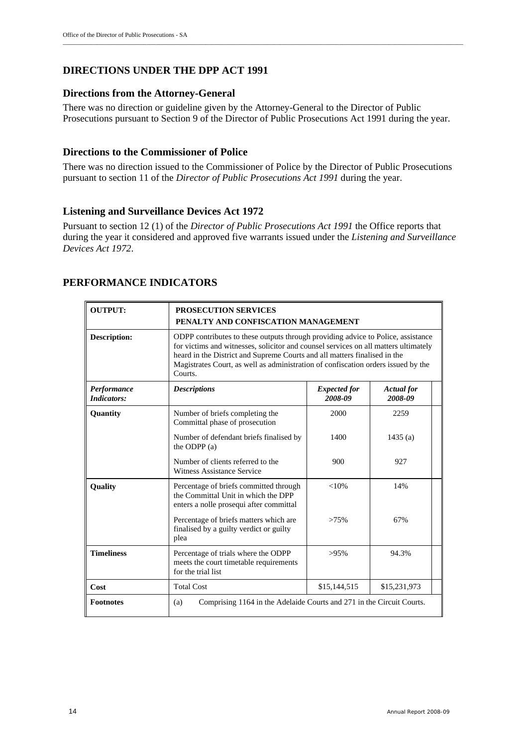## DIRECTIONS UNDER THE DPP ACT 1991

### Directions from the Attorney-General

There was no direction or guideline given by the Attorney-General to the Director of Public Prosecutions pursuant to Section 9 of the Director of Public Prosecutions Act 1991 during the year.

### Directions to the Commissioner of Police

There was no direction issued to the Commissioner of Police by the Director of Public Prosecutions pursuant to section 11 of the *Director of Public Prosecutions Act 1991* during the year.

### Listening and Surveillance Devices Act 1972

Pursuant to section 12 (1) of the *Director of Public Prosecutions Act 1991* the Office reports that during the year it considered and approved five warrants issued under the *Listening and Surveillance Devices Act 1972*.

## PERFORMANCE INDICATORS

| **OUTPUT:** | **PROSECUTION SERVICES**<br>**PENALTY AND CONFISCATION MANAGEMENT** | | |
|---|---|---|---|
| **Description:** | ODPP contributes to these outputs through providing advice to Police, assistance for victims and witnesses, solicitor and counsel services on all matters ultimately heard in the District and Supreme Courts and all matters finalised in the Magistrates Court, as well as administration of confiscation orders issued by the Courts. | | |
| ***Performance Indicators:*** | ***Descriptions*** | ***Expected for 2008-09*** | ***Actual for 2008-09*** |
| **Quantity** | Number of briefs completing the Committal phase of prosecution | 2000 | 2259 |
| | Number of defendant briefs finalised by the ODPP (a) | 1400 | 1435 (a) |
| | Number of clients referred to the Witness Assistance Service | 900 | 927 |
| **Quality** | Percentage of briefs committed through the Committal Unit in which the DPP enters a nolle prosequi after committal | <10% | 14% |
| | Percentage of briefs matters which are finalised by a guilty verdict or guilty plea | >75% | 67% |
| **Timeliness** | Percentage of trials where the ODPP meets the court timetable requirements for the trial list | >95% | 94.3% |
| **Cost** | Total Cost | $15,144,515 | $15,231,973 |
| **Footnotes** | (a) Comprising 1164 in the Adelaide Courts and 271 in the Circuit Courts. | | |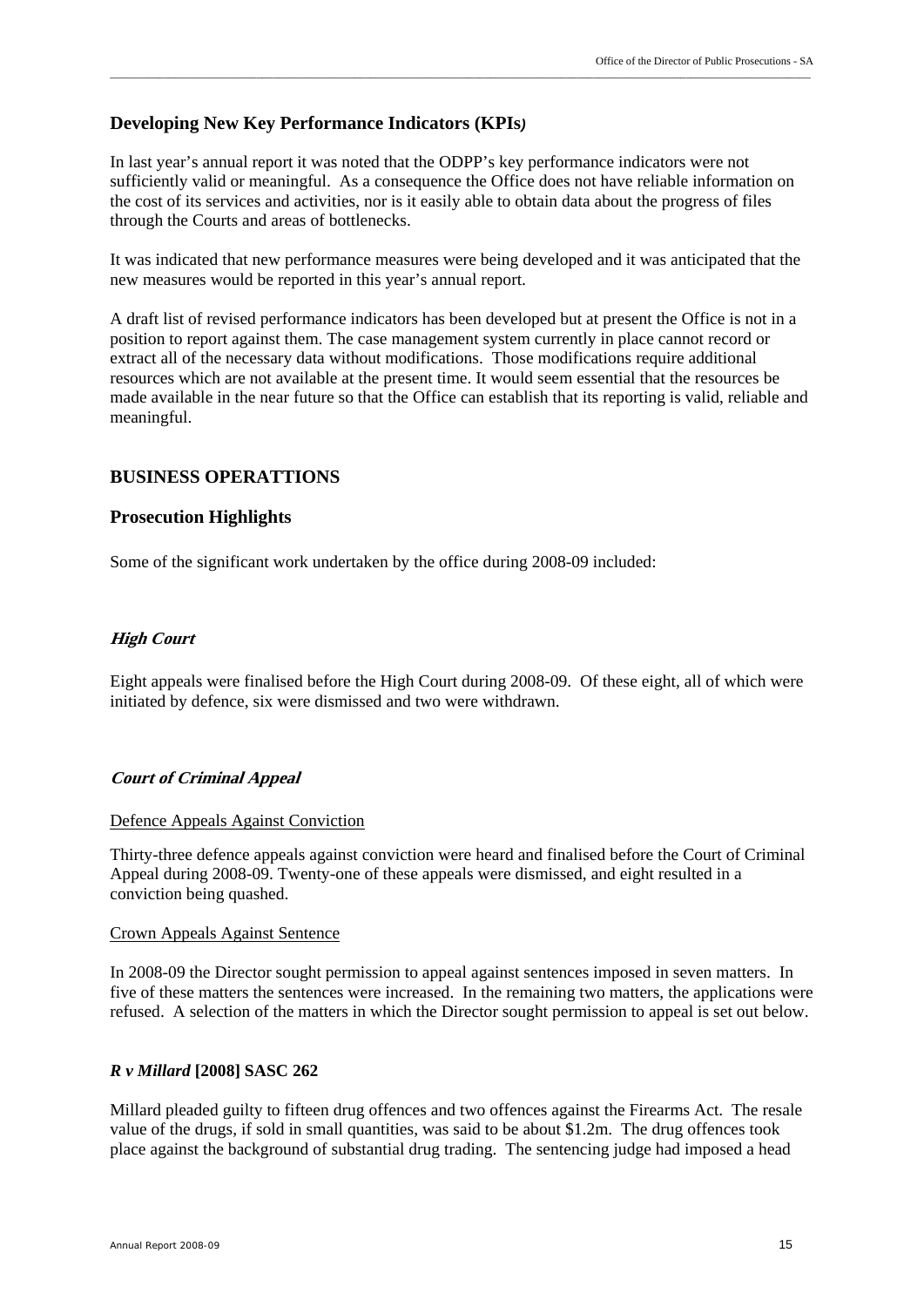## Developing New Key Performance Indicators (KPIs*)*

In last year's annual report it was noted that the ODPP's key performance indicators were not sufficiently valid or meaningful. As a consequence the Office does not have reliable information on the cost of its services and activities, nor is it easily able to obtain data about the progress of files through the Courts and areas of bottlenecks.

It was indicated that new performance measures were being developed and it was anticipated that the new measures would be reported in this year's annual report.

A draft list of revised performance indicators has been developed but at present the Office is not in a position to report against them. The case management system currently in place cannot record or extract all of the necessary data without modifications. Those modifications require additional resources which are not available at the present time. It would seem essential that the resources be made available in the near future so that the Office can establish that its reporting is valid, reliable and meaningful.

## BUSINESS OPERATTIONS

## Prosecution Highlights

Some of the significant work undertaken by the office during 2008-09 included:

### *High Court*

Eight appeals were finalised before the High Court during 2008-09. Of these eight, all of which were initiated by defence, six were dismissed and two were withdrawn.

### *Court of Criminal Appeal*

Defence Appeals Against Conviction

Thirty-three defence appeals against conviction were heard and finalised before the Court of Criminal Appeal during 2008-09. Twenty-one of these appeals were dismissed, and eight resulted in a conviction being quashed.

Crown Appeals Against Sentence

In 2008-09 the Director sought permission to appeal against sentences imposed in seven matters. In five of these matters the sentences were increased. In the remaining two matters, the applications were refused. A selection of the matters in which the Director sought permission to appeal is set out below.

#### ***R v Millard* [2008] SASC 262**

Millard pleaded guilty to fifteen drug offences and two offences against the Firearms Act. The resale value of the drugs, if sold in small quantities, was said to be about $1.2m. The drug offences took place against the background of substantial drug trading. The sentencing judge had imposed a head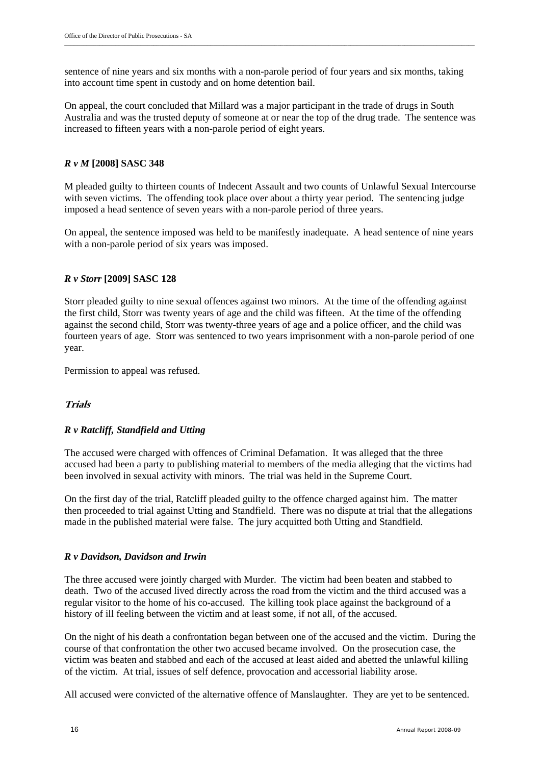sentence of nine years and six months with a non-parole period of four years and six months, taking into account time spent in custody and on home detention bail.

On appeal, the court concluded that Millard was a major participant in the trade of drugs in South Australia and was the trusted deputy of someone at or near the top of the drug trade. The sentence was increased to fifteen years with a non-parole period of eight years.

#### ***R v M* [2008] SASC 348**

M pleaded guilty to thirteen counts of Indecent Assault and two counts of Unlawful Sexual Intercourse with seven victims. The offending took place over about a thirty year period. The sentencing judge imposed a head sentence of seven years with a non-parole period of three years.

On appeal, the sentence imposed was held to be manifestly inadequate. A head sentence of nine years with a non-parole period of six years was imposed.

#### ***R v Storr* [2009] SASC 128**

Storr pleaded guilty to nine sexual offences against two minors. At the time of the offending against the first child, Storr was twenty years of age and the child was fifteen. At the time of the offending against the second child, Storr was twenty-three years of age and a police officer, and the child was fourteen years of age. Storr was sentenced to two years imprisonment with a non-parole period of one year.

Permission to appeal was refused.

### ***Trials***

#### ***R v Ratcliff, Standfield and Utting***

The accused were charged with offences of Criminal Defamation. It was alleged that the three accused had been a party to publishing material to members of the media alleging that the victims had been involved in sexual activity with minors. The trial was held in the Supreme Court.

On the first day of the trial, Ratcliff pleaded guilty to the offence charged against him. The matter then proceeded to trial against Utting and Standfield. There was no dispute at trial that the allegations made in the published material were false. The jury acquitted both Utting and Standfield.

#### ***R v Davidson, Davidson and Irwin***

The three accused were jointly charged with Murder. The victim had been beaten and stabbed to death. Two of the accused lived directly across the road from the victim and the third accused was a regular visitor to the home of his co-accused. The killing took place against the background of a history of ill feeling between the victim and at least some, if not all, of the accused.

On the night of his death a confrontation began between one of the accused and the victim. During the course of that confrontation the other two accused became involved. On the prosecution case, the victim was beaten and stabbed and each of the accused at least aided and abetted the unlawful killing of the victim. At trial, issues of self defence, provocation and accessorial liability arose.

All accused were convicted of the alternative offence of Manslaughter. They are yet to be sentenced.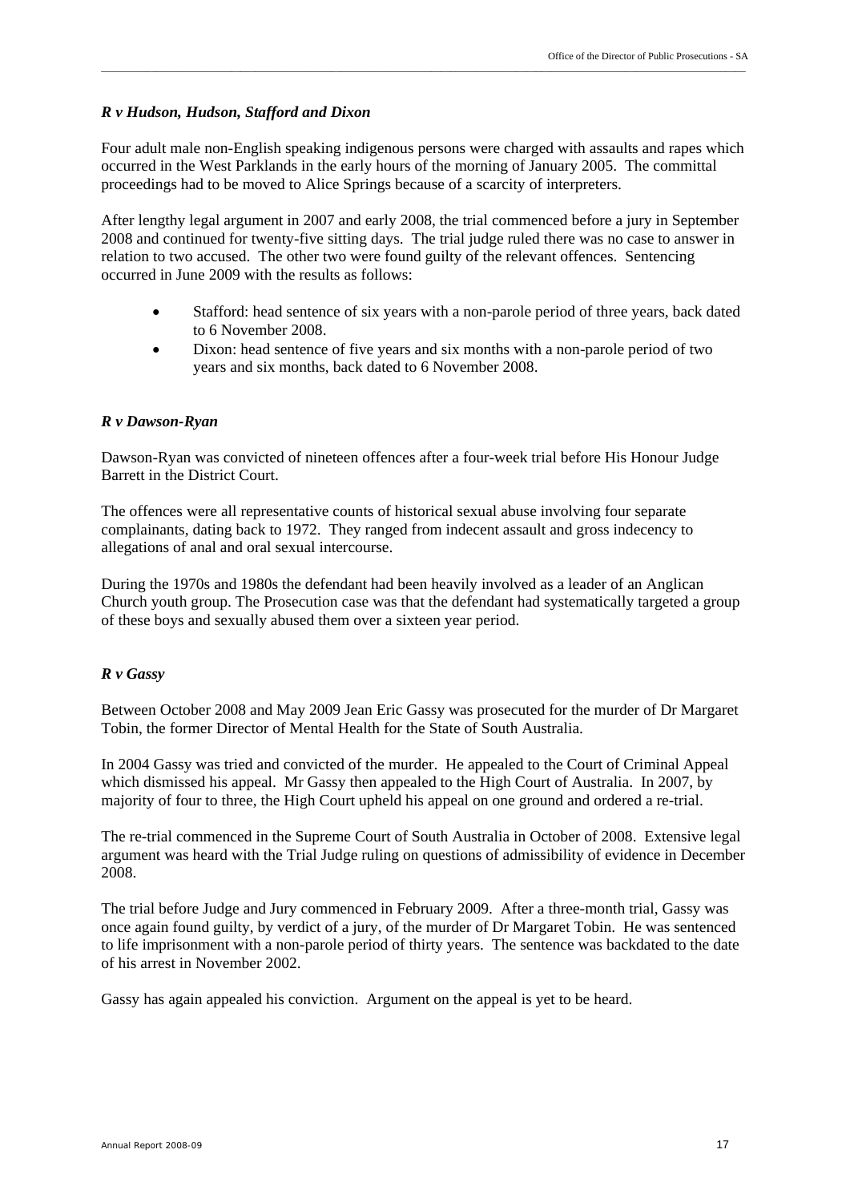### *R v Hudson, Hudson, Stafford and Dixon*

Four adult male non-English speaking indigenous persons were charged with assaults and rapes which occurred in the West Parklands in the early hours of the morning of January 2005. The committal proceedings had to be moved to Alice Springs because of a scarcity of interpreters.

After lengthy legal argument in 2007 and early 2008, the trial commenced before a jury in September 2008 and continued for twenty-five sitting days. The trial judge ruled there was no case to answer in relation to two accused. The other two were found guilty of the relevant offences. Sentencing occurred in June 2009 with the results as follows:

- Stafford: head sentence of six years with a non-parole period of three years, back dated to 6 November 2008.
- Dixon: head sentence of five years and six months with a non-parole period of two years and six months, back dated to 6 November 2008.

### *R v Dawson-Ryan*

Dawson-Ryan was convicted of nineteen offences after a four-week trial before His Honour Judge Barrett in the District Court.

The offences were all representative counts of historical sexual abuse involving four separate complainants, dating back to 1972. They ranged from indecent assault and gross indecency to allegations of anal and oral sexual intercourse.

During the 1970s and 1980s the defendant had been heavily involved as a leader of an Anglican Church youth group. The Prosecution case was that the defendant had systematically targeted a group of these boys and sexually abused them over a sixteen year period.

### *R v Gassy*

Between October 2008 and May 2009 Jean Eric Gassy was prosecuted for the murder of Dr Margaret Tobin, the former Director of Mental Health for the State of South Australia.

In 2004 Gassy was tried and convicted of the murder. He appealed to the Court of Criminal Appeal which dismissed his appeal. Mr Gassy then appealed to the High Court of Australia. In 2007, by majority of four to three, the High Court upheld his appeal on one ground and ordered a re-trial.

The re-trial commenced in the Supreme Court of South Australia in October of 2008. Extensive legal argument was heard with the Trial Judge ruling on questions of admissibility of evidence in December 2008.

The trial before Judge and Jury commenced in February 2009. After a three-month trial, Gassy was once again found guilty, by verdict of a jury, of the murder of Dr Margaret Tobin. He was sentenced to life imprisonment with a non-parole period of thirty years. The sentence was backdated to the date of his arrest in November 2002.

Gassy has again appealed his conviction. Argument on the appeal is yet to be heard.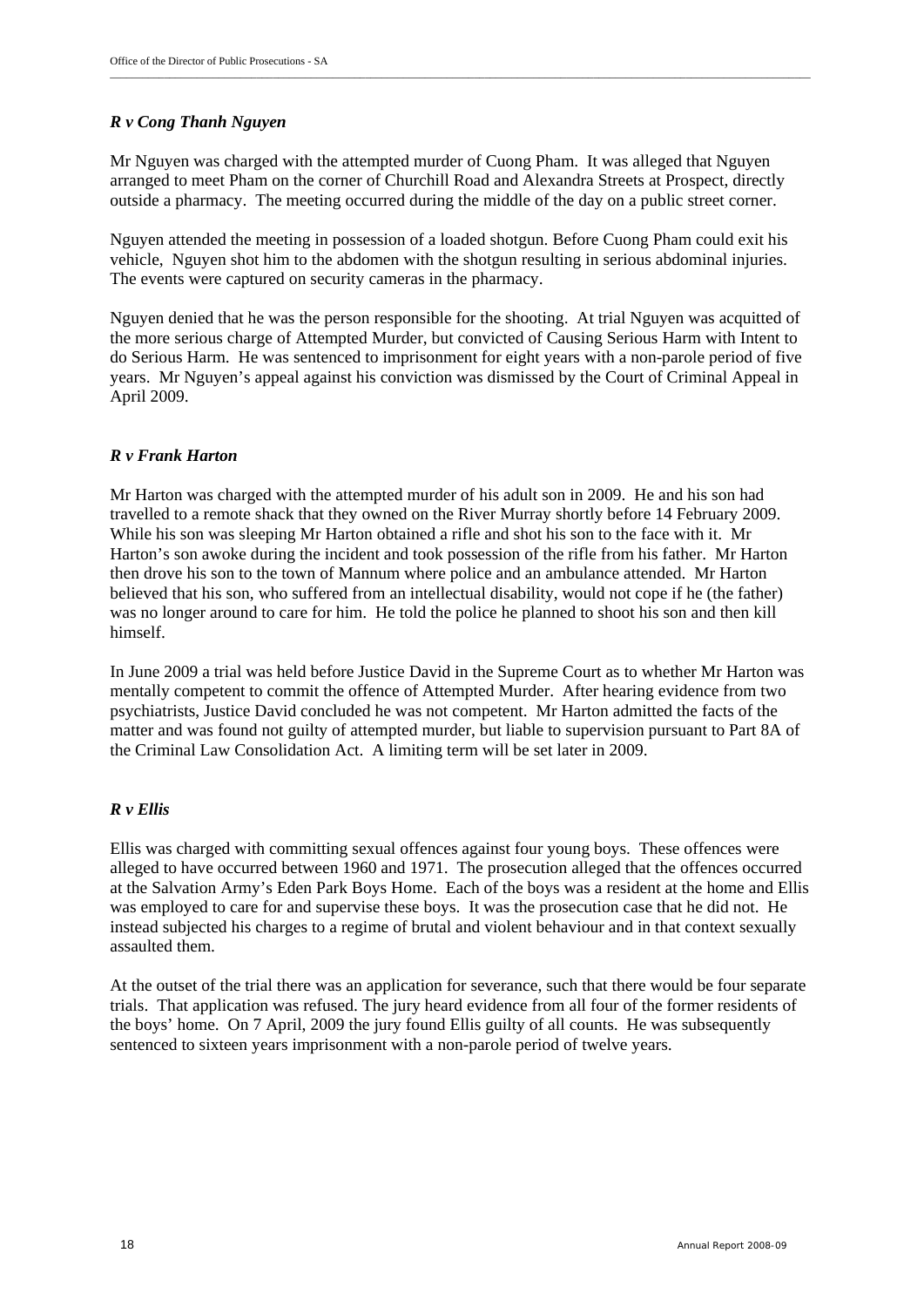### *R v Cong Thanh Nguyen*

Mr Nguyen was charged with the attempted murder of Cuong Pham. It was alleged that Nguyen arranged to meet Pham on the corner of Churchill Road and Alexandra Streets at Prospect, directly outside a pharmacy. The meeting occurred during the middle of the day on a public street corner.

Nguyen attended the meeting in possession of a loaded shotgun. Before Cuong Pham could exit his vehicle, Nguyen shot him to the abdomen with the shotgun resulting in serious abdominal injuries. The events were captured on security cameras in the pharmacy.

Nguyen denied that he was the person responsible for the shooting. At trial Nguyen was acquitted of the more serious charge of Attempted Murder, but convicted of Causing Serious Harm with Intent to do Serious Harm. He was sentenced to imprisonment for eight years with a non-parole period of five years. Mr Nguyen's appeal against his conviction was dismissed by the Court of Criminal Appeal in April 2009.

### *R v Frank Harton*

Mr Harton was charged with the attempted murder of his adult son in 2009. He and his son had travelled to a remote shack that they owned on the River Murray shortly before 14 February 2009. While his son was sleeping Mr Harton obtained a rifle and shot his son to the face with it. Mr Harton's son awoke during the incident and took possession of the rifle from his father. Mr Harton then drove his son to the town of Mannum where police and an ambulance attended. Mr Harton believed that his son, who suffered from an intellectual disability, would not cope if he (the father) was no longer around to care for him. He told the police he planned to shoot his son and then kill himself.

In June 2009 a trial was held before Justice David in the Supreme Court as to whether Mr Harton was mentally competent to commit the offence of Attempted Murder. After hearing evidence from two psychiatrists, Justice David concluded he was not competent. Mr Harton admitted the facts of the matter and was found not guilty of attempted murder, but liable to supervision pursuant to Part 8A of the Criminal Law Consolidation Act. A limiting term will be set later in 2009.

### *R v Ellis*

Ellis was charged with committing sexual offences against four young boys. These offences were alleged to have occurred between 1960 and 1971. The prosecution alleged that the offences occurred at the Salvation Army's Eden Park Boys Home. Each of the boys was a resident at the home and Ellis was employed to care for and supervise these boys. It was the prosecution case that he did not. He instead subjected his charges to a regime of brutal and violent behaviour and in that context sexually assaulted them.

At the outset of the trial there was an application for severance, such that there would be four separate trials. That application was refused. The jury heard evidence from all four of the former residents of the boys' home. On 7 April, 2009 the jury found Ellis guilty of all counts. He was subsequently sentenced to sixteen years imprisonment with a non-parole period of twelve years.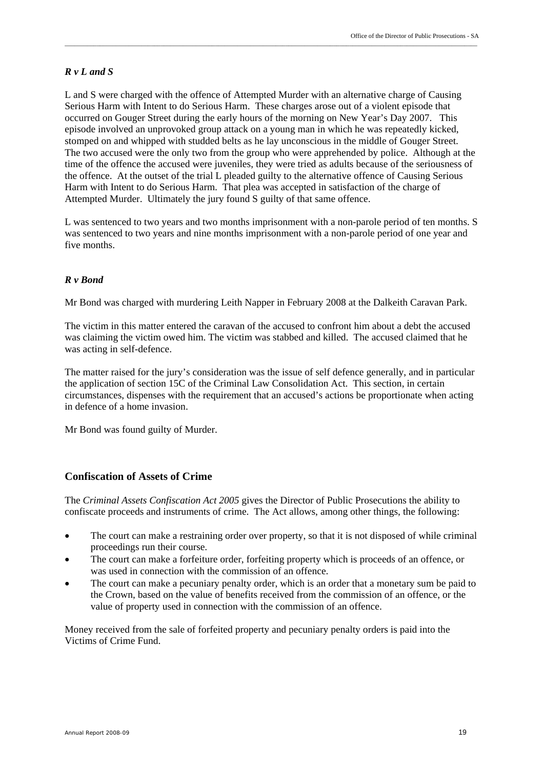### *R v L and S*

L and S were charged with the offence of Attempted Murder with an alternative charge of Causing Serious Harm with Intent to do Serious Harm. These charges arose out of a violent episode that occurred on Gouger Street during the early hours of the morning on New Year's Day 2007. This episode involved an unprovoked group attack on a young man in which he was repeatedly kicked, stomped on and whipped with studded belts as he lay unconscious in the middle of Gouger Street. The two accused were the only two from the group who were apprehended by police. Although at the time of the offence the accused were juveniles, they were tried as adults because of the seriousness of the offence. At the outset of the trial L pleaded guilty to the alternative offence of Causing Serious Harm with Intent to do Serious Harm. That plea was accepted in satisfaction of the charge of Attempted Murder. Ultimately the jury found S guilty of that same offence.

L was sentenced to two years and two months imprisonment with a non-parole period of ten months. S was sentenced to two years and nine months imprisonment with a non-parole period of one year and five months.

### *R v Bond*

Mr Bond was charged with murdering Leith Napper in February 2008 at the Dalkeith Caravan Park.

The victim in this matter entered the caravan of the accused to confront him about a debt the accused was claiming the victim owed him. The victim was stabbed and killed. The accused claimed that he was acting in self-defence.

The matter raised for the jury's consideration was the issue of self defence generally, and in particular the application of section 15C of the Criminal Law Consolidation Act. This section, in certain circumstances, dispenses with the requirement that an accused's actions be proportionate when acting in defence of a home invasion.

Mr Bond was found guilty of Murder.

## Confiscation of Assets of Crime

The *Criminal Assets Confiscation Act 2005* gives the Director of Public Prosecutions the ability to confiscate proceeds and instruments of crime. The Act allows, among other things, the following:

- The court can make a restraining order over property, so that it is not disposed of while criminal proceedings run their course.
- The court can make a forfeiture order, forfeiting property which is proceeds of an offence, or was used in connection with the commission of an offence.
- The court can make a pecuniary penalty order, which is an order that a monetary sum be paid to the Crown, based on the value of benefits received from the commission of an offence, or the value of property used in connection with the commission of an offence.

Money received from the sale of forfeited property and pecuniary penalty orders is paid into the Victims of Crime Fund.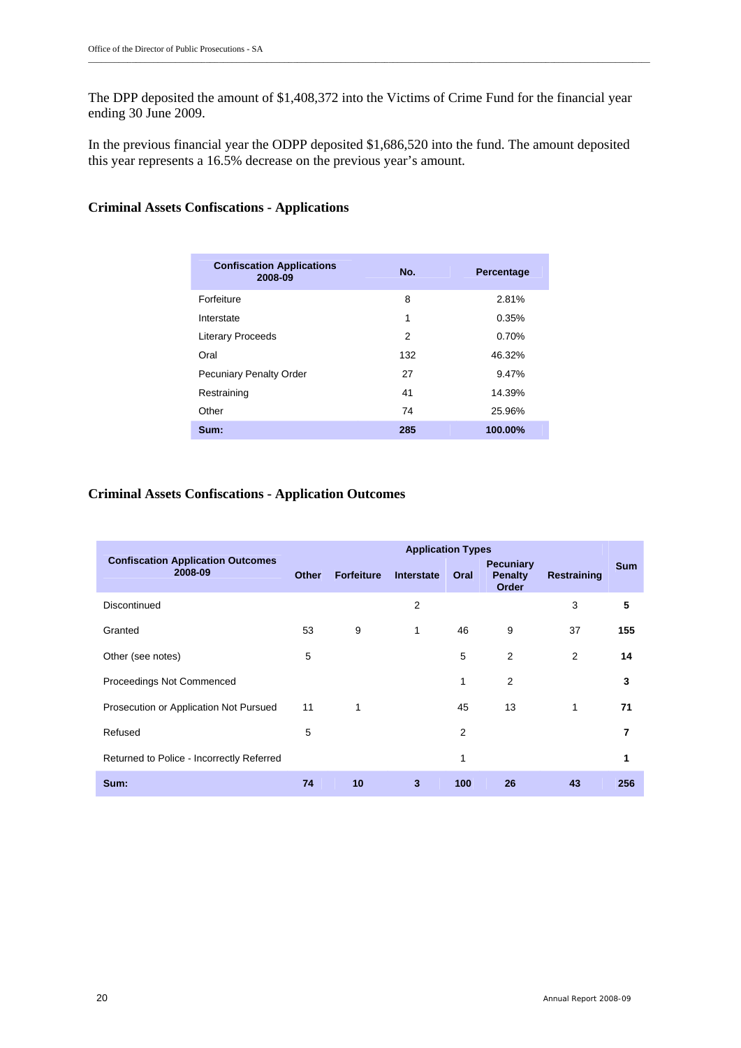The DPP deposited the amount of $1,408,372 into the Victims of Crime Fund for the financial year ending 30 June 2009.

In the previous financial year the ODPP deposited $1,686,520 into the fund. The amount deposited this year represents a 16.5% decrease on the previous year's amount.

### Criminal Assets Confiscations - Applications

| Confiscation Applications 2008-09 | No. | Percentage |
|---|---|---|
| Forfeiture | 8 | 2.81% |
| Interstate | 1 | 0.35% |
| Literary Proceeds | 2 | 0.70% |
| Oral | 132 | 46.32% |
| Pecuniary Penalty Order | 27 | 9.47% |
| Restraining | 41 | 14.39% |
| Other | 74 | 25.96% |
| **Sum:** | **285** | **100.00%** |

### Criminal Assets Confiscations - Application Outcomes

| Confiscation Application Outcomes 2008-09 | Application Types | | | | | | Sum |
|---|---|---|---|---|---|---|---|
| | Other | Forfeiture | Interstate | Oral | Pecuniary Penalty Order | Restraining | |
| Discontinued | | | 2 | | | 3 | **5** |
| Granted | 53 | 9 | 1 | 46 | 9 | 37 | **155** |
| Other (see notes) | 5 | | | 5 | 2 | 2 | **14** |
| Proceedings Not Commenced | | | | 1 | 2 | | **3** |
| Prosecution or Application Not Pursued | 11 | 1 | | 45 | 13 | 1 | **71** |
| Refused | 5 | | | 2 | | | **7** |
| Returned to Police - Incorrectly Referred | | | | 1 | | | **1** |
| **Sum:** | **74** | **10** | **3** | **100** | **26** | **43** | **256** |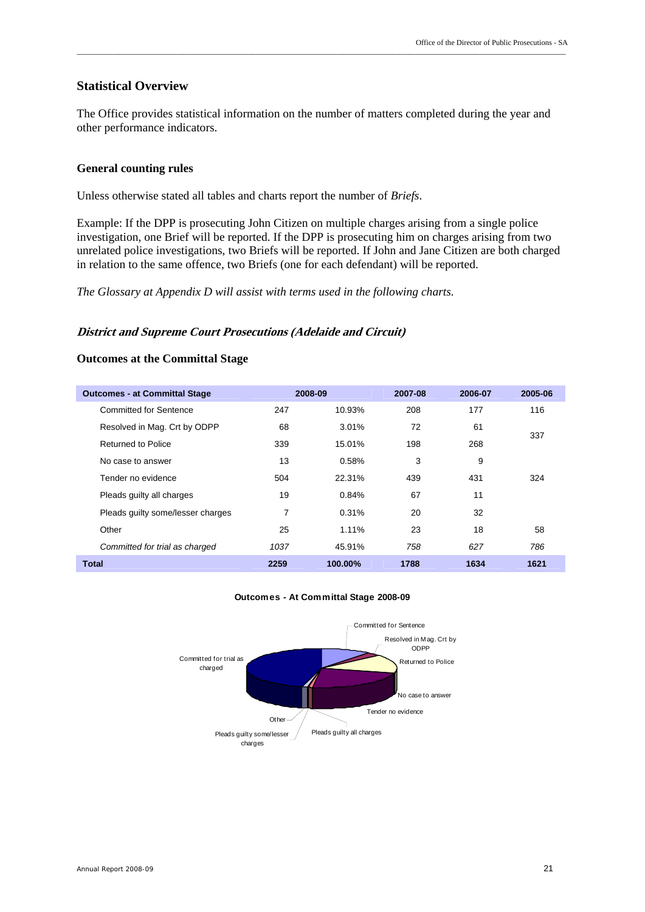## Statistical Overview

The Office provides statistical information on the number of matters completed during the year and other performance indicators.

### General counting rules

Unless otherwise stated all tables and charts report the number of *Briefs*.

Example: If the DPP is prosecuting John Citizen on multiple charges arising from a single police investigation, one Brief will be reported. If the DPP is prosecuting him on charges arising from two unrelated police investigations, two Briefs will be reported. If John and Jane Citizen are both charged in relation to the same offence, two Briefs (one for each defendant) will be reported.

*The Glossary at Appendix D will assist with terms used in the following charts.*

### *District and Supreme Court Prosecutions (Adelaide and Circuit)*

### Outcomes at the Committal Stage

| Outcomes - at Committal Stage | 2008-09 | | 2007-08 | 2006-07 | 2005-06 |
|---|---|---|---|---|---|
| Committed for Sentence | 247 | 10.93% | 208 | 177 | 116 |
| Resolved in Mag. Crt by ODPP | 68 | 3.01% | 72 | 61 | 337 |
| Returned to Police | 339 | 15.01% | 198 | 268 | |
| No case to answer | 13 | 0.58% | 3 | 9 | |
| Tender no evidence | 504 | 22.31% | 439 | 431 | 324 |
| Pleads guilty all charges | 19 | 0.84% | 67 | 11 | |
| Pleads guilty some/lesser charges | 7 | 0.31% | 20 | 32 | |
| Other | 25 | 1.11% | 23 | 18 | 58 |
| *Committed for trial as charged* | *1037* | 45.91% | *758* | *627* | *786* |
| **Total** | **2259** | **100.00%** | **1788** | **1634** | **1621** |

**Outcomes - At Committal Stage 2008-09**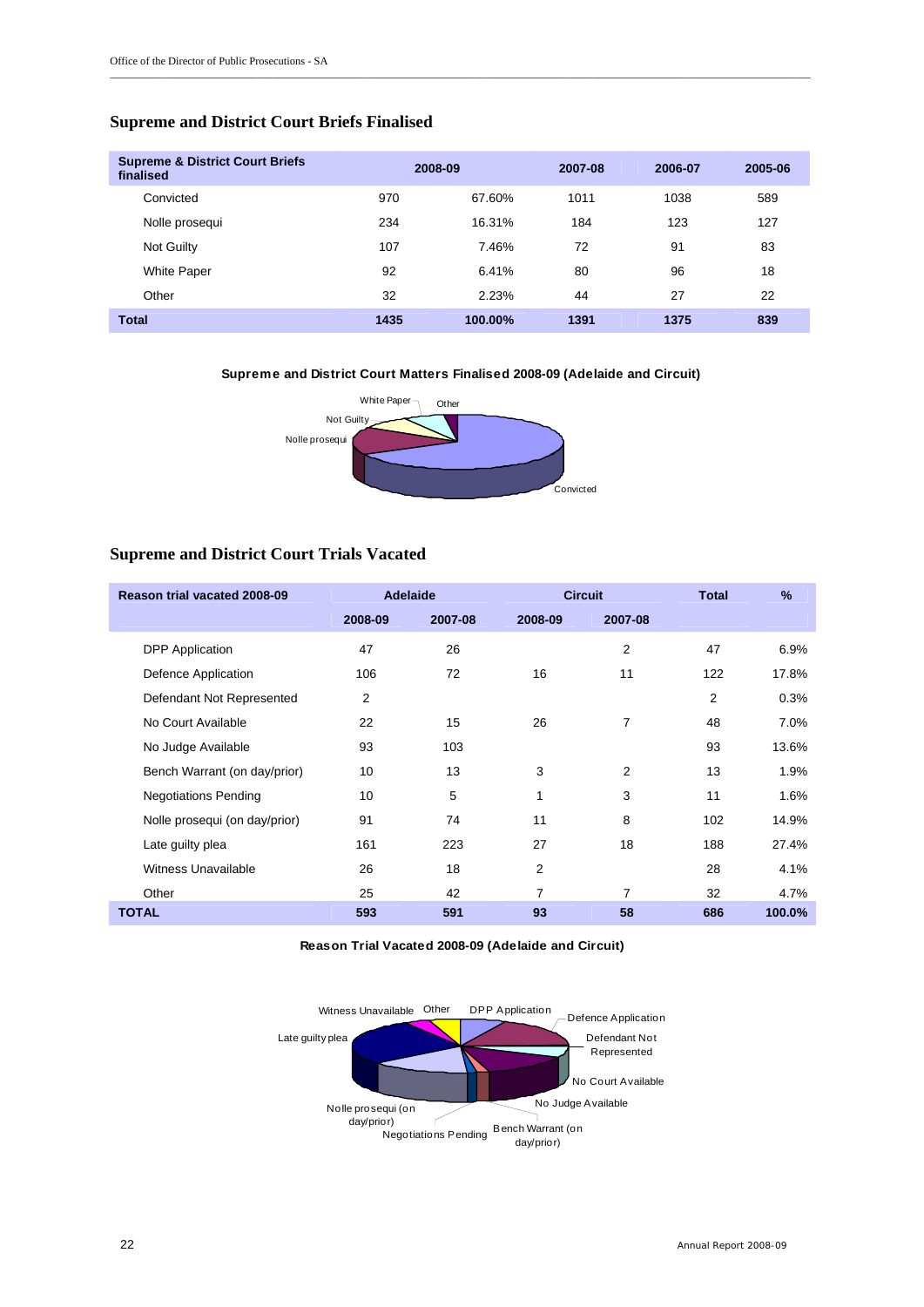## Supreme and District Court Briefs Finalised

| Supreme & District Court Briefs finalised | 2008-09 | | 2007-08 | 2006-07 | 2005-06 |
|---|---|---|---|---|---|
| Convicted | 970 | 67.60% | 1011 | 1038 | 589 |
| Nolle prosequi | 234 | 16.31% | 184 | 123 | 127 |
| Not Guilty | 107 | 7.46% | 72 | 91 | 83 |
| White Paper | 92 | 6.41% | 80 | 96 | 18 |
| Other | 32 | 2.23% | 44 | 27 | 22 |
| **Total** | **1435** | **100.00%** | **1391** | **1375** | **839** |

**Supreme and District Court Matters Finalised 2008-09 (Adelaide and Circuit)**

## Supreme and District Court Trials Vacated

| Reason trial vacated 2008-09 | Adelaide | | Circuit | | Total | % |
|---|---|---|---|---|---|---|
| | 2008-09 | 2007-08 | 2008-09 | 2007-08 | | |
| DPP Application | 47 | 26 | | 2 | 47 | 6.9% |
| Defence Application | 106 | 72 | 16 | 11 | 122 | 17.8% |
| Defendant Not Represented | 2 | | | | 2 | 0.3% |
| No Court Available | 22 | 15 | 26 | 7 | 48 | 7.0% |
| No Judge Available | 93 | 103 | | | 93 | 13.6% |
| Bench Warrant (on day/prior) | 10 | 13 | 3 | 2 | 13 | 1.9% |
| Negotiations Pending | 10 | 5 | 1 | 3 | 11 | 1.6% |
| Nolle prosequi (on day/prior) | 91 | 74 | 11 | 8 | 102 | 14.9% |
| Late guilty plea | 161 | 223 | 27 | 18 | 188 | 27.4% |
| Witness Unavailable | 26 | 18 | 2 | | 28 | 4.1% |
| Other | 25 | 42 | 7 | 7 | 32 | 4.7% |
| **TOTAL** | **593** | **591** | **93** | **58** | **686** | **100.0%** |

**Reason Trial Vacated 2008-09 (Adelaide and Circuit)**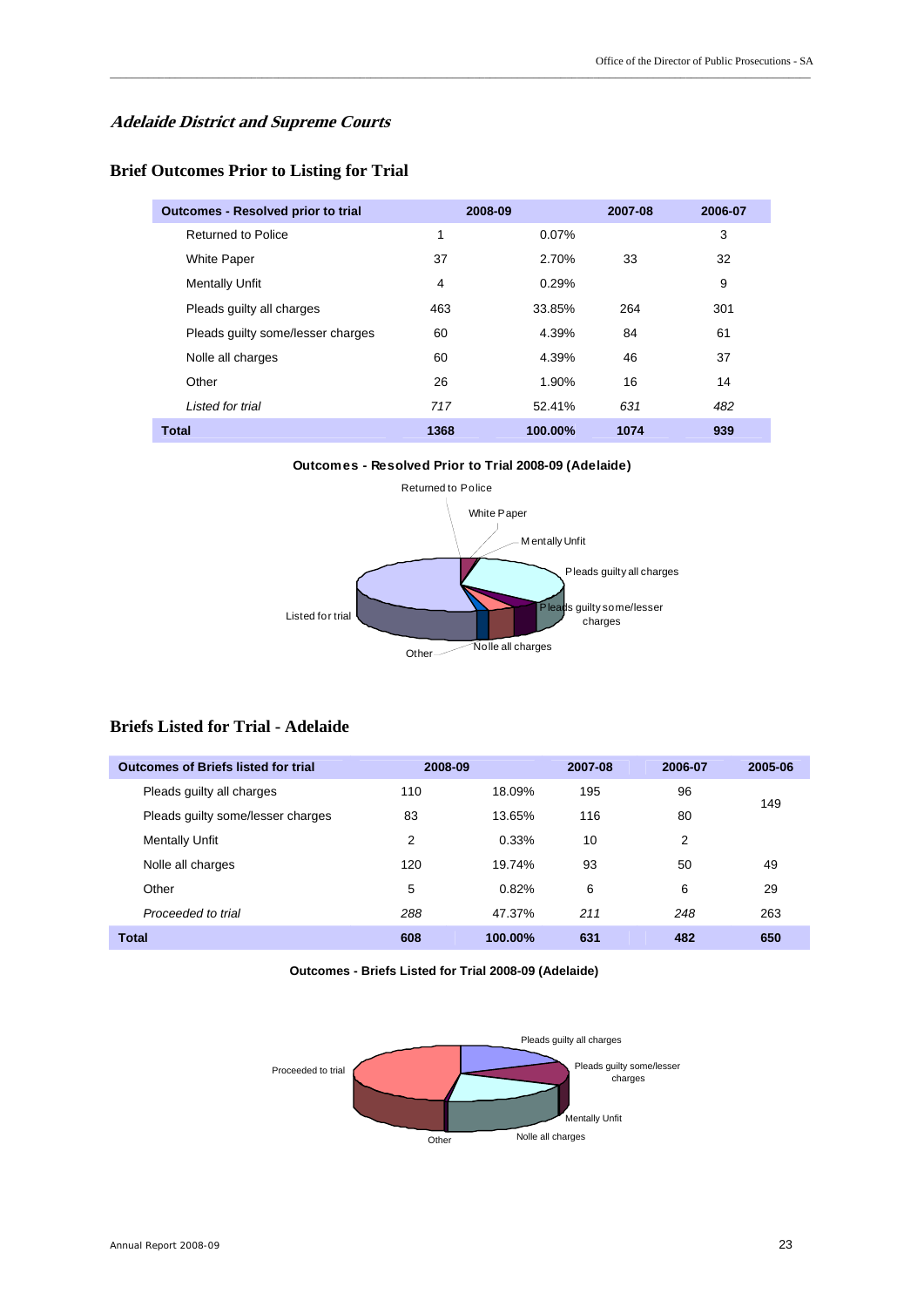## *Adelaide District and Supreme Courts*

### Brief Outcomes Prior to Listing for Trial

| Outcomes - Resolved prior to trial | 2008-09 | | 2007-08 | 2006-07 |
|---|---|---|---|---|
| Returned to Police | 1 | 0.07% | | 3 |
| White Paper | 37 | 2.70% | 33 | 32 |
| Mentally Unfit | 4 | 0.29% | | 9 |
| Pleads guilty all charges | 463 | 33.85% | 264 | 301 |
| Pleads guilty some/lesser charges | 60 | 4.39% | 84 | 61 |
| Nolle all charges | 60 | 4.39% | 46 | 37 |
| Other | 26 | 1.90% | 16 | 14 |
| *Listed for trial* | *717* | 52.41% | *631* | *482* |
| **Total** | **1368** | **100.00%** | **1074** | **939** |

**Outcomes - Resolved Prior to Trial 2008-09 (Adelaide)**

Returned to Police, White Paper, Mentally Unfit, Pleads guilty all charges, Pleads guilty some/lesser charges, Nolle all charges, Other, Listed for trial

### Briefs Listed for Trial - Adelaide

| Outcomes of Briefs listed for trial | 2008-09 | | 2007-08 | 2006-07 | 2005-06 |
|---|---|---|---|---|---|
| Pleads guilty all charges | 110 | 18.09% | 195 | 96 | 149 |
| Pleads guilty some/lesser charges | 83 | 13.65% | 116 | 80 | |
| Mentally Unfit | 2 | 0.33% | 10 | 2 | |
| Nolle all charges | 120 | 19.74% | 93 | 50 | 49 |
| Other | 5 | 0.82% | 6 | 6 | 29 |
| *Proceeded to trial* | *288* | 47.37% | *211* | *248* | 263 |
| **Total** | **608** | **100.00%** | **631** | **482** | **650** |

**Outcomes - Briefs Listed for Trial 2008-09 (Adelaide)**

Pleads guilty all charges, Pleads guilty some/lesser charges, Mentally Unfit, Nolle all charges, Other, Proceeded to trial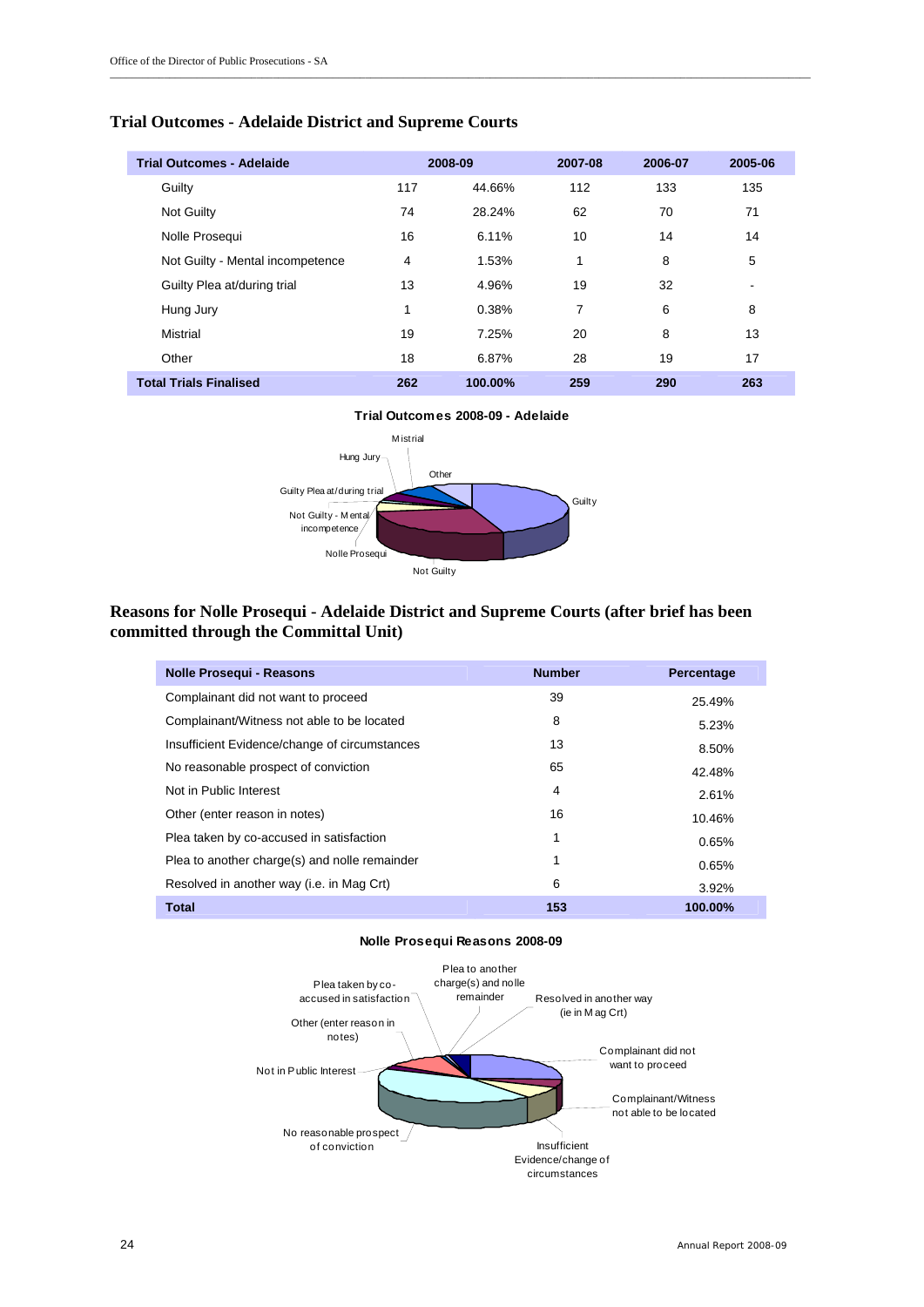## Trial Outcomes - Adelaide District and Supreme Courts

| Trial Outcomes - Adelaide | 2008-09 | | 2007-08 | 2006-07 | 2005-06 |
|---|---|---|---|---|---|
| Guilty | 117 | 44.66% | 112 | 133 | 135 |
| Not Guilty | 74 | 28.24% | 62 | 70 | 71 |
| Nolle Prosequi | 16 | 6.11% | 10 | 14 | 14 |
| Not Guilty - Mental incompetence | 4 | 1.53% | 1 | 8 | 5 |
| Guilty Plea at/during trial | 13 | 4.96% | 19 | 32 | - |
| Hung Jury | 1 | 0.38% | 7 | 6 | 8 |
| Mistrial | 19 | 7.25% | 20 | 8 | 13 |
| Other | 18 | 6.87% | 28 | 19 | 17 |
| **Total Trials Finalised** | **262** | **100.00%** | **259** | **290** | **263** |

**Trial Outcomes 2008-09 - Adelaide**

Mistrial, Hung Jury, Other, Guilty Plea at/during trial, Guilty, Not Guilty - Mental incompetence, Nolle Prosequi, Not Guilty

## Reasons for Nolle Prosequi - Adelaide District and Supreme Courts (after brief has been committed through the Committal Unit)

| Nolle Prosequi - Reasons | Number | Percentage |
|---|---|---|
| Complainant did not want to proceed | 39 | 25.49% |
| Complainant/Witness not able to be located | 8 | 5.23% |
| Insufficient Evidence/change of circumstances | 13 | 8.50% |
| No reasonable prospect of conviction | 65 | 42.48% |
| Not in Public Interest | 4 | 2.61% |
| Other (enter reason in notes) | 16 | 10.46% |
| Plea taken by co-accused in satisfaction | 1 | 0.65% |
| Plea to another charge(s) and nolle remainder | 1 | 0.65% |
| Resolved in another way (i.e. in Mag Crt) | 6 | 3.92% |
| **Total** | **153** | **100.00%** |

**Nolle Prosequi Reasons 2008-09**

Plea taken by co-accused in satisfaction, Plea to another charge(s) and nolle remainder, Resolved in another way (ie in Mag Crt), Other (enter reason in notes), Complainant did not want to proceed, Not in Public Interest, Complainant/Witness not able to be located, No reasonable prospect of conviction, Insufficient Evidence/change of circumstances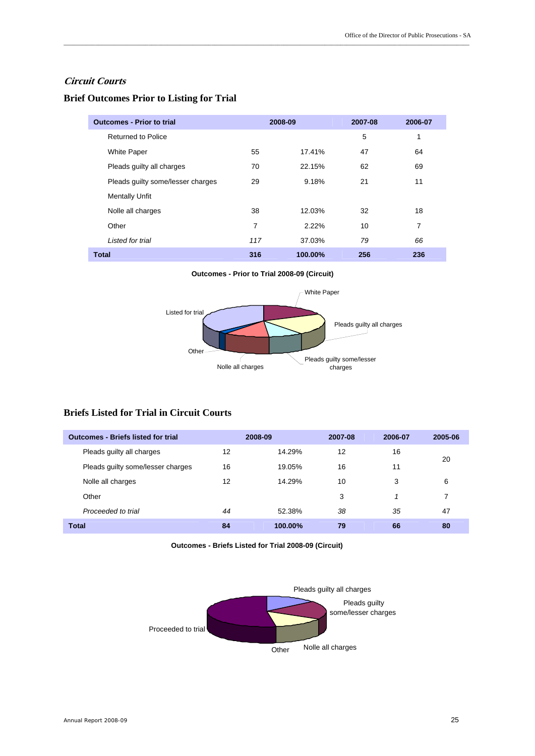## *Circuit Courts*

### Brief Outcomes Prior to Listing for Trial

| Outcomes - Prior to trial | 2008-09 | | 2007-08 | 2006-07 |
|---|---|---|---|---|
| Returned to Police | | | 5 | 1 |
| White Paper | 55 | 17.41% | 47 | 64 |
| Pleads guilty all charges | 70 | 22.15% | 62 | 69 |
| Pleads guilty some/lesser charges | 29 | 9.18% | 21 | 11 |
| Mentally Unfit | | | | |
| Nolle all charges | 38 | 12.03% | 32 | 18 |
| Other | 7 | 2.22% | 10 | 7 |
| *Listed for trial* | *117* | 37.03% | *79* | *66* |
| **Total** | **316** | **100.00%** | **256** | **236** |

**Outcomes - Prior to Trial 2008-09 (Circuit)**

White Paper
Pleads guilty all charges
Pleads guilty some/lesser charges
Nolle all charges
Other
Listed for trial

### Briefs Listed for Trial in Circuit Courts

| Outcomes - Briefs listed for trial | 2008-09 | | 2007-08 | 2006-07 | 2005-06 |
|---|---|---|---|---|---|
| Pleads guilty all charges | 12 | 14.29% | 12 | 16 | 20 |
| Pleads guilty some/lesser charges | 16 | 19.05% | 16 | 11 | |
| Nolle all charges | 12 | 14.29% | 10 | 3 | 6 |
| Other | | | 3 | *1* | 7 |
| *Proceeded to trial* | *44* | 52.38% | *38* | *35* | 47 |
| **Total** | **84** | **100.00%** | **79** | **66** | **80** |

**Outcomes - Briefs Listed for Trial 2008-09 (Circuit)**

Pleads guilty all charges
Pleads guilty some/lesser charges
Nolle all charges
Other
Proceeded to trial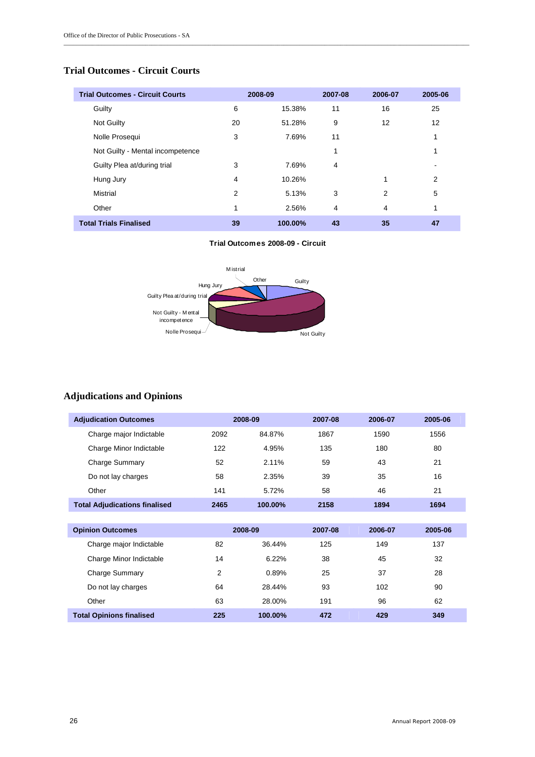## Trial Outcomes - Circuit Courts

| Trial Outcomes - Circuit Courts | 2008-09 | | 2007-08 | 2006-07 | 2005-06 |
|---|---|---|---|---|---|
| Guilty | 6 | 15.38% | 11 | 16 | 25 |
| Not Guilty | 20 | 51.28% | 9 | 12 | 12 |
| Nolle Prosequi | 3 | 7.69% | 11 | | 1 |
| Not Guilty - Mental incompetence | | | 1 | | 1 |
| Guilty Plea at/during trial | 3 | 7.69% | 4 | | - |
| Hung Jury | 4 | 10.26% | | 1 | 2 |
| Mistrial | 2 | 5.13% | 3 | 2 | 5 |
| Other | 1 | 2.56% | 4 | 4 | 1 |
| **Total Trials Finalised** | **39** | **100.00%** | **43** | **35** | **47** |

**Trial Outcomes 2008-09 - Circuit**

Mistrial, Other, Guilty, Hung Jury, Guilty Plea at/during trial, Not Guilty - Mental incompetence, Nolle Prosequi, Not Guilty

## Adjudications and Opinions

| Adjudication Outcomes | 2008-09 | | 2007-08 | 2006-07 | 2005-06 |
|---|---|---|---|---|---|
| Charge major Indictable | 2092 | 84.87% | 1867 | 1590 | 1556 |
| Charge Minor Indictable | 122 | 4.95% | 135 | 180 | 80 |
| Charge Summary | 52 | 2.11% | 59 | 43 | 21 |
| Do not lay charges | 58 | 2.35% | 39 | 35 | 16 |
| Other | 141 | 5.72% | 58 | 46 | 21 |
| **Total Adjudications finalised** | **2465** | **100.00%** | **2158** | **1894** | **1694** |

| Opinion Outcomes | 2008-09 | | 2007-08 | 2006-07 | 2005-06 |
|---|---|---|---|---|---|
| Charge major Indictable | 82 | 36.44% | 125 | 149 | 137 |
| Charge Minor Indictable | 14 | 6.22% | 38 | 45 | 32 |
| Charge Summary | 2 | 0.89% | 25 | 37 | 28 |
| Do not lay charges | 64 | 28.44% | 93 | 102 | 90 |
| Other | 63 | 28.00% | 191 | 96 | 62 |
| **Total Opinions finalised** | **225** | **100.00%** | **472** | **429** | **349** |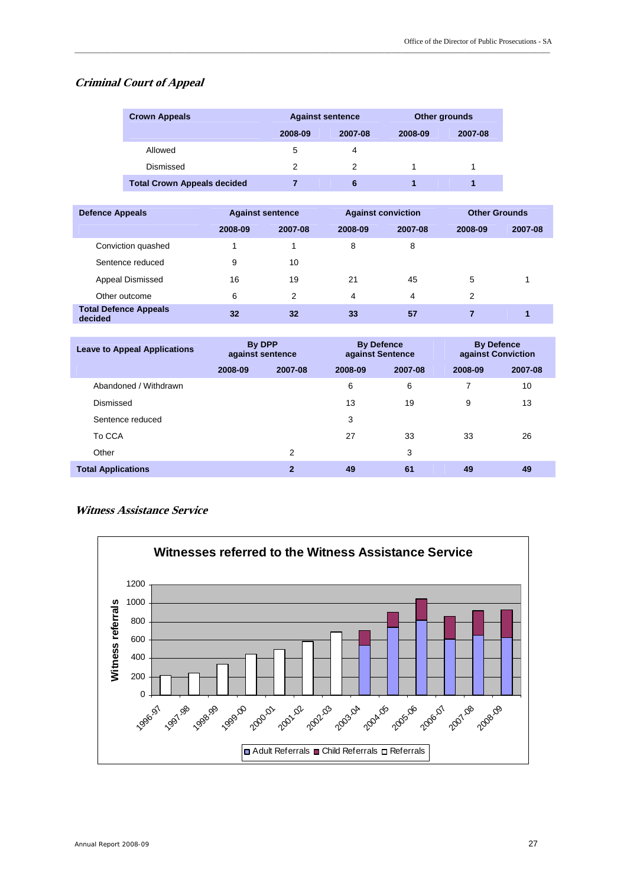## *Criminal Court of Appeal*

| Crown Appeals | Against sentence | | Other grounds | |
|---|---|---|---|---|
| | 2008-09 | 2007-08 | 2008-09 | 2007-08 |
| Allowed | 5 | 4 | | |
| Dismissed | 2 | 2 | 1 | 1 |
| **Total Crown Appeals decided** | **7** | **6** | **1** | **1** |

| Defence Appeals | Against sentence | | Against conviction | | Other Grounds | |
|---|---|---|---|---|---|---|
| | 2008-09 | 2007-08 | 2008-09 | 2007-08 | 2008-09 | 2007-08 |
| Conviction quashed | 1 | 1 | 8 | 8 | | |
| Sentence reduced | 9 | 10 | | | | |
| Appeal Dismissed | 16 | 19 | 21 | 45 | 5 | 1 |
| Other outcome | 6 | 2 | 4 | 4 | 2 | |
| **Total Defence Appeals decided** | **32** | **32** | **33** | **57** | **7** | **1** |

| Leave to Appeal Applications | By DPP against sentence | | By Defence against Sentence | | By Defence against Conviction | |
|---|---|---|---|---|---|---|
| | 2008-09 | 2007-08 | 2008-09 | 2007-08 | 2008-09 | 2007-08 |
| Abandoned / Withdrawn | | | 6 | 6 | 7 | 10 |
| Dismissed | | | 13 | 19 | 9 | 13 |
| Sentence reduced | | | 3 | | | |
| To CCA | | | 27 | 33 | 33 | 26 |
| Other | | 2 | | 3 | | |
| **Total Applications** | | **2** | **49** | **61** | **49** | **49** |

## *Witness Assistance Service*

**Witnesses referred to the Witness Assistance Service**

(Chart: Witness referrals by year, 1996-97 to 2008-09; legend: Adult Referrals, Child Referrals, Referrals)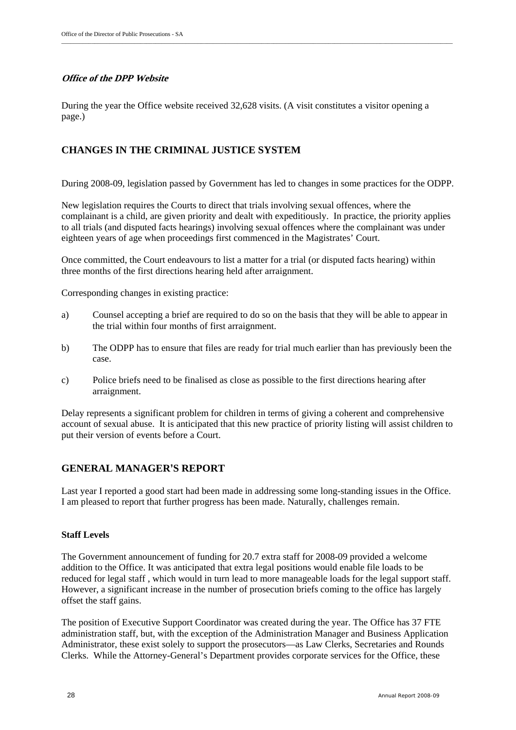***Office of the DPP Website***

During the year the Office website received 32,628 visits. (A visit constitutes a visitor opening a page.)

## CHANGES IN THE CRIMINAL JUSTICE SYSTEM

During 2008-09, legislation passed by Government has led to changes in some practices for the ODPP.

New legislation requires the Courts to direct that trials involving sexual offences, where the complainant is a child, are given priority and dealt with expeditiously. In practice, the priority applies to all trials (and disputed facts hearings) involving sexual offences where the complainant was under eighteen years of age when proceedings first commenced in the Magistrates' Court.

Once committed, the Court endeavours to list a matter for a trial (or disputed facts hearing) within three months of the first directions hearing held after arraignment.

Corresponding changes in existing practice:

a) Counsel accepting a brief are required to do so on the basis that they will be able to appear in the trial within four months of first arraignment.

b) The ODPP has to ensure that files are ready for trial much earlier than has previously been the case.

c) Police briefs need to be finalised as close as possible to the first directions hearing after arraignment.

Delay represents a significant problem for children in terms of giving a coherent and comprehensive account of sexual abuse. It is anticipated that this new practice of priority listing will assist children to put their version of events before a Court.

## GENERAL MANAGER'S REPORT

Last year I reported a good start had been made in addressing some long-standing issues in the Office. I am pleased to report that further progress has been made. Naturally, challenges remain.

**Staff Levels**

The Government announcement of funding for 20.7 extra staff for 2008-09 provided a welcome addition to the Office. It was anticipated that extra legal positions would enable file loads to be reduced for legal staff , which would in turn lead to more manageable loads for the legal support staff. However, a significant increase in the number of prosecution briefs coming to the office has largely offset the staff gains.

The position of Executive Support Coordinator was created during the year. The Office has 37 FTE administration staff, but, with the exception of the Administration Manager and Business Application Administrator, these exist solely to support the prosecutors—as Law Clerks, Secretaries and Rounds Clerks. While the Attorney-General's Department provides corporate services for the Office, these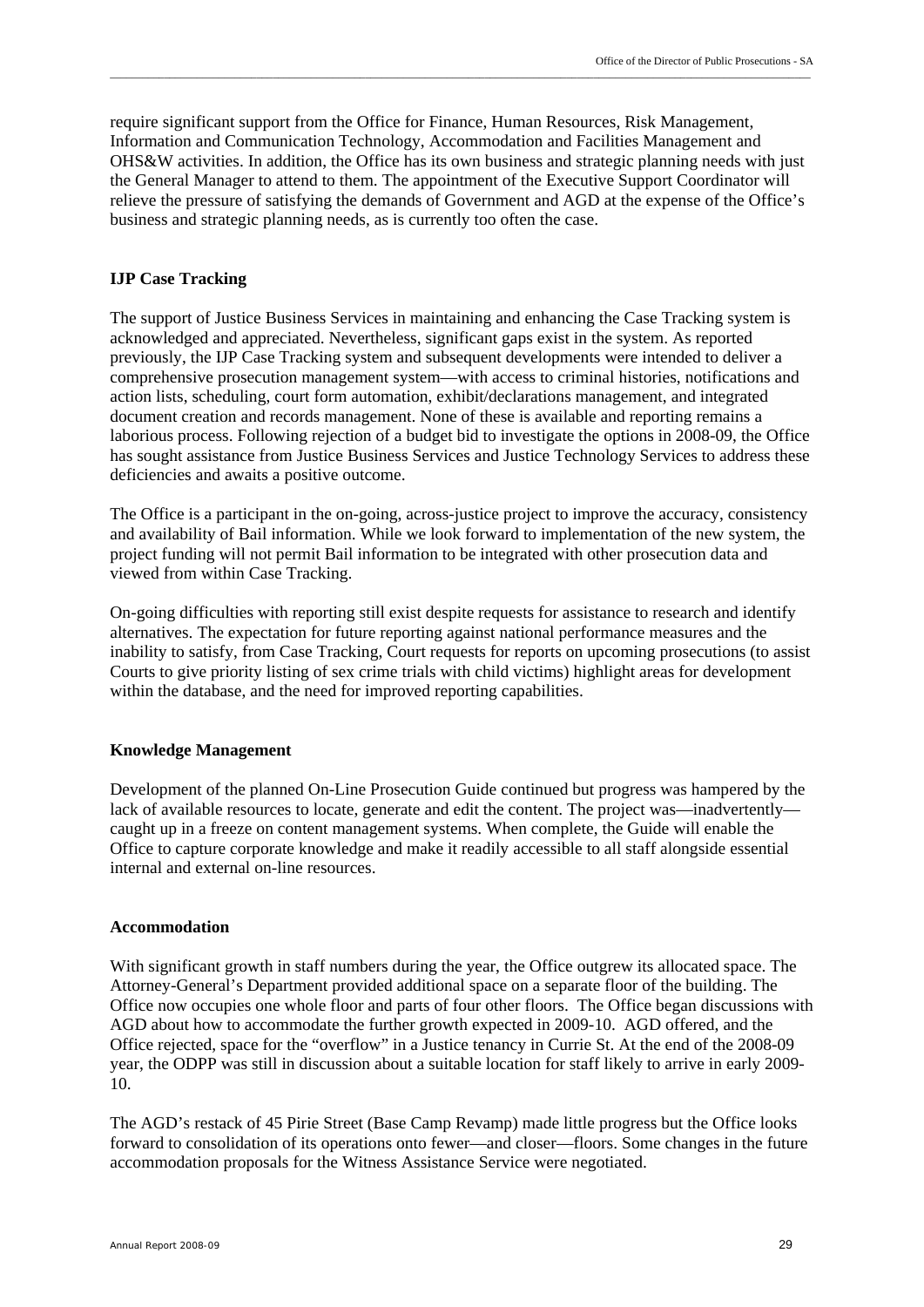require significant support from the Office for Finance, Human Resources, Risk Management, Information and Communication Technology, Accommodation and Facilities Management and OHS&W activities. In addition, the Office has its own business and strategic planning needs with just the General Manager to attend to them. The appointment of the Executive Support Coordinator will relieve the pressure of satisfying the demands of Government and AGD at the expense of the Office's business and strategic planning needs, as is currently too often the case.

**IJP Case Tracking**

The support of Justice Business Services in maintaining and enhancing the Case Tracking system is acknowledged and appreciated. Nevertheless, significant gaps exist in the system. As reported previously, the IJP Case Tracking system and subsequent developments were intended to deliver a comprehensive prosecution management system—with access to criminal histories, notifications and action lists, scheduling, court form automation, exhibit/declarations management, and integrated document creation and records management. None of these is available and reporting remains a laborious process. Following rejection of a budget bid to investigate the options in 2008-09, the Office has sought assistance from Justice Business Services and Justice Technology Services to address these deficiencies and awaits a positive outcome.

The Office is a participant in the on-going, across-justice project to improve the accuracy, consistency and availability of Bail information. While we look forward to implementation of the new system, the project funding will not permit Bail information to be integrated with other prosecution data and viewed from within Case Tracking.

On-going difficulties with reporting still exist despite requests for assistance to research and identify alternatives. The expectation for future reporting against national performance measures and the inability to satisfy, from Case Tracking, Court requests for reports on upcoming prosecutions (to assist Courts to give priority listing of sex crime trials with child victims) highlight areas for development within the database, and the need for improved reporting capabilities.

**Knowledge Management**

Development of the planned On-Line Prosecution Guide continued but progress was hampered by the lack of available resources to locate, generate and edit the content. The project was—inadvertently—caught up in a freeze on content management systems. When complete, the Guide will enable the Office to capture corporate knowledge and make it readily accessible to all staff alongside essential internal and external on-line resources.

**Accommodation**

With significant growth in staff numbers during the year, the Office outgrew its allocated space. The Attorney-General's Department provided additional space on a separate floor of the building. The Office now occupies one whole floor and parts of four other floors. The Office began discussions with AGD about how to accommodate the further growth expected in 2009-10. AGD offered, and the Office rejected, space for the "overflow" in a Justice tenancy in Currie St. At the end of the 2008-09 year, the ODPP was still in discussion about a suitable location for staff likely to arrive in early 2009-10.

The AGD's restack of 45 Pirie Street (Base Camp Revamp) made little progress but the Office looks forward to consolidation of its operations onto fewer—and closer—floors. Some changes in the future accommodation proposals for the Witness Assistance Service were negotiated.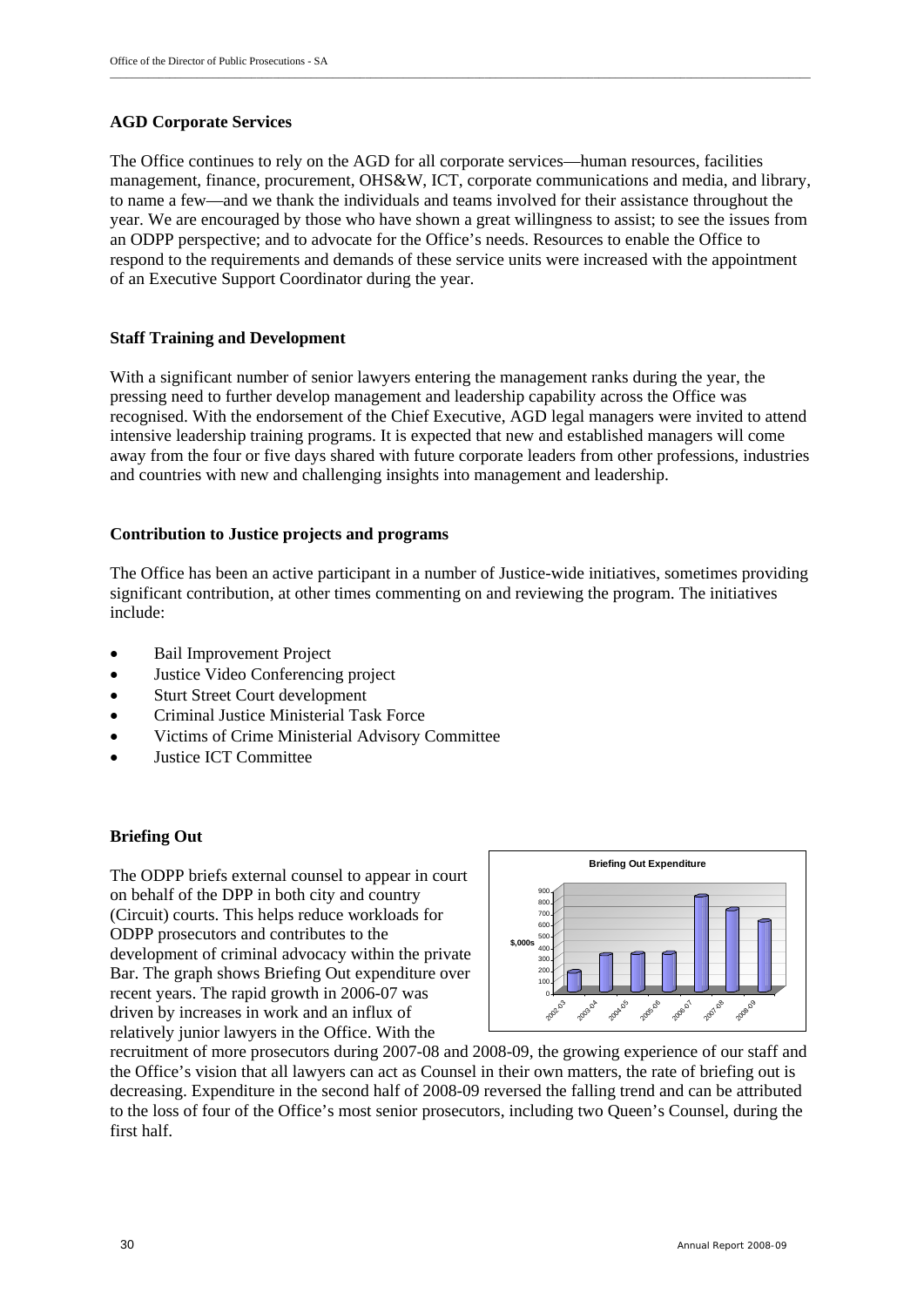**AGD Corporate Services**

The Office continues to rely on the AGD for all corporate services—human resources, facilities management, finance, procurement, OHS&W, ICT, corporate communications and media, and library, to name a few—and we thank the individuals and teams involved for their assistance throughout the year. We are encouraged by those who have shown a great willingness to assist; to see the issues from an ODPP perspective; and to advocate for the Office's needs. Resources to enable the Office to respond to the requirements and demands of these service units were increased with the appointment of an Executive Support Coordinator during the year.

**Staff Training and Development**

With a significant number of senior lawyers entering the management ranks during the year, the pressing need to further develop management and leadership capability across the Office was recognised. With the endorsement of the Chief Executive, AGD legal managers were invited to attend intensive leadership training programs. It is expected that new and established managers will come away from the four or five days shared with future corporate leaders from other professions, industries and countries with new and challenging insights into management and leadership.

**Contribution to Justice projects and programs**

The Office has been an active participant in a number of Justice-wide initiatives, sometimes providing significant contribution, at other times commenting on and reviewing the program. The initiatives include:

- Bail Improvement Project
- Justice Video Conferencing project
- Sturt Street Court development
- Criminal Justice Ministerial Task Force
- Victims of Crime Ministerial Advisory Committee
- Justice ICT Committee

**Briefing Out**

The ODPP briefs external counsel to appear in court on behalf of the DPP in both city and country (Circuit) courts. This helps reduce workloads for ODPP prosecutors and contributes to the development of criminal advocacy within the private Bar. The graph shows Briefing Out expenditure over recent years. The rapid growth in 2006-07 was driven by increases in work and an influx of relatively junior lawyers in the Office. With the recruitment of more prosecutors during 2007-08 and 2008-09, the growing experience of our staff and the Office's vision that all lawyers can act as Counsel in their own matters, the rate of briefing out is decreasing. Expenditure in the second half of 2008-09 reversed the falling trend and can be attributed to the loss of four of the Office's most senior prosecutors, including two Queen's Counsel, during the first half.

Briefing Out Expenditure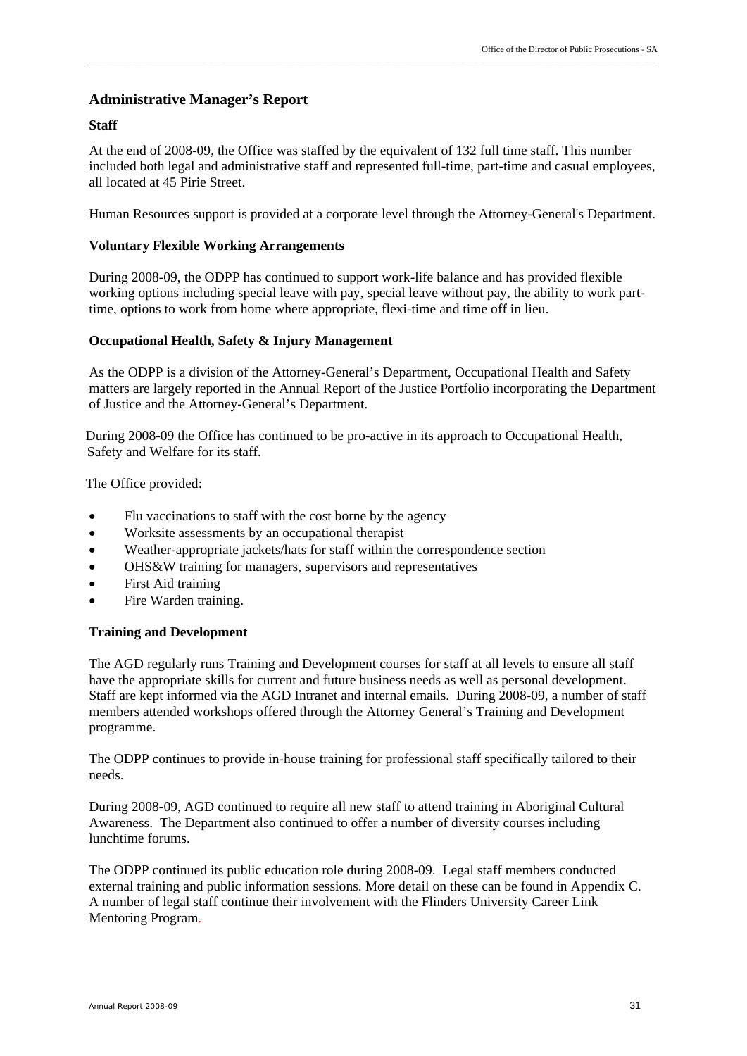## Administrative Manager's Report

### Staff

At the end of 2008-09, the Office was staffed by the equivalent of 132 full time staff. This number included both legal and administrative staff and represented full-time, part-time and casual employees, all located at 45 Pirie Street.

Human Resources support is provided at a corporate level through the Attorney-General's Department.

### Voluntary Flexible Working Arrangements

During 2008-09, the ODPP has continued to support work-life balance and has provided flexible working options including special leave with pay, special leave without pay, the ability to work part-time, options to work from home where appropriate, flexi-time and time off in lieu.

### Occupational Health, Safety & Injury Management

As the ODPP is a division of the Attorney-General's Department, Occupational Health and Safety matters are largely reported in the Annual Report of the Justice Portfolio incorporating the Department of Justice and the Attorney-General's Department.

During 2008-09 the Office has continued to be pro-active in its approach to Occupational Health, Safety and Welfare for its staff.

The Office provided:

- Flu vaccinations to staff with the cost borne by the agency
- Worksite assessments by an occupational therapist
- Weather-appropriate jackets/hats for staff within the correspondence section
- OHS&W training for managers, supervisors and representatives
- First Aid training
- Fire Warden training.

### Training and Development

The AGD regularly runs Training and Development courses for staff at all levels to ensure all staff have the appropriate skills for current and future business needs as well as personal development. Staff are kept informed via the AGD Intranet and internal emails. During 2008-09, a number of staff members attended workshops offered through the Attorney General's Training and Development programme.

The ODPP continues to provide in-house training for professional staff specifically tailored to their needs.

During 2008-09, AGD continued to require all new staff to attend training in Aboriginal Cultural Awareness. The Department also continued to offer a number of diversity courses including lunchtime forums.

The ODPP continued its public education role during 2008-09. Legal staff members conducted external training and public information sessions. More detail on these can be found in Appendix C. A number of legal staff continue their involvement with the Flinders University Career Link Mentoring Program.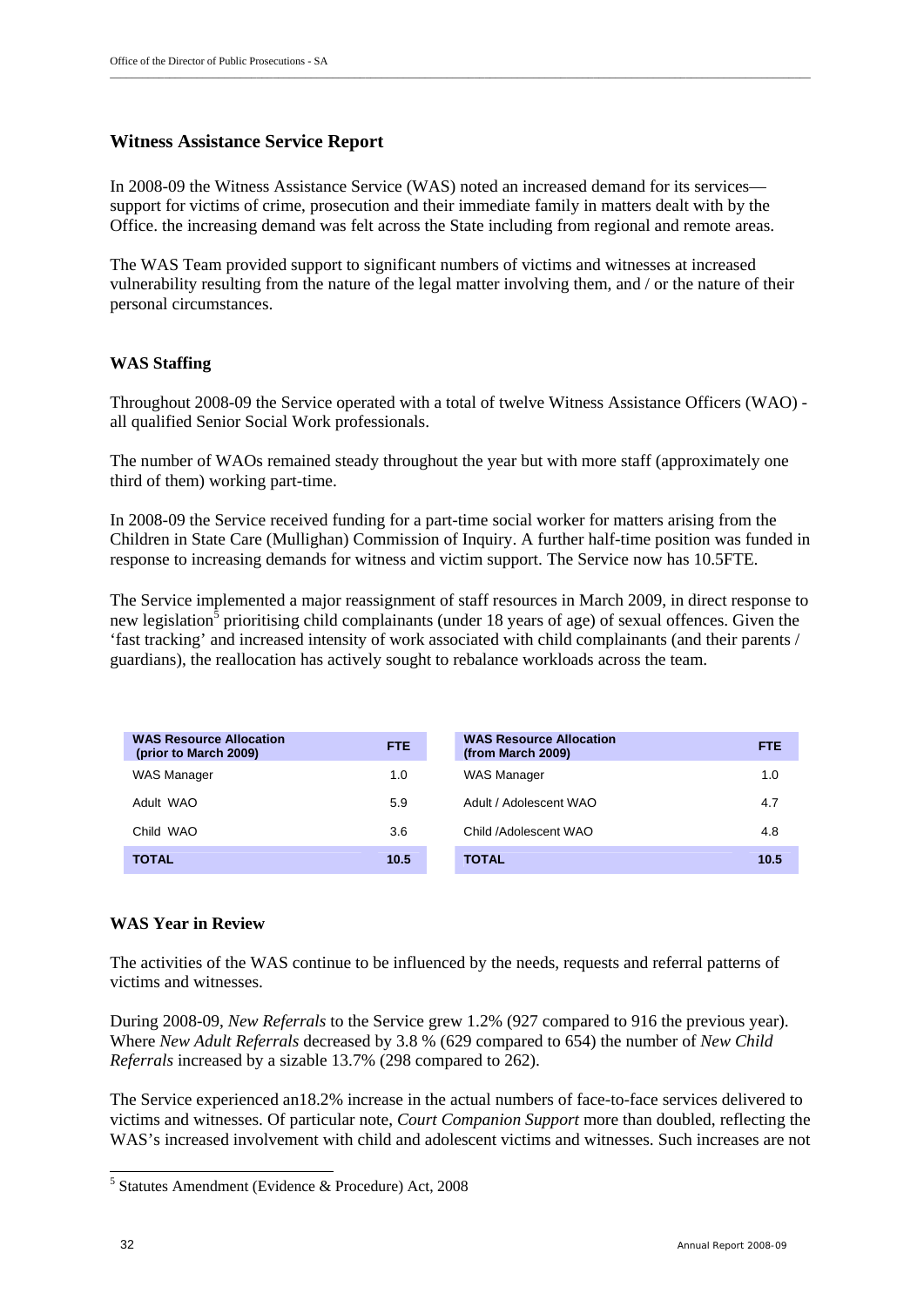## Witness Assistance Service Report

In 2008-09 the Witness Assistance Service (WAS) noted an increased demand for its services—support for victims of crime, prosecution and their immediate family in matters dealt with by the Office. the increasing demand was felt across the State including from regional and remote areas.

The WAS Team provided support to significant numbers of victims and witnesses at increased vulnerability resulting from the nature of the legal matter involving them, and / or the nature of their personal circumstances.

### WAS Staffing

Throughout 2008-09 the Service operated with a total of twelve Witness Assistance Officers (WAO) - all qualified Senior Social Work professionals.

The number of WAOs remained steady throughout the year but with more staff (approximately one third of them) working part-time.

In 2008-09 the Service received funding for a part-time social worker for matters arising from the Children in State Care (Mullighan) Commission of Inquiry. A further half-time position was funded in response to increasing demands for witness and victim support. The Service now has 10.5FTE.

The Service implemented a major reassignment of staff resources in March 2009, in direct response to new legislation[5] prioritising child complainants (under 18 years of age) of sexual offences. Given the 'fast tracking' and increased intensity of work associated with child complainants (and their parents / guardians), the reallocation has actively sought to rebalance workloads across the team.

| WAS Resource Allocation (prior to March 2009) | FTE |
|---|---|
| WAS Manager | 1.0 |
| Adult WAO | 5.9 |
| Child WAO | 3.6 |
| **TOTAL** | **10.5** |

| WAS Resource Allocation (from March 2009) | FTE |
|---|---|
| WAS Manager | 1.0 |
| Adult / Adolescent WAO | 4.7 |
| Child /Adolescent WAO | 4.8 |
| **TOTAL** | **10.5** |

### WAS Year in Review

The activities of the WAS continue to be influenced by the needs, requests and referral patterns of victims and witnesses.

During 2008-09, *New Referrals* to the Service grew 1.2% (927 compared to 916 the previous year). Where *New Adult Referrals* decreased by 3.8 % (629 compared to 654) the number of *New Child Referrals* increased by a sizable 13.7% (298 compared to 262).

The Service experienced an18.2% increase in the actual numbers of face-to-face services delivered to victims and witnesses. Of particular note, *Court Companion Support* more than doubled, reflecting the WAS's increased involvement with child and adolescent victims and witnesses. Such increases are not

[5] Statutes Amendment (Evidence & Procedure) Act, 2008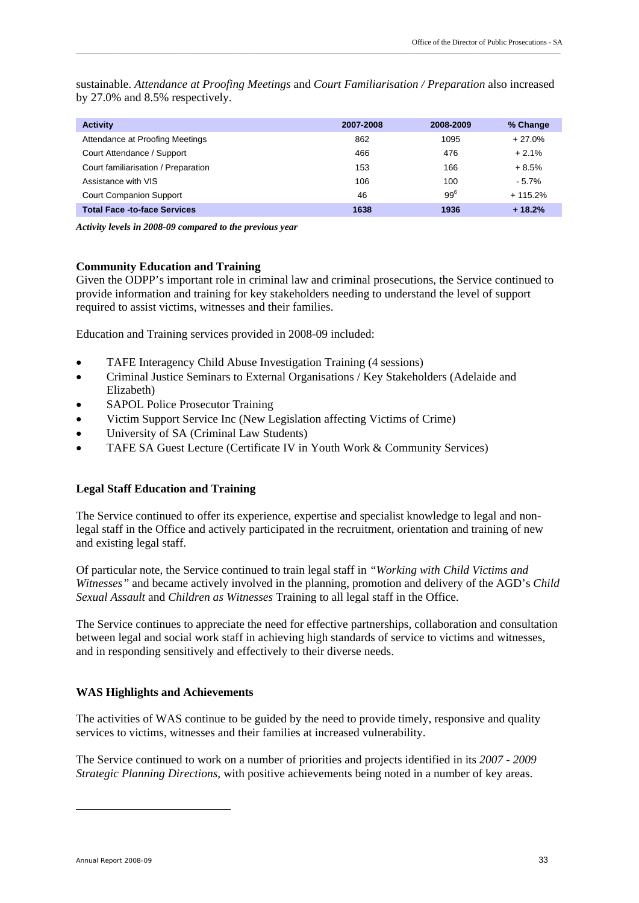sustainable. *Attendance at Proofing Meetings* and *Court Familiarisation / Preparation* also increased by 27.0% and 8.5% respectively.

| Activity | 2007-2008 | 2008-2009 | % Change |
|---|---|---|---|
| Attendance at Proofing Meetings | 862 | 1095 | + 27.0% |
| Court Attendance / Support | 466 | 476 | + 2.1% |
| Court familiarisation / Preparation | 153 | 166 | + 8.5% |
| Assistance with VIS | 106 | 100 | - 5.7% |
| Court Companion Support | 46 | 99[6] | + 115.2% |
| **Total Face -to-face Services** | **1638** | **1936** | **+ 18.2%** |

***Activity levels in 2008-09 compared to the previous year***

**Community Education and Training**

Given the ODPP's important role in criminal law and criminal prosecutions, the Service continued to provide information and training for key stakeholders needing to understand the level of support required to assist victims, witnesses and their families.

Education and Training services provided in 2008-09 included:

- TAFE Interagency Child Abuse Investigation Training (4 sessions)
- Criminal Justice Seminars to External Organisations / Key Stakeholders (Adelaide and Elizabeth)
- SAPOL Police Prosecutor Training
- Victim Support Service Inc (New Legislation affecting Victims of Crime)
- University of SA (Criminal Law Students)
- TAFE SA Guest Lecture (Certificate IV in Youth Work & Community Services)

**Legal Staff Education and Training**

The Service continued to offer its experience, expertise and specialist knowledge to legal and non-legal staff in the Office and actively participated in the recruitment, orientation and training of new and existing legal staff.

Of particular note, the Service continued to train legal staff in *"Working with Child Victims and Witnesses"* and became actively involved in the planning, promotion and delivery of the AGD's *Child Sexual Assault* and *Children as Witnesses* Training to all legal staff in the Office.

The Service continues to appreciate the need for effective partnerships, collaboration and consultation between legal and social work staff in achieving high standards of service to victims and witnesses, and in responding sensitively and effectively to their diverse needs.

**WAS Highlights and Achievements**

The activities of WAS continue to be guided by the need to provide timely, responsive and quality services to victims, witnesses and their families at increased vulnerability.

The Service continued to work on a number of priorities and projects identified in its *2007 - 2009 Strategic Planning Directions*, with positive achievements being noted in a number of key areas.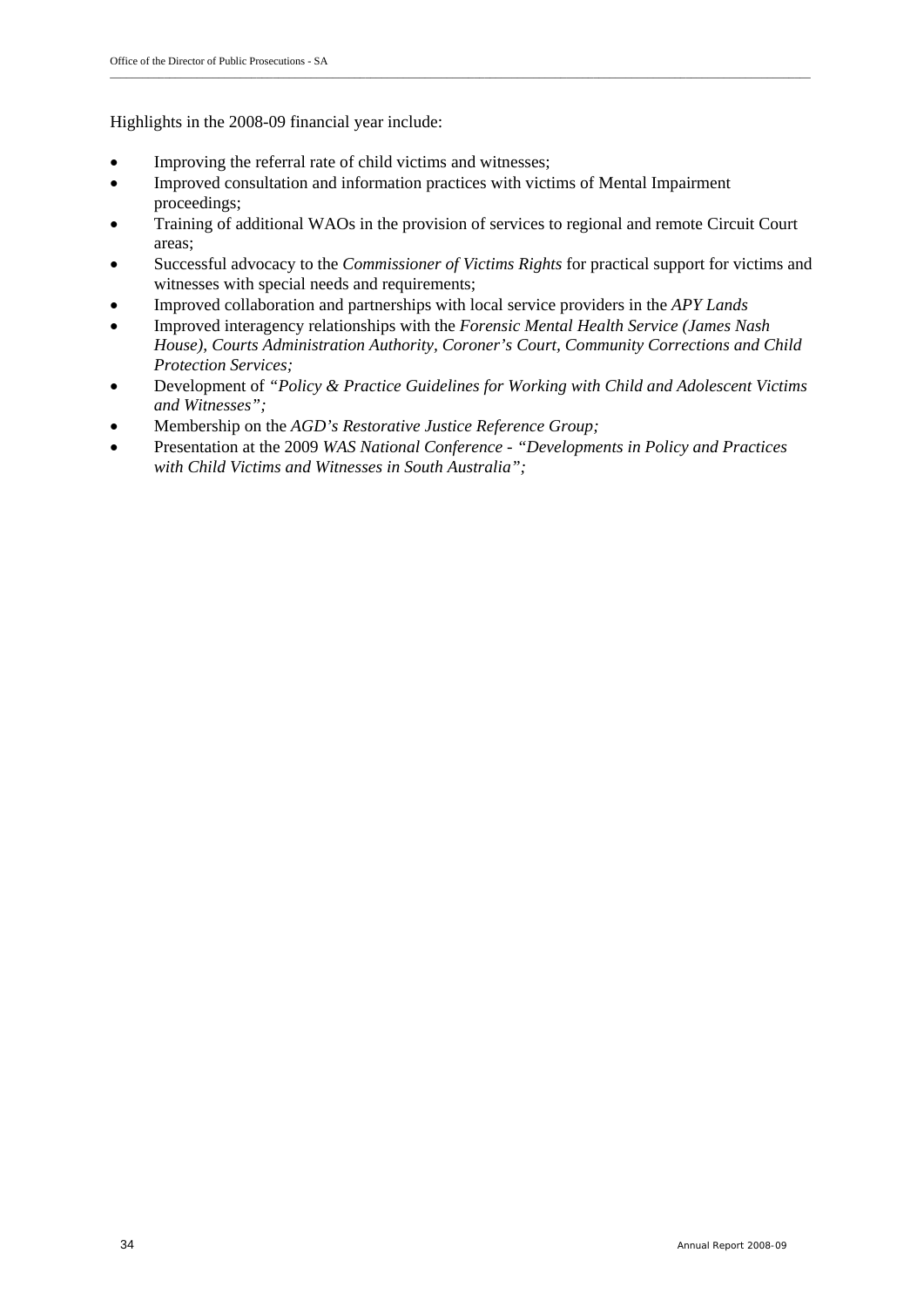Highlights in the 2008-09 financial year include:

- Improving the referral rate of child victims and witnesses;
- Improved consultation and information practices with victims of Mental Impairment proceedings;
- Training of additional WAOs in the provision of services to regional and remote Circuit Court areas;
- Successful advocacy to the *Commissioner of Victims Rights* for practical support for victims and witnesses with special needs and requirements;
- Improved collaboration and partnerships with local service providers in the *APY Lands*
- Improved interagency relationships with the *Forensic Mental Health Service (James Nash House), Courts Administration Authority, Coroner's Court, Community Corrections and Child Protection Services;*
- Development of *"Policy & Practice Guidelines for Working with Child and Adolescent Victims and Witnesses";*
- Membership on the *AGD's Restorative Justice Reference Group;*
- Presentation at the 2009 *WAS National Conference - "Developments in Policy and Practices with Child Victims and Witnesses in South Australia";*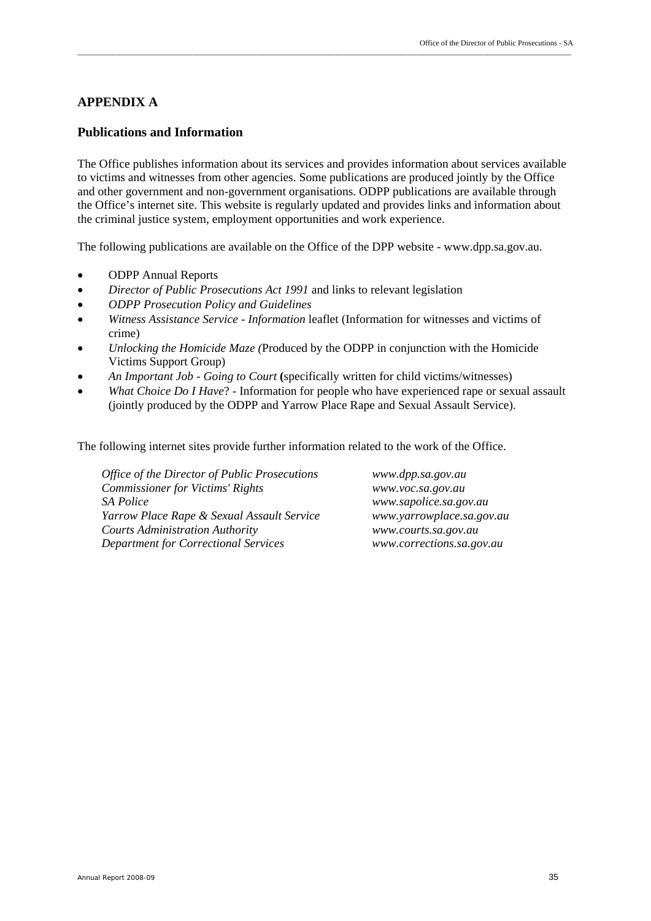## APPENDIX A

### Publications and Information

The Office publishes information about its services and provides information about services available to victims and witnesses from other agencies. Some publications are produced jointly by the Office and other government and non-government organisations. ODPP publications are available through the Office's internet site. This website is regularly updated and provides links and information about the criminal justice system, employment opportunities and work experience.

The following publications are available on the Office of the DPP website - www.dpp.sa.gov.au.

- ODPP Annual Reports
- *Director of Public Prosecutions Act 1991* and links to relevant legislation
- *ODPP Prosecution Policy and Guidelines*
- *Witness Assistance Service - Information* leaflet (Information for witnesses and victims of crime)
- *Unlocking the Homicide Maze (*Produced by the ODPP in conjunction with the Homicide Victims Support Group)
- *An Important Job - Going to Court* **(**specifically written for child victims/witnesses)
- *What Choice Do I Have*? - Information for people who have experienced rape or sexual assault (jointly produced by the ODPP and Yarrow Place Rape and Sexual Assault Service).

The following internet sites provide further information related to the work of the Office.

| | |
|---|---|
| *Office of the Director of Public Prosecutions* | *www.dpp.sa.gov.au* |
| *Commissioner for Victims' Rights* | *www.voc.sa.gov.au* |
| *SA Police* | *www.sapolice.sa.gov.au* |
| *Yarrow Place Rape & Sexual Assault Service* | *www.yarrowplace.sa.gov.au* |
| *Courts Administration Authority* | *www.courts.sa.gov.au* |
| *Department for Correctional Services* | *www.corrections.sa.gov.au* |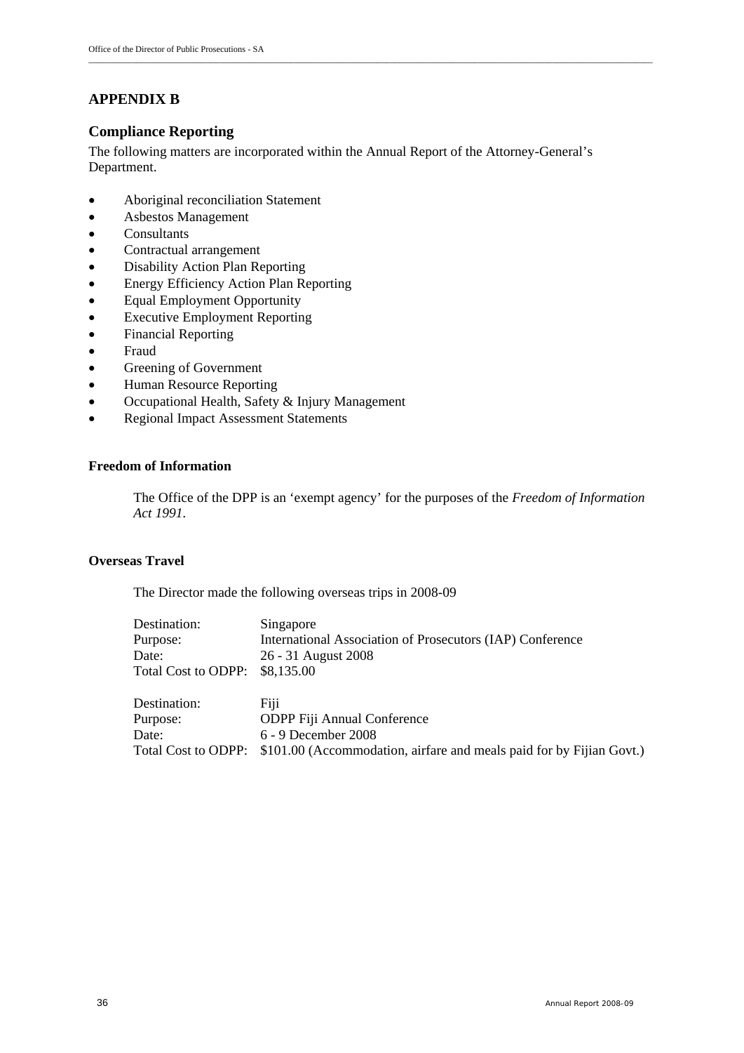## APPENDIX B

### Compliance Reporting

The following matters are incorporated within the Annual Report of the Attorney-General's Department.

- Aboriginal reconciliation Statement
- Asbestos Management
- Consultants
- Contractual arrangement
- Disability Action Plan Reporting
- Energy Efficiency Action Plan Reporting
- Equal Employment Opportunity
- Executive Employment Reporting
- Financial Reporting
- Fraud
- Greening of Government
- Human Resource Reporting
- Occupational Health, Safety & Injury Management
- Regional Impact Assessment Statements

**Freedom of Information**

The Office of the DPP is an 'exempt agency' for the purposes of the *Freedom of Information Act 1991*.

**Overseas Travel**

The Director made the following overseas trips in 2008-09

| | |
|---|---|
| Destination: | Singapore |
| Purpose: | International Association of Prosecutors (IAP) Conference |
| Date: | 26 - 31 August 2008 |
| Total Cost to ODPP: | $8,135.00 |

| | |
|---|---|
| Destination: | Fiji |
| Purpose: | ODPP Fiji Annual Conference |
| Date: | 6 - 9 December 2008 |
| Total Cost to ODPP: | $101.00 (Accommodation, airfare and meals paid for by Fijian Govt.) |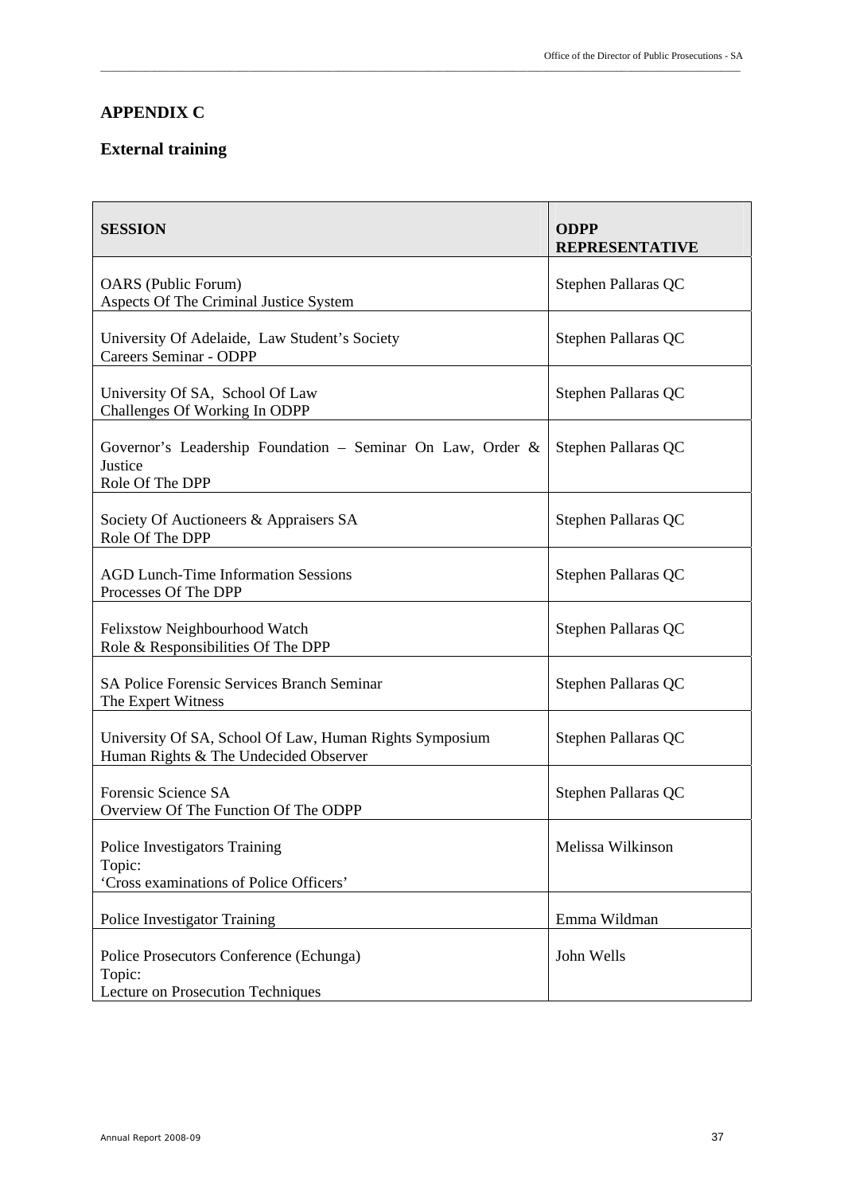## APPENDIX C

### External training

| SESSION | ODPP REPRESENTATIVE |
|---|---|
| OARS (Public Forum)<br>Aspects Of The Criminal Justice System | Stephen Pallaras QC |
| University Of Adelaide, Law Student's Society<br>Careers Seminar - ODPP | Stephen Pallaras QC |
| University Of SA, School Of Law<br>Challenges Of Working In ODPP | Stephen Pallaras QC |
| Governor's Leadership Foundation – Seminar On Law, Order & Justice<br>Role Of The DPP | Stephen Pallaras QC |
| Society Of Auctioneers & Appraisers SA<br>Role Of The DPP | Stephen Pallaras QC |
| AGD Lunch-Time Information Sessions<br>Processes Of The DPP | Stephen Pallaras QC |
| Felixstow Neighbourhood Watch<br>Role & Responsibilities Of The DPP | Stephen Pallaras QC |
| SA Police Forensic Services Branch Seminar<br>The Expert Witness | Stephen Pallaras QC |
| University Of SA, School Of Law, Human Rights Symposium<br>Human Rights & The Undecided Observer | Stephen Pallaras QC |
| Forensic Science SA<br>Overview Of The Function Of The ODPP | Stephen Pallaras QC |
| Police Investigators Training<br>Topic:<br>'Cross examinations of Police Officers' | Melissa Wilkinson |
| Police Investigator Training | Emma Wildman |
| Police Prosecutors Conference (Echunga)<br>Topic:<br>Lecture on Prosecution Techniques | John Wells |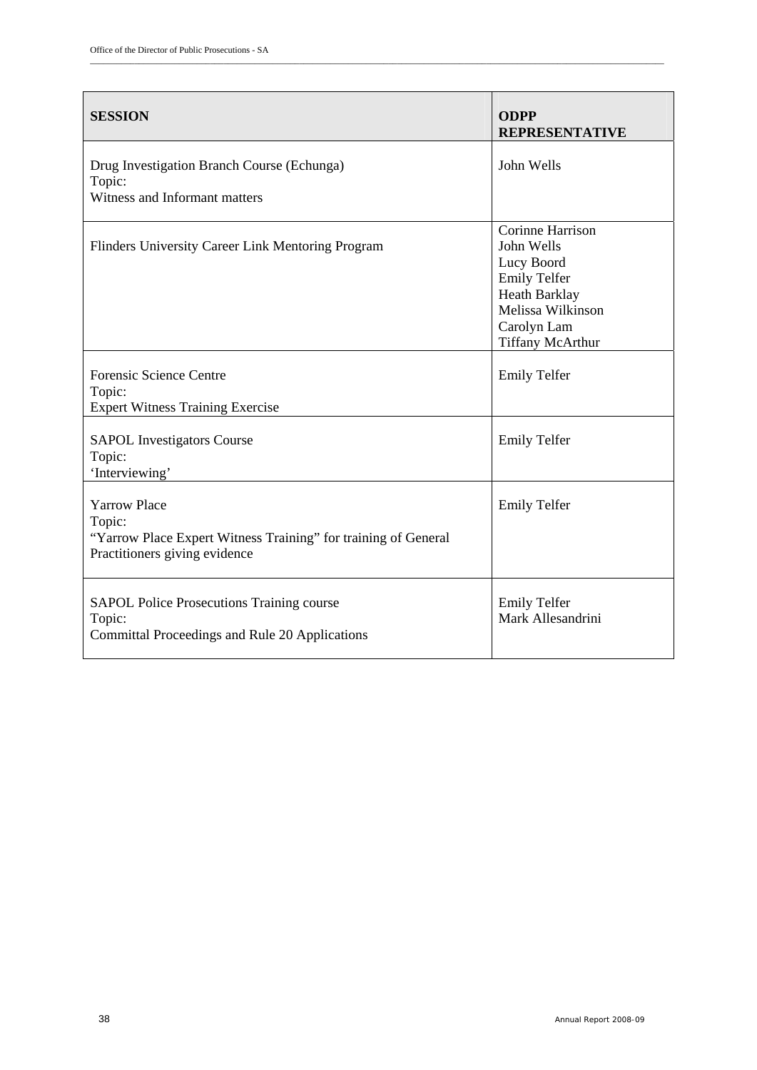| SESSION | ODPP REPRESENTATIVE |
| --- | --- |
| Drug Investigation Branch Course (Echunga)<br>Topic:<br>Witness and Informant matters | John Wells |
| Flinders University Career Link Mentoring Program | Corinne Harrison<br>John Wells<br>Lucy Boord<br>Emily Telfer<br>Heath Barklay<br>Melissa Wilkinson<br>Carolyn Lam<br>Tiffany McArthur |
| Forensic Science Centre<br>Topic:<br>Expert Witness Training Exercise | Emily Telfer |
| SAPOL Investigators Course<br>Topic:<br>'Interviewing' | Emily Telfer |
| Yarrow Place<br>Topic:<br>"Yarrow Place Expert Witness Training" for training of General Practitioners giving evidence | Emily Telfer |
| SAPOL Police Prosecutions Training course<br>Topic:<br>Committal Proceedings and Rule 20 Applications | Emily Telfer<br>Mark Allesandrini |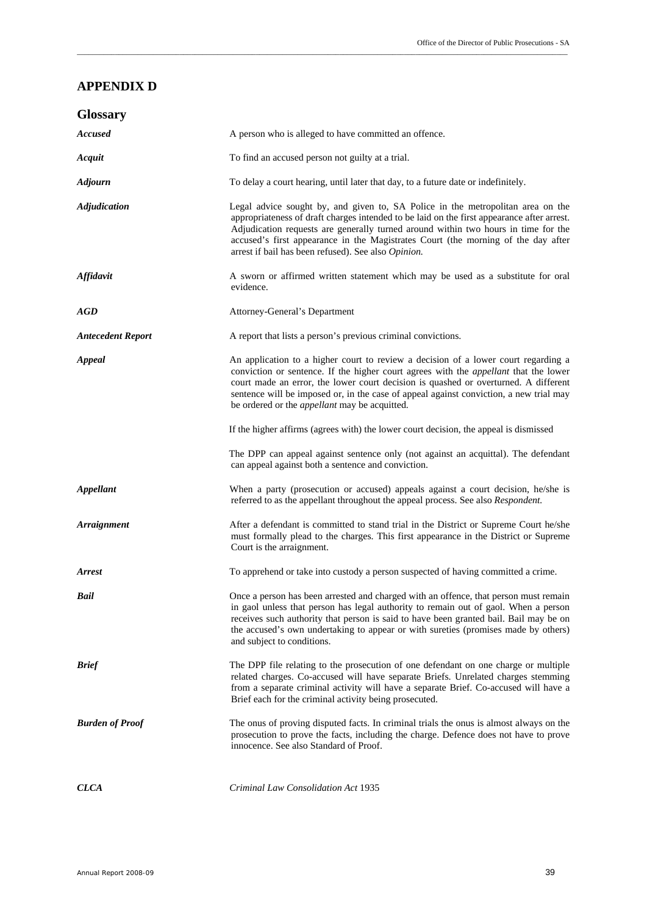# APPENDIX D

## Glossary

***Accused*** A person who is alleged to have committed an offence.

***Acquit*** To find an accused person not guilty at a trial.

***Adjourn*** To delay a court hearing, until later that day, to a future date or indefinitely.

***Adjudication*** Legal advice sought by, and given to, SA Police in the metropolitan area on the appropriateness of draft charges intended to be laid on the first appearance after arrest. Adjudication requests are generally turned around within two hours in time for the accused's first appearance in the Magistrates Court (the morning of the day after arrest if bail has been refused). See also *Opinion.*

***Affidavit*** A sworn or affirmed written statement which may be used as a substitute for oral evidence.

***AGD*** Attorney-General's Department

***Antecedent Report*** A report that lists a person's previous criminal convictions.

***Appeal*** An application to a higher court to review a decision of a lower court regarding a conviction or sentence. If the higher court agrees with the *appellant* that the lower court made an error, the lower court decision is quashed or overturned. A different sentence will be imposed or, in the case of appeal against conviction, a new trial may be ordered or the *appellant* may be acquitted.

If the higher affirms (agrees with) the lower court decision, the appeal is dismissed

The DPP can appeal against sentence only (not against an acquittal). The defendant can appeal against both a sentence and conviction.

***Appellant*** When a party (prosecution or accused) appeals against a court decision, he/she is referred to as the appellant throughout the appeal process. See also *Respondent.*

***Arraignment*** After a defendant is committed to stand trial in the District or Supreme Court he/she must formally plead to the charges. This first appearance in the District or Supreme Court is the arraignment.

***Arrest*** To apprehend or take into custody a person suspected of having committed a crime.

***Bail*** Once a person has been arrested and charged with an offence, that person must remain in gaol unless that person has legal authority to remain out of gaol. When a person receives such authority that person is said to have been granted bail. Bail may be on the accused's own undertaking to appear or with sureties (promises made by others) and subject to conditions.

***Brief*** The DPP file relating to the prosecution of one defendant on one charge or multiple related charges. Co-accused will have separate Briefs. Unrelated charges stemming from a separate criminal activity will have a separate Brief. Co-accused will have a Brief each for the criminal activity being prosecuted.

***Burden of Proof*** The onus of proving disputed facts. In criminal trials the onus is almost always on the prosecution to prove the facts, including the charge. Defence does not have to prove innocence. See also Standard of Proof.

***CLCA*** *Criminal Law Consolidation Act* 1935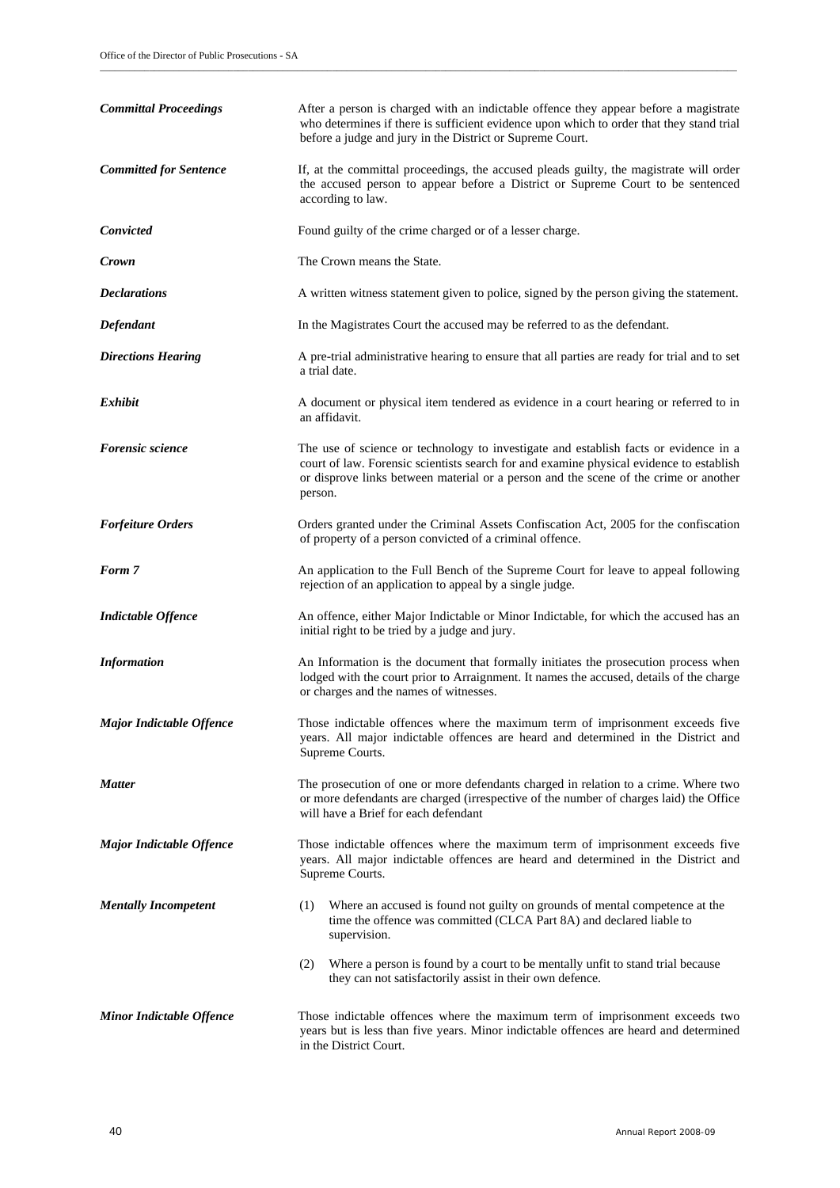***Committal Proceedings*** After a person is charged with an indictable offence they appear before a magistrate who determines if there is sufficient evidence upon which to order that they stand trial before a judge and jury in the District or Supreme Court.

***Committed for Sentence*** If, at the committal proceedings, the accused pleads guilty, the magistrate will order the accused person to appear before a District or Supreme Court to be sentenced according to law.

***Convicted*** Found guilty of the crime charged or of a lesser charge.

***Crown*** The Crown means the State.

***Declarations*** A written witness statement given to police, signed by the person giving the statement.

***Defendant*** In the Magistrates Court the accused may be referred to as the defendant.

***Directions Hearing*** A pre-trial administrative hearing to ensure that all parties are ready for trial and to set a trial date.

***Exhibit*** A document or physical item tendered as evidence in a court hearing or referred to in an affidavit.

***Forensic science*** The use of science or technology to investigate and establish facts or evidence in a court of law. Forensic scientists search for and examine physical evidence to establish or disprove links between material or a person and the scene of the crime or another person.

***Forfeiture Orders*** Orders granted under the Criminal Assets Confiscation Act, 2005 for the confiscation of property of a person convicted of a criminal offence.

***Form 7*** An application to the Full Bench of the Supreme Court for leave to appeal following rejection of an application to appeal by a single judge.

***Indictable Offence*** An offence, either Major Indictable or Minor Indictable, for which the accused has an initial right to be tried by a judge and jury.

***Information*** An Information is the document that formally initiates the prosecution process when lodged with the court prior to Arraignment. It names the accused, details of the charge or charges and the names of witnesses.

***Major Indictable Offence*** Those indictable offences where the maximum term of imprisonment exceeds five years. All major indictable offences are heard and determined in the District and Supreme Courts.

***Matter*** The prosecution of one or more defendants charged in relation to a crime. Where two or more defendants are charged (irrespective of the number of charges laid) the Office will have a Brief for each defendant

***Major Indictable Offence*** Those indictable offences where the maximum term of imprisonment exceeds five years. All major indictable offences are heard and determined in the District and Supreme Courts.

***Mentally Incompetent***

(1) Where an accused is found not guilty on grounds of mental competence at the time the offence was committed (CLCA Part 8A) and declared liable to supervision.

(2) Where a person is found by a court to be mentally unfit to stand trial because they can not satisfactorily assist in their own defence.

***Minor Indictable Offence*** Those indictable offences where the maximum term of imprisonment exceeds two years but is less than five years. Minor indictable offences are heard and determined in the District Court.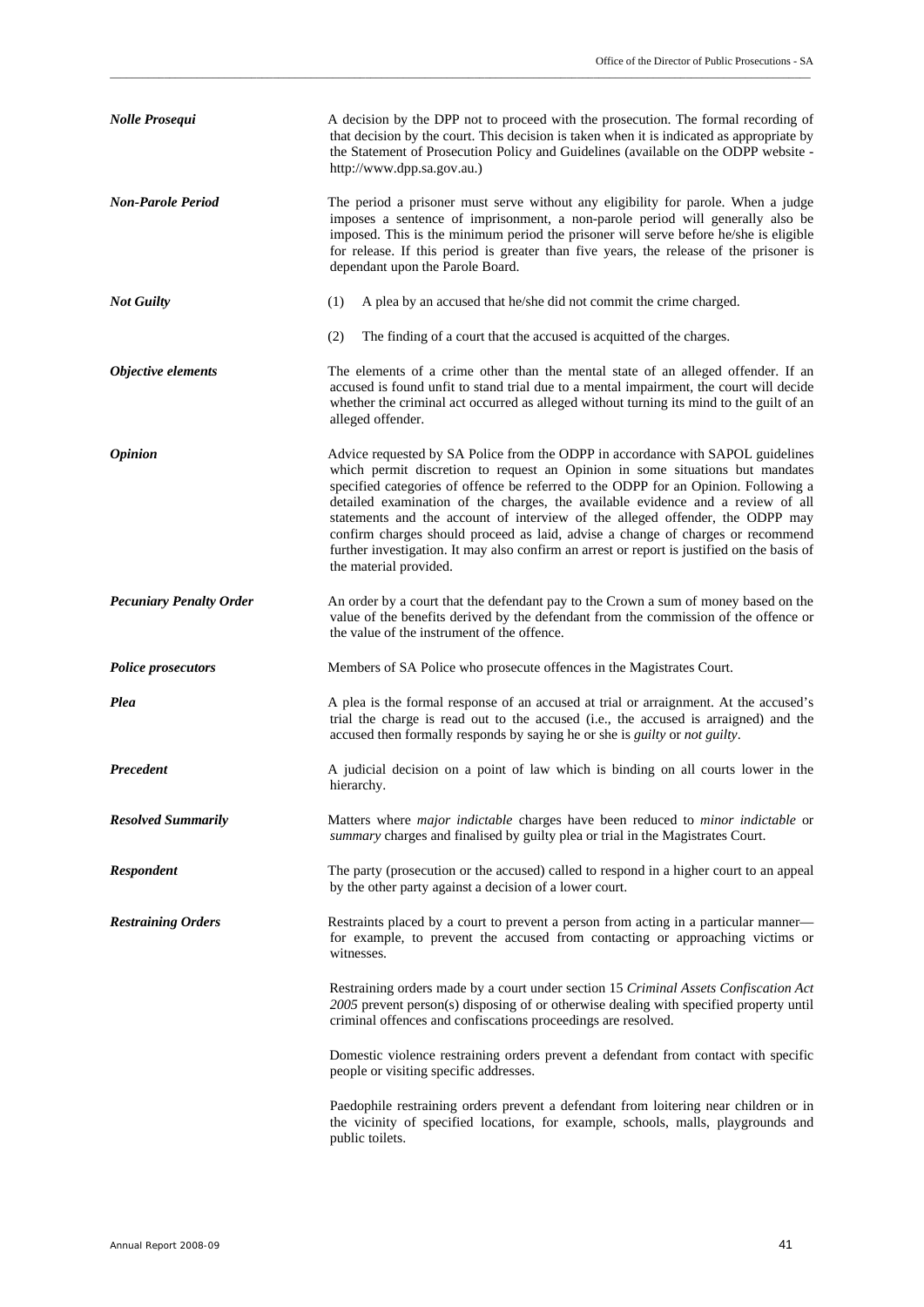***Nolle Prosequi*** A decision by the DPP not to proceed with the prosecution. The formal recording of that decision by the court. This decision is taken when it is indicated as appropriate by the Statement of Prosecution Policy and Guidelines (available on the ODPP website - http://www.dpp.sa.gov.au.)

***Non-Parole Period*** The period a prisoner must serve without any eligibility for parole. When a judge imposes a sentence of imprisonment, a non-parole period will generally also be imposed. This is the minimum period the prisoner will serve before he/she is eligible for release. If this period is greater than five years, the release of the prisoner is dependant upon the Parole Board.

***Not Guilty***

(1) A plea by an accused that he/she did not commit the crime charged.

(2) The finding of a court that the accused is acquitted of the charges.

***Objective elements*** The elements of a crime other than the mental state of an alleged offender. If an accused is found unfit to stand trial due to a mental impairment, the court will decide whether the criminal act occurred as alleged without turning its mind to the guilt of an alleged offender.

***Opinion*** Advice requested by SA Police from the ODPP in accordance with SAPOL guidelines which permit discretion to request an Opinion in some situations but mandates specified categories of offence be referred to the ODPP for an Opinion. Following a detailed examination of the charges, the available evidence and a review of all statements and the account of interview of the alleged offender, the ODPP may confirm charges should proceed as laid, advise a change of charges or recommend further investigation. It may also confirm an arrest or report is justified on the basis of the material provided.

***Pecuniary Penalty Order*** An order by a court that the defendant pay to the Crown a sum of money based on the value of the benefits derived by the defendant from the commission of the offence or the value of the instrument of the offence.

***Police prosecutors*** Members of SA Police who prosecute offences in the Magistrates Court.

***Plea*** A plea is the formal response of an accused at trial or arraignment. At the accused's trial the charge is read out to the accused (i.e., the accused is arraigned) and the accused then formally responds by saying he or she is *guilty* or *not guilty*.

***Precedent*** A judicial decision on a point of law which is binding on all courts lower in the hierarchy.

***Resolved Summarily*** Matters where *major indictable* charges have been reduced to *minor indictable* or *summary* charges and finalised by guilty plea or trial in the Magistrates Court.

***Respondent*** The party (prosecution or the accused) called to respond in a higher court to an appeal by the other party against a decision of a lower court.

***Restraining Orders*** Restraints placed by a court to prevent a person from acting in a particular manner—for example, to prevent the accused from contacting or approaching victims or witnesses.

Restraining orders made by a court under section 15 *Criminal Assets Confiscation Act 2005* prevent person(s) disposing of or otherwise dealing with specified property until criminal offences and confiscations proceedings are resolved.

Domestic violence restraining orders prevent a defendant from contact with specific people or visiting specific addresses.

Paedophile restraining orders prevent a defendant from loitering near children or in the vicinity of specified locations, for example, schools, malls, playgrounds and public toilets.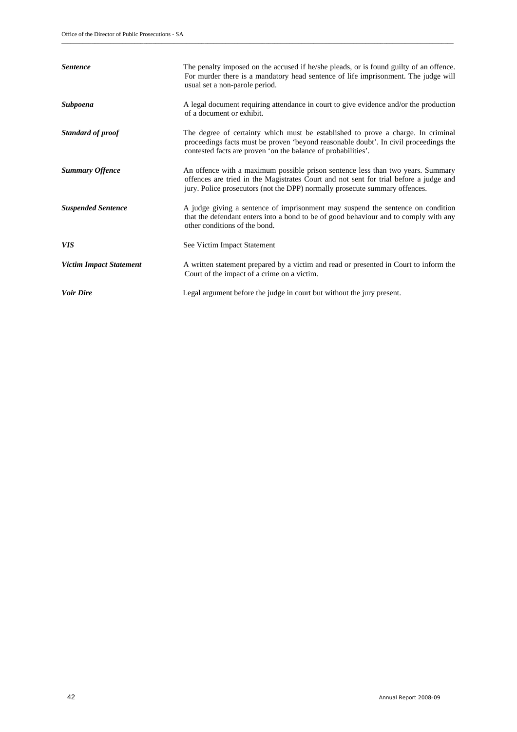| | |
|---|---|
| ***Sentence*** | The penalty imposed on the accused if he/she pleads, or is found guilty of an offence. For murder there is a mandatory head sentence of life imprisonment. The judge will usual set a non-parole period. |
| ***Subpoena*** | A legal document requiring attendance in court to give evidence and/or the production of a document or exhibit. |
| ***Standard of proof*** | The degree of certainty which must be established to prove a charge. In criminal proceedings facts must be proven 'beyond reasonable doubt'. In civil proceedings the contested facts are proven 'on the balance of probabilities'. |
| ***Summary Offence*** | An offence with a maximum possible prison sentence less than two years. Summary offences are tried in the Magistrates Court and not sent for trial before a judge and jury. Police prosecutors (not the DPP) normally prosecute summary offences. |
| ***Suspended Sentence*** | A judge giving a sentence of imprisonment may suspend the sentence on condition that the defendant enters into a bond to be of good behaviour and to comply with any other conditions of the bond. |
| ***VIS*** | See Victim Impact Statement |
| ***Victim Impact Statement*** | A written statement prepared by a victim and read or presented in Court to inform the Court of the impact of a crime on a victim. |
| ***Voir Dire*** | Legal argument before the judge in court but without the jury present. |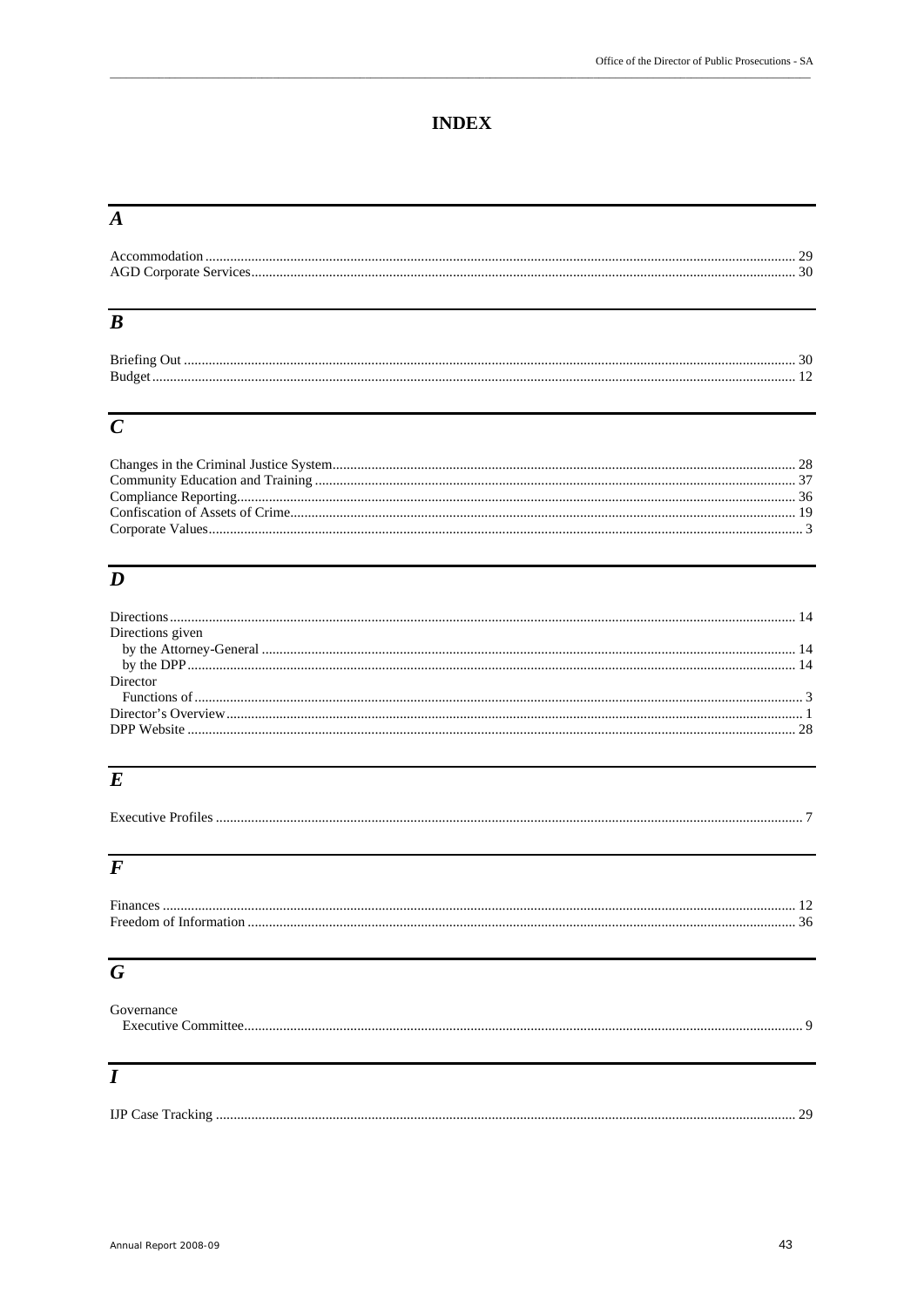# INDEX

## A

Accommodation ........ 29
AGD Corporate Services ........ 30

## B

Briefing Out ........ 30
Budget ........ 12

## C

Changes in the Criminal Justice System ........ 28
Community Education and Training ........ 37
Compliance Reporting ........ 36
Confiscation of Assets of Crime ........ 19
Corporate Values ........ 3

## D

Directions ........ 14
Directions given
  by the Attorney-General ........ 14
  by the DPP ........ 14
Director
  Functions of ........ 3
Director's Overview ........ 1
DPP Website ........ 28

## E

Executive Profiles ........ 7

## F

Finances ........ 12
Freedom of Information ........ 36

## G

Governance
  Executive Committee ........ 9

## I

IJP Case Tracking ........ 29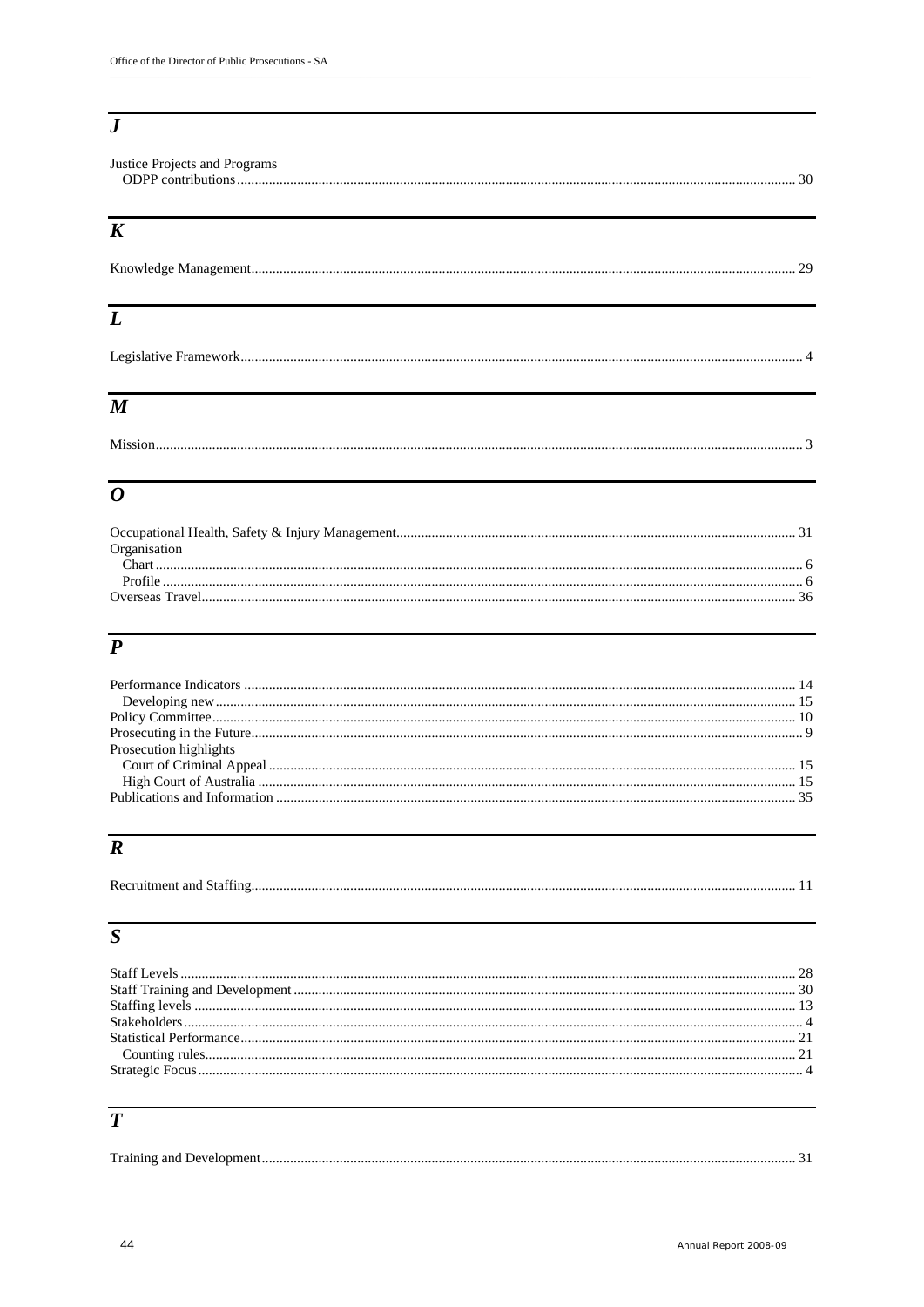## J

Justice Projects and Programs
  ODPP contributions ........ 30

## K

Knowledge Management ........ 29

## L

Legislative Framework ........ 4

## M

Mission ........ 3

## O

Occupational Health, Safety & Injury Management ........ 31
Organisation
  Chart ........ 6
  Profile ........ 6
Overseas Travel ........ 36

## P

Performance Indicators ........ 14
  Developing new ........ 15
Policy Committee ........ 10
Prosecuting in the Future ........ 9
Prosecution highlights
  Court of Criminal Appeal ........ 15
  High Court of Australia ........ 15
Publications and Information ........ 35

## R

Recruitment and Staffing ........ 11

## S

Staff Levels ........ 28
Staff Training and Development ........ 30
Staffing levels ........ 13
Stakeholders ........ 4
Statistical Performance ........ 21
  Counting rules ........ 21
Strategic Focus ........ 4

## T

Training and Development ........ 31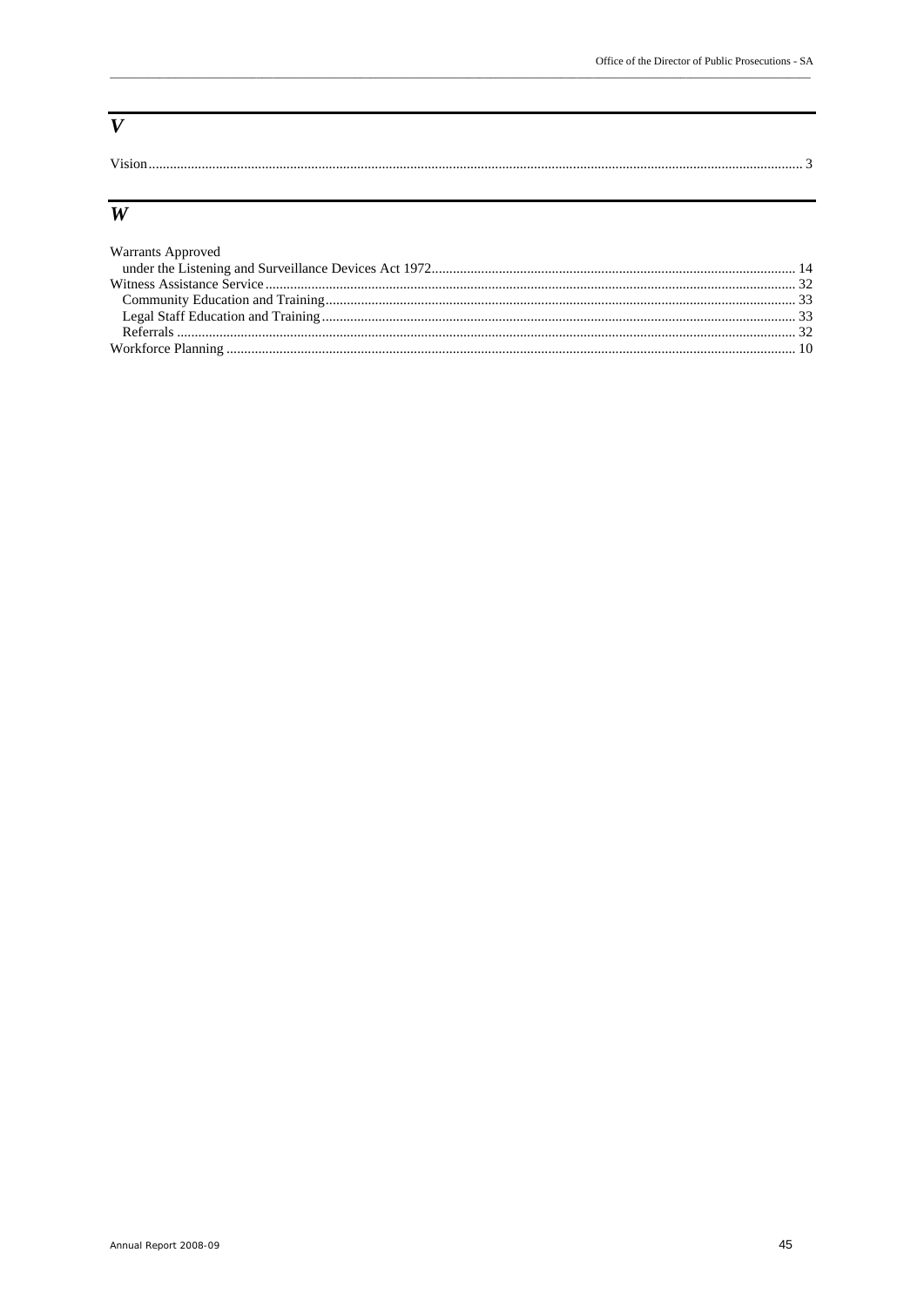## *V*

Vision .......... 3

## *W*

Warrants Approved
- under the Listening and Surveillance Devices Act 1972 .......... 14

Witness Assistance Service .......... 32
- Community Education and Training .......... 33
- Legal Staff Education and Training .......... 33
- Referrals .......... 32

Workforce Planning .......... 10